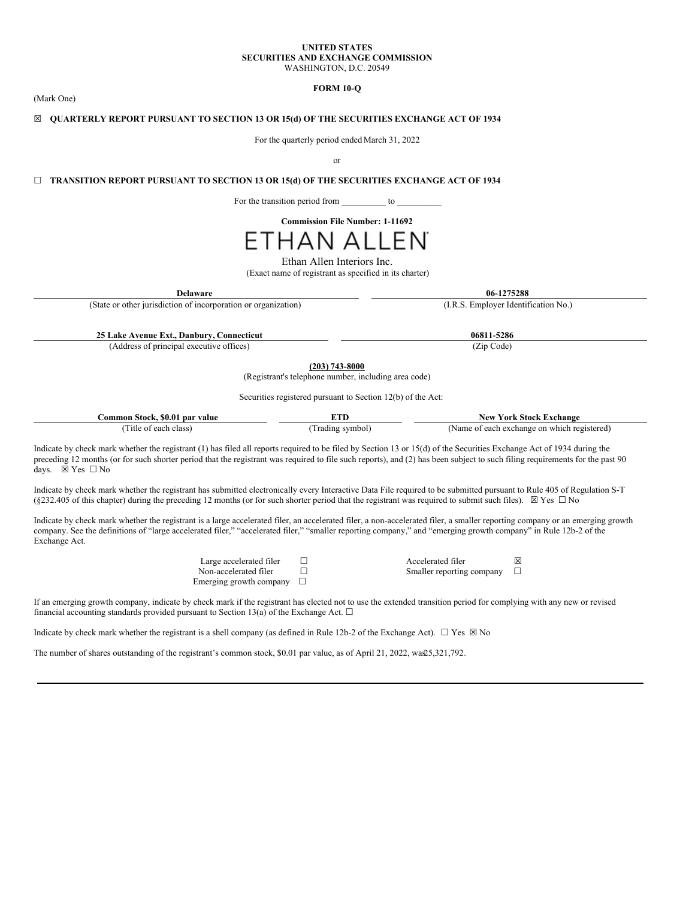**UNITED STATES**
**SECURITIES AND EXCHANGE COMMISSION**
WASHINGTON, D.C. 20549

**FORM 10-Q**

(Mark One)

☒ **QUARTERLY REPORT PURSUANT TO SECTION 13 OR 15(d) OF THE SECURITIES EXCHANGE ACT OF 1934**

For the quarterly period ended March 31, 2022

or

☐ **TRANSITION REPORT PURSUANT TO SECTION 13 OR 15(d) OF THE SECURITIES EXCHANGE ACT OF 1934**

For the transition period from __________ to __________

**Commission File Number: 1-11692**

ETHAN ALLEN

Ethan Allen Interiors Inc.
(Exact name of registrant as specified in its charter)

| **Delaware** | **06-1275288** |
|---|---|
| (State or other jurisdiction of incorporation or organization) | (I.R.S. Employer Identification No.) |

| **25 Lake Avenue Ext., Danbury, Connecticut** | **06811-5286** |
|---|---|
| (Address of principal executive offices) | (Zip Code) |

**(203) 743-8000**
(Registrant's telephone number, including area code)

Securities registered pursuant to Section 12(b) of the Act:

| **Common Stock, $0.01 par value** | **ETD** | **New York Stock Exchange** |
|---|---|---|
| (Title of each class) | (Trading symbol) | (Name of each exchange on which registered) |

Indicate by check mark whether the registrant (1) has filed all reports required to be filed by Section 13 or 15(d) of the Securities Exchange Act of 1934 during the preceding 12 months (or for such shorter period that the registrant was required to file such reports), and (2) has been subject to such filing requirements for the past 90 days. ☒ Yes ☐ No

Indicate by check mark whether the registrant has submitted electronically every Interactive Data File required to be submitted pursuant to Rule 405 of Regulation S-T (§232.405 of this chapter) during the preceding 12 months (or for such shorter period that the registrant was required to submit such files). ☒ Yes ☐ No

Indicate by check mark whether the registrant is a large accelerated filer, an accelerated filer, a non-accelerated filer, a smaller reporting company or an emerging growth company. See the definitions of "large accelerated filer," "accelerated filer," "smaller reporting company," and "emerging growth company" in Rule 12b-2 of the Exchange Act.

| | | | |
|---|---|---|---|
| Large accelerated filer | ☐ | Accelerated filer | ☒ |
| Non-accelerated filer | ☐ | Smaller reporting company | ☐ |
| Emerging growth company | ☐ | | |

If an emerging growth company, indicate by check mark if the registrant has elected not to use the extended transition period for complying with any new or revised financial accounting standards provided pursuant to Section 13(a) of the Exchange Act. ☐

Indicate by check mark whether the registrant is a shell company (as defined in Rule 12b-2 of the Exchange Act). ☐ Yes ☒ No

The number of shares outstanding of the registrant's common stock, $0.01 par value, as of April 21, 2022, was 25,321,792.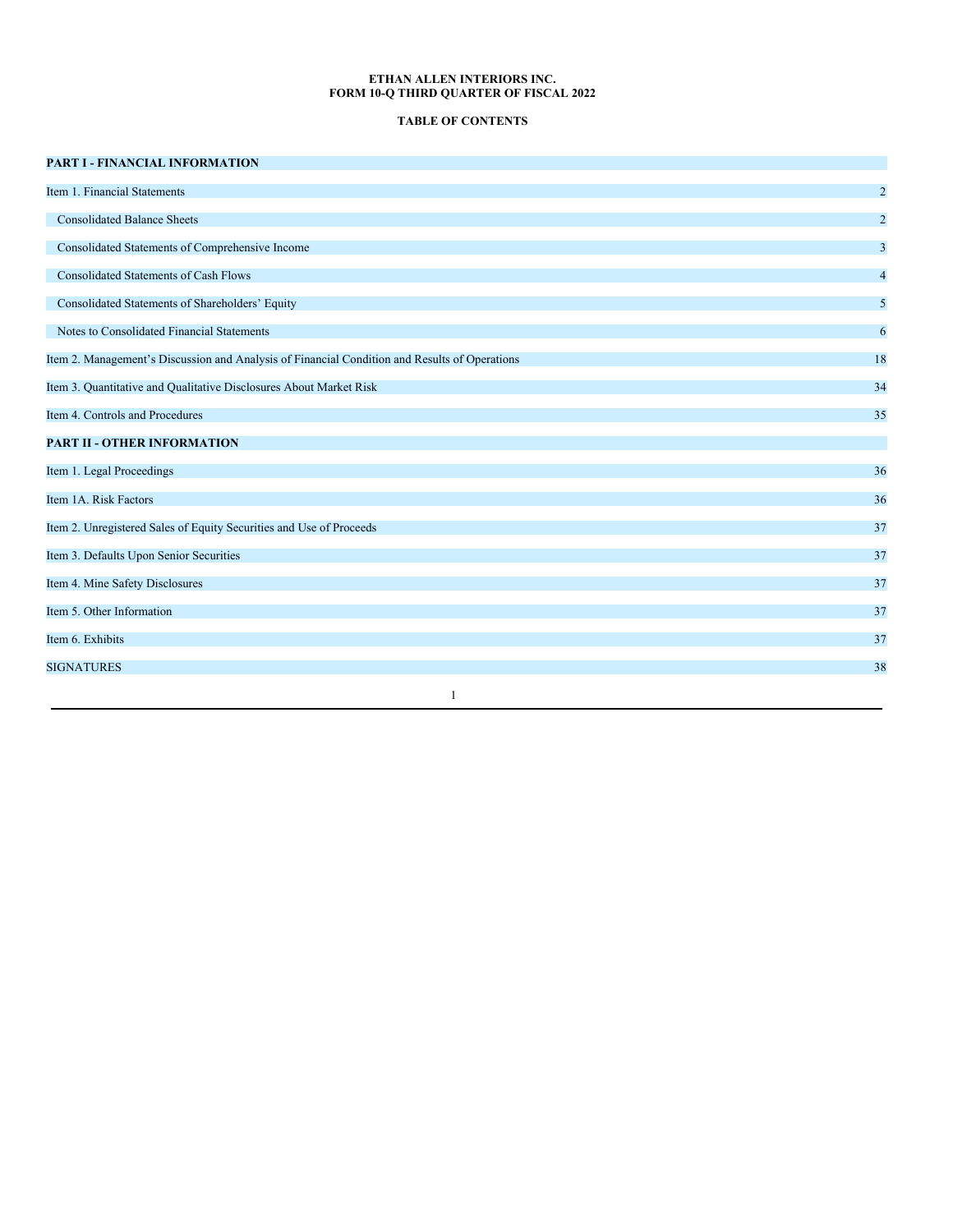**ETHAN ALLEN INTERIORS INC.**
**FORM 10-Q THIRD QUARTER OF FISCAL 2022**

**TABLE OF CONTENTS**

| | |
|---|---|
| **PART I - FINANCIAL INFORMATION** | |
| Item 1. Financial Statements | 2 |
| Consolidated Balance Sheets | 2 |
| Consolidated Statements of Comprehensive Income | 3 |
| Consolidated Statements of Cash Flows | 4 |
| Consolidated Statements of Shareholders' Equity | 5 |
| Notes to Consolidated Financial Statements | 6 |
| Item 2. Management's Discussion and Analysis of Financial Condition and Results of Operations | 18 |
| Item 3. Quantitative and Qualitative Disclosures About Market Risk | 34 |
| Item 4. Controls and Procedures | 35 |
| **PART II - OTHER INFORMATION** | |
| Item 1. Legal Proceedings | 36 |
| Item 1A. Risk Factors | 36 |
| Item 2. Unregistered Sales of Equity Securities and Use of Proceeds | 37 |
| Item 3. Defaults Upon Senior Securities | 37 |
| Item 4. Mine Safety Disclosures | 37 |
| Item 5. Other Information | 37 |
| Item 6. Exhibits | 37 |
| SIGNATURES | 38 |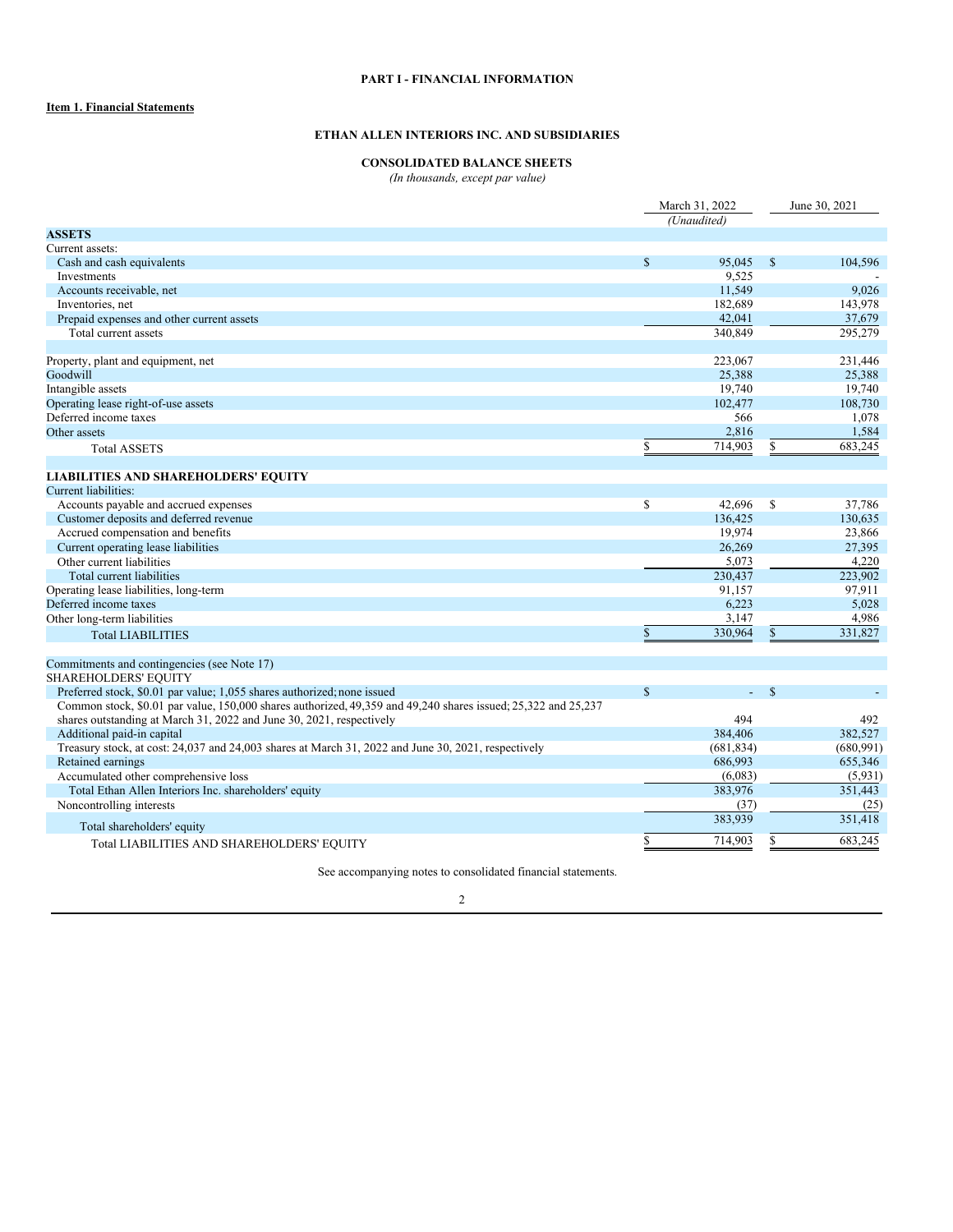**PART I - FINANCIAL INFORMATION**

**Item 1. Financial Statements**

**ETHAN ALLEN INTERIORS INC. AND SUBSIDIARIES**

**CONSOLIDATED BALANCE SHEETS**

*(In thousands, except par value)*

| | March 31, 2022 (Unaudited) | June 30, 2021 |
|---|---|---|
| **ASSETS** | | |
| Current assets: | | |
| Cash and cash equivalents | $ 95,045 | $ 104,596 |
| Investments | 9,525 | - |
| Accounts receivable, net | 11,549 | 9,026 |
| Inventories, net | 182,689 | 143,978 |
| Prepaid expenses and other current assets | 42,041 | 37,679 |
| Total current assets | 340,849 | 295,279 |
| | | |
| Property, plant and equipment, net | 223,067 | 231,446 |
| Goodwill | 25,388 | 25,388 |
| Intangible assets | 19,740 | 19,740 |
| Operating lease right-of-use assets | 102,477 | 108,730 |
| Deferred income taxes | 566 | 1,078 |
| Other assets | 2,816 | 1,584 |
| Total ASSETS | $ 714,903 | $ 683,245 |
| | | |
| **LIABILITIES AND SHAREHOLDERS' EQUITY** | | |
| Current liabilities: | | |
| Accounts payable and accrued expenses | $ 42,696 | $ 37,786 |
| Customer deposits and deferred revenue | 136,425 | 130,635 |
| Accrued compensation and benefits | 19,974 | 23,866 |
| Current operating lease liabilities | 26,269 | 27,395 |
| Other current liabilities | 5,073 | 4,220 |
| Total current liabilities | 230,437 | 223,902 |
| Operating lease liabilities, long-term | 91,157 | 97,911 |
| Deferred income taxes | 6,223 | 5,028 |
| Other long-term liabilities | 3,147 | 4,986 |
| Total LIABILITIES | $ 330,964 | $ 331,827 |
| | | |
| Commitments and contingencies (see Note 17) | | |
| SHAREHOLDERS' EQUITY | | |
| Preferred stock, $0.01 par value; 1,055 shares authorized; none issued | $ - | $ - |
| Common stock, $0.01 par value, 150,000 shares authorized, 49,359 and 49,240 shares issued; 25,322 and 25,237 shares outstanding at March 31, 2022 and June 30, 2021, respectively | 494 | 492 |
| Additional paid-in capital | 384,406 | 382,527 |
| Treasury stock, at cost: 24,037 and 24,003 shares at March 31, 2022 and June 30, 2021, respectively | (681,834) | (680,991) |
| Retained earnings | 686,993 | 655,346 |
| Accumulated other comprehensive loss | (6,083) | (5,931) |
| Total Ethan Allen Interiors Inc. shareholders' equity | 383,976 | 351,443 |
| Noncontrolling interests | (37) | (25) |
| Total shareholders' equity | 383,939 | 351,418 |
| Total LIABILITIES AND SHAREHOLDERS' EQUITY | $ 714,903 | $ 683,245 |

See accompanying notes to consolidated financial statements.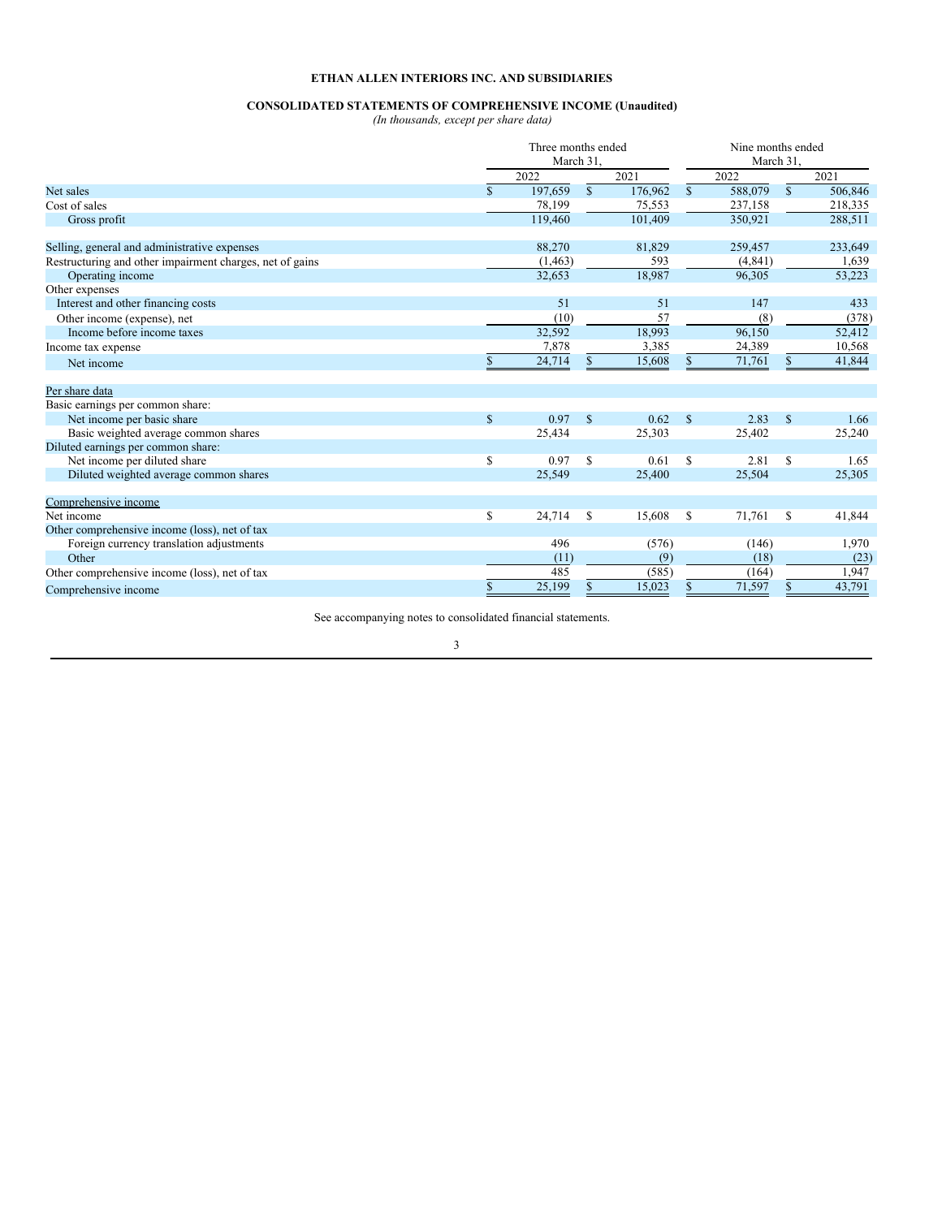**ETHAN ALLEN INTERIORS INC. AND SUBSIDIARIES**

**CONSOLIDATED STATEMENTS OF COMPREHENSIVE INCOME (Unaudited)**

*(In thousands, except per share data)*

| | Three months ended March 31, | | Nine months ended March 31, | |
|---|---|---|---|---|
| | 2022 | 2021 | 2022 | 2021 |
| Net sales | $ 197,659 | $ 176,962 | $ 588,079 | $ 506,846 |
| Cost of sales | 78,199 | 75,553 | 237,158 | 218,335 |
| Gross profit | 119,460 | 101,409 | 350,921 | 288,511 |
| | | | | |
| Selling, general and administrative expenses | 88,270 | 81,829 | 259,457 | 233,649 |
| Restructuring and other impairment charges, net of gains | (1,463) | 593 | (4,841) | 1,639 |
| Operating income | 32,653 | 18,987 | 96,305 | 53,223 |
| Other expenses | | | | |
| Interest and other financing costs | 51 | 51 | 147 | 433 |
| Other income (expense), net | (10) | 57 | (8) | (378) |
| Income before income taxes | 32,592 | 18,993 | 96,150 | 52,412 |
| Income tax expense | 7,878 | 3,385 | 24,389 | 10,568 |
| Net income | $ 24,714 | $ 15,608 | $ 71,761 | $ 41,844 |
| | | | | |
| Per share data | | | | |
| Basic earnings per common share: | | | | |
| Net income per basic share | $ 0.97 | $ 0.62 | $ 2.83 | $ 1.66 |
| Basic weighted average common shares | 25,434 | 25,303 | 25,402 | 25,240 |
| Diluted earnings per common share: | | | | |
| Net income per diluted share | $ 0.97 | $ 0.61 | $ 2.81 | $ 1.65 |
| Diluted weighted average common shares | 25,549 | 25,400 | 25,504 | 25,305 |
| | | | | |
| Comprehensive income | | | | |
| Net income | $ 24,714 | $ 15,608 | $ 71,761 | $ 41,844 |
| Other comprehensive income (loss), net of tax | | | | |
| Foreign currency translation adjustments | 496 | (576) | (146) | 1,970 |
| Other | (11) | (9) | (18) | (23) |
| Other comprehensive income (loss), net of tax | 485 | (585) | (164) | 1,947 |
| Comprehensive income | $ 25,199 | $ 15,023 | $ 71,597 | $ 43,791 |

See accompanying notes to consolidated financial statements.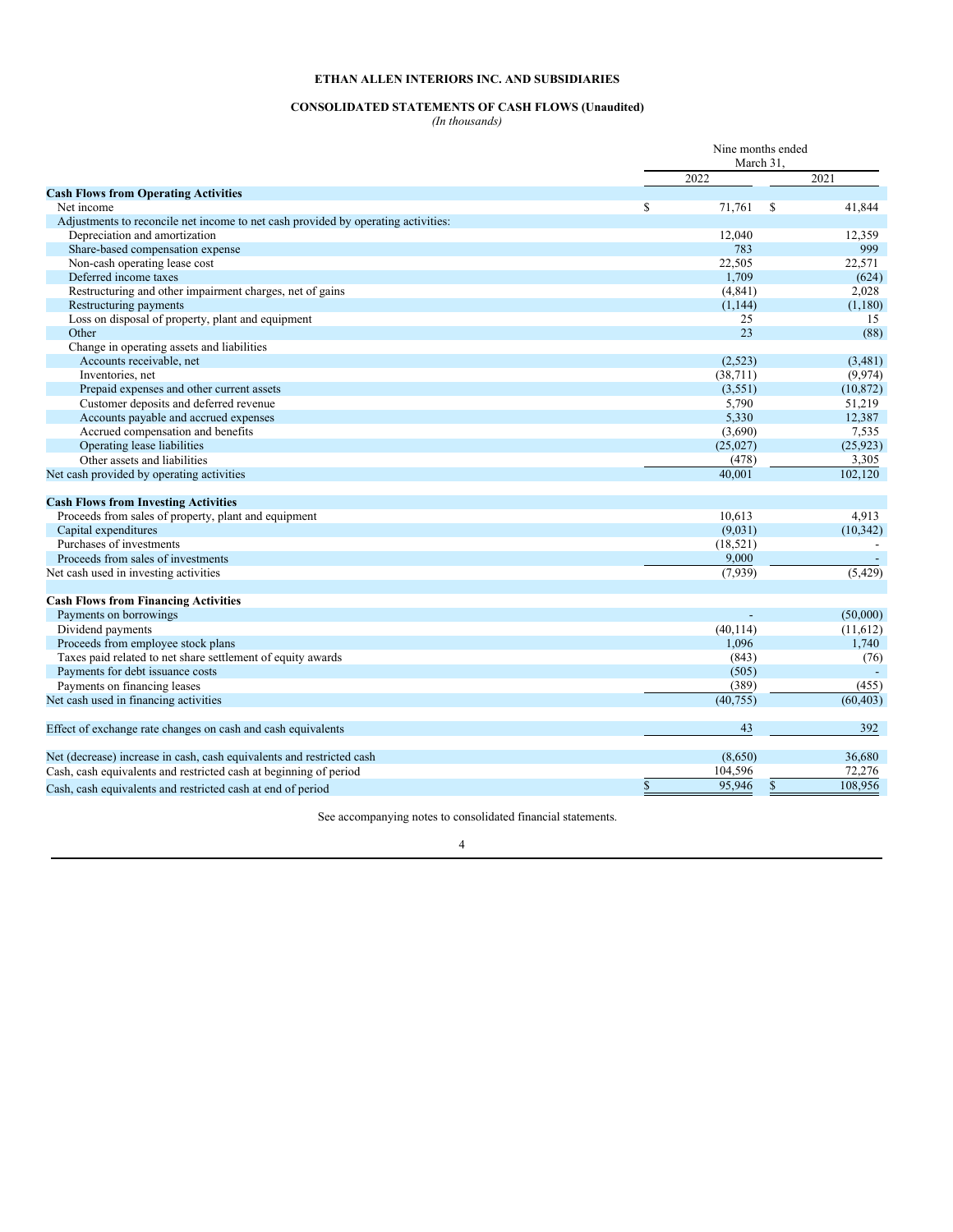**ETHAN ALLEN INTERIORS INC. AND SUBSIDIARIES**

**CONSOLIDATED STATEMENTS OF CASH FLOWS (Unaudited)**

*(In thousands)*

| | Nine months ended March 31, | |
|---|---|---|
| | 2022 | 2021 |
| **Cash Flows from Operating Activities** | | |
| Net income | $ 71,761 | $ 41,844 |
| Adjustments to reconcile net income to net cash provided by operating activities: | | |
| Depreciation and amortization | 12,040 | 12,359 |
| Share-based compensation expense | 783 | 999 |
| Non-cash operating lease cost | 22,505 | 22,571 |
| Deferred income taxes | 1,709 | (624) |
| Restructuring and other impairment charges, net of gains | (4,841) | 2,028 |
| Restructuring payments | (1,144) | (1,180) |
| Loss on disposal of property, plant and equipment | 25 | 15 |
| Other | 23 | (88) |
| Change in operating assets and liabilities | | |
| Accounts receivable, net | (2,523) | (3,481) |
| Inventories, net | (38,711) | (9,974) |
| Prepaid expenses and other current assets | (3,551) | (10,872) |
| Customer deposits and deferred revenue | 5,790 | 51,219 |
| Accounts payable and accrued expenses | 5,330 | 12,387 |
| Accrued compensation and benefits | (3,690) | 7,535 |
| Operating lease liabilities | (25,027) | (25,923) |
| Other assets and liabilities | (478) | 3,305 |
| Net cash provided by operating activities | 40,001 | 102,120 |
| **Cash Flows from Investing Activities** | | |
| Proceeds from sales of property, plant and equipment | 10,613 | 4,913 |
| Capital expenditures | (9,031) | (10,342) |
| Purchases of investments | (18,521) | - |
| Proceeds from sales of investments | 9,000 | - |
| Net cash used in investing activities | (7,939) | (5,429) |
| **Cash Flows from Financing Activities** | | |
| Payments on borrowings | - | (50,000) |
| Dividend payments | (40,114) | (11,612) |
| Proceeds from employee stock plans | 1,096 | 1,740 |
| Taxes paid related to net share settlement of equity awards | (843) | (76) |
| Payments for debt issuance costs | (505) | - |
| Payments on financing leases | (389) | (455) |
| Net cash used in financing activities | (40,755) | (60,403) |
| Effect of exchange rate changes on cash and cash equivalents | 43 | 392 |
| Net (decrease) increase in cash, cash equivalents and restricted cash | (8,650) | 36,680 |
| Cash, cash equivalents and restricted cash at beginning of period | 104,596 | 72,276 |
| Cash, cash equivalents and restricted cash at end of period | $ 95,946 | $ 108,956 |

See accompanying notes to consolidated financial statements.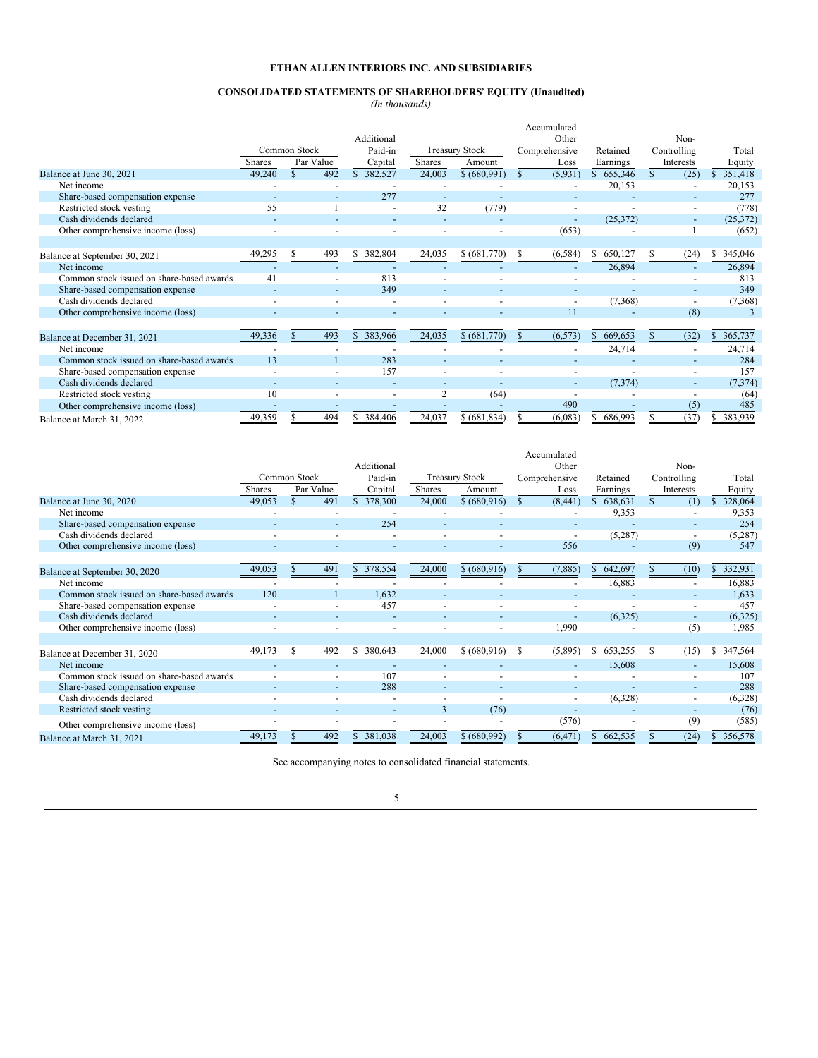# ETHAN ALLEN INTERIORS INC. AND SUBSIDIARIES

## CONSOLIDATED STATEMENTS OF SHAREHOLDERS' EQUITY (Unaudited)

*(In thousands)*

| | Common Stock | | Additional Paid-in | Treasury Stock | | Accumulated Other Comprehensive | Retained | Non-Controlling | Total |
|---|---|---|---|---|---|---|---|---|---|
| | Shares | Par Value | Capital | Shares | Amount | Loss | Earnings | Interests | Equity |
| Balance at June 30, 2021 | 49,240 | $ 492 | $ 382,527 | 24,003 | $ (680,991) | $ (5,931) | $ 655,346 | $ (25) | $ 351,418 |
| Net income | - | - | - | - | - | - | 20,153 | - | 20,153 |
| Share-based compensation expense | - | - | 277 | - | - | - | - | - | 277 |
| Restricted stock vesting | 55 | 1 | - | 32 | (779) | - | - | - | (778) |
| Cash dividends declared | - | - | - | - | - | - | (25,372) | - | (25,372) |
| Other comprehensive income (loss) | - | - | - | - | - | (653) | - | 1 | (652) |
| Balance at September 30, 2021 | 49,295 | $ 493 | $ 382,804 | 24,035 | $ (681,770) | $ (6,584) | $ 650,127 | $ (24) | $ 345,046 |
| Net income | - | - | - | - | - | - | 26,894 | - | 26,894 |
| Common stock issued on share-based awards | 41 | - | 813 | - | - | - | - | - | 813 |
| Share-based compensation expense | - | - | 349 | - | - | - | - | - | 349 |
| Cash dividends declared | - | - | - | - | - | - | (7,368) | - | (7,368) |
| Other comprehensive income (loss) | - | - | - | - | - | 11 | - | (8) | 3 |
| Balance at December 31, 2021 | 49,336 | $ 493 | $ 383,966 | 24,035 | $ (681,770) | $ (6,573) | $ 669,653 | $ (32) | $ 365,737 |
| Net income | - | - | - | - | - | - | 24,714 | - | 24,714 |
| Common stock issued on share-based awards | 13 | 1 | 283 | - | - | - | - | - | 284 |
| Share-based compensation expense | - | - | 157 | - | - | - | - | - | 157 |
| Cash dividends declared | - | - | - | - | - | - | (7,374) | - | (7,374) |
| Restricted stock vesting | 10 | - | - | 2 | (64) | - | - | - | (64) |
| Other comprehensive income (loss) | - | - | - | - | - | 490 | - | (5) | 485 |
| Balance at March 31, 2022 | 49,359 | $ 494 | $ 384,406 | 24,037 | $ (681,834) | $ (6,083) | $ 686,993 | $ (37) | $ 383,939 |

| | Common Stock | | Additional Paid-in | Treasury Stock | | Accumulated Other Comprehensive | Retained | Non-Controlling | Total |
|---|---|---|---|---|---|---|---|---|---|
| | Shares | Par Value | Capital | Shares | Amount | Loss | Earnings | Interests | Equity |
| Balance at June 30, 2020 | 49,053 | $ 491 | $ 378,300 | 24,000 | $ (680,916) | $ (8,441) | $ 638,631 | $ (1) | $ 328,064 |
| Net income | - | - | - | - | - | - | 9,353 | - | 9,353 |
| Share-based compensation expense | - | - | 254 | - | - | - | - | - | 254 |
| Cash dividends declared | - | - | - | - | - | - | (5,287) | - | (5,287) |
| Other comprehensive income (loss) | - | - | - | - | - | 556 | - | (9) | 547 |
| Balance at September 30, 2020 | 49,053 | $ 491 | $ 378,554 | 24,000 | $ (680,916) | $ (7,885) | $ 642,697 | $ (10) | $ 332,931 |
| Net income | - | - | - | - | - | - | 16,883 | - | 16,883 |
| Common stock issued on share-based awards | 120 | 1 | 1,632 | - | - | - | - | - | 1,633 |
| Share-based compensation expense | - | - | 457 | - | - | - | - | - | 457 |
| Cash dividends declared | - | - | - | - | - | - | (6,325) | - | (6,325) |
| Other comprehensive income (loss) | - | - | - | - | - | 1,990 | - | (5) | 1,985 |
| Balance at December 31, 2020 | 49,173 | $ 492 | $ 380,643 | 24,000 | $ (680,916) | $ (5,895) | $ 653,255 | $ (15) | $ 347,564 |
| Net income | - | - | - | - | - | - | 15,608 | - | 15,608 |
| Common stock issued on share-based awards | - | - | 107 | - | - | - | - | - | 107 |
| Share-based compensation expense | - | - | 288 | - | - | - | - | - | 288 |
| Cash dividends declared | - | - | - | - | - | - | (6,328) | - | (6,328) |
| Restricted stock vesting | - | - | - | 3 | (76) | - | - | - | (76) |
| Other comprehensive income (loss) | - | - | - | - | - | (576) | - | (9) | (585) |
| Balance at March 31, 2021 | 49,173 | $ 492 | $ 381,038 | 24,003 | $ (680,992) | $ (6,471) | $ 662,535 | $ (24) | $ 356,578 |

See accompanying notes to consolidated financial statements.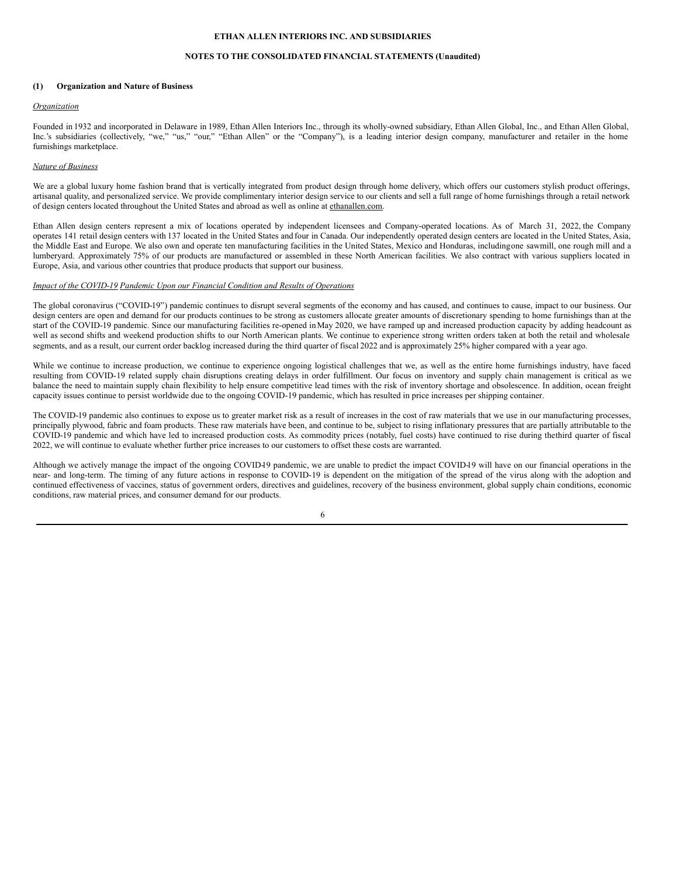**ETHAN ALLEN INTERIORS INC. AND SUBSIDIARIES**

**NOTES TO THE CONSOLIDATED FINANCIAL STATEMENTS (Unaudited)**

## (1) Organization and Nature of Business

*Organization*

Founded in 1932 and incorporated in Delaware in 1989, Ethan Allen Interiors Inc., through its wholly-owned subsidiary, Ethan Allen Global, Inc., and Ethan Allen Global, Inc.'s subsidiaries (collectively, "we," "us," "our," "Ethan Allen" or the "Company"), is a leading interior design company, manufacturer and retailer in the home furnishings marketplace.

*Nature of Business*

We are a global luxury home fashion brand that is vertically integrated from product design through home delivery, which offers our customers stylish product offerings, artisanal quality, and personalized service. We provide complimentary interior design service to our clients and sell a full range of home furnishings through a retail network of design centers located throughout the United States and abroad as well as online at ethanallen.com.

Ethan Allen design centers represent a mix of locations operated by independent licensees and Company-operated locations. As of March 31, 2022, the Company operates 141 retail design centers with 137 located in the United States and four in Canada. Our independently operated design centers are located in the United States, Asia, the Middle East and Europe. We also own and operate ten manufacturing facilities in the United States, Mexico and Honduras, including one sawmill, one rough mill and a lumberyard. Approximately 75% of our products are manufactured or assembled in these North American facilities. We also contract with various suppliers located in Europe, Asia, and various other countries that produce products that support our business.

*Impact of the COVID-19 Pandemic Upon our Financial Condition and Results of Operations*

The global coronavirus ("COVID-19") pandemic continues to disrupt several segments of the economy and has caused, and continues to cause, impact to our business. Our design centers are open and demand for our products continues to be strong as customers allocate greater amounts of discretionary spending to home furnishings than at the start of the COVID-19 pandemic. Since our manufacturing facilities re-opened in May 2020, we have ramped up and increased production capacity by adding headcount as well as second shifts and weekend production shifts to our North American plants. We continue to experience strong written orders taken at both the retail and wholesale segments, and as a result, our current order backlog increased during the third quarter of fiscal 2022 and is approximately 25% higher compared with a year ago.

While we continue to increase production, we continue to experience ongoing logistical challenges that we, as well as the entire home furnishings industry, have faced resulting from COVID-19 related supply chain disruptions creating delays in order fulfillment. Our focus on inventory and supply chain management is critical as we balance the need to maintain supply chain flexibility to help ensure competitive lead times with the risk of inventory shortage and obsolescence. In addition, ocean freight capacity issues continue to persist worldwide due to the ongoing COVID-19 pandemic, which has resulted in price increases per shipping container.

The COVID-19 pandemic also continues to expose us to greater market risk as a result of increases in the cost of raw materials that we use in our manufacturing processes, principally plywood, fabric and foam products. These raw materials have been, and continue to be, subject to rising inflationary pressures that are partially attributable to the COVID-19 pandemic and which have led to increased production costs. As commodity prices (notably, fuel costs) have continued to rise during the third quarter of fiscal 2022, we will continue to evaluate whether further price increases to our customers to offset these costs are warranted.

Although we actively manage the impact of the ongoing COVID-19 pandemic, we are unable to predict the impact COVID-19 will have on our financial operations in the near- and long-term. The timing of any future actions in response to COVID-19 is dependent on the mitigation of the spread of the virus along with the adoption and continued effectiveness of vaccines, status of government orders, directives and guidelines, recovery of the business environment, global supply chain conditions, economic conditions, raw material prices, and consumer demand for our products.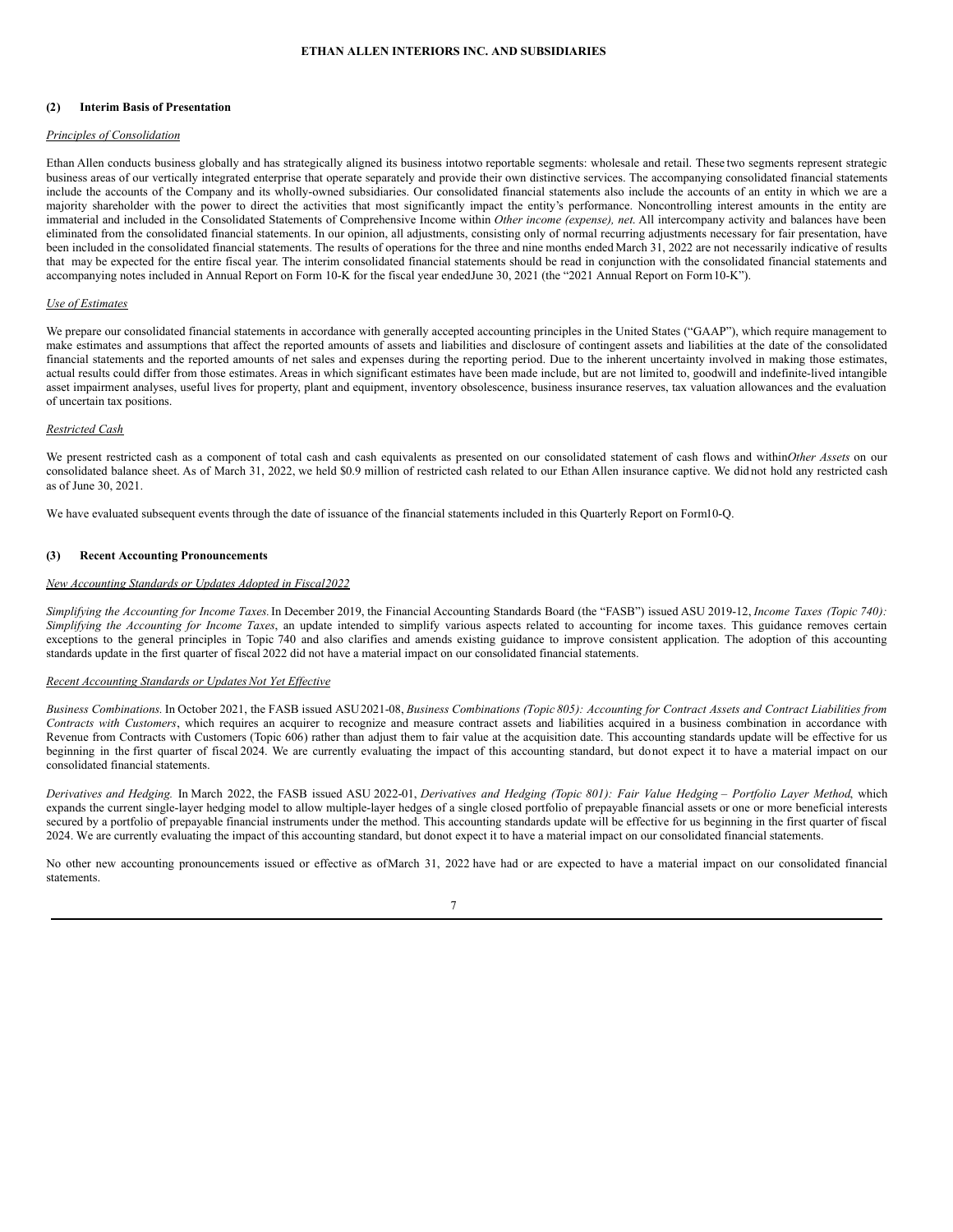## (2) Interim Basis of Presentation

*Principles of Consolidation*

Ethan Allen conducts business globally and has strategically aligned its business into two reportable segments: wholesale and retail. These two segments represent strategic business areas of our vertically integrated enterprise that operate separately and provide their own distinctive services. The accompanying consolidated financial statements include the accounts of the Company and its wholly-owned subsidiaries. Our consolidated financial statements also include the accounts of an entity in which we are a majority shareholder with the power to direct the activities that most significantly impact the entity's performance. Noncontrolling interest amounts in the entity are immaterial and included in the Consolidated Statements of Comprehensive Income within *Other income (expense), net*. All intercompany activity and balances have been eliminated from the consolidated financial statements. In our opinion, all adjustments, consisting only of normal recurring adjustments necessary for fair presentation, have been included in the consolidated financial statements. The results of operations for the three and nine months ended March 31, 2022 are not necessarily indicative of results that may be expected for the entire fiscal year. The interim consolidated financial statements should be read in conjunction with the consolidated financial statements and accompanying notes included in Annual Report on Form 10-K for the fiscal year ended June 30, 2021 (the "2021 Annual Report on Form 10-K").

*Use of Estimates*

We prepare our consolidated financial statements in accordance with generally accepted accounting principles in the United States ("GAAP"), which require management to make estimates and assumptions that affect the reported amounts of assets and liabilities and disclosure of contingent assets and liabilities at the date of the consolidated financial statements and the reported amounts of net sales and expenses during the reporting period. Due to the inherent uncertainty involved in making those estimates, actual results could differ from those estimates. Areas in which significant estimates have been made include, but are not limited to, goodwill and indefinite-lived intangible asset impairment analyses, useful lives for property, plant and equipment, inventory obsolescence, business insurance reserves, tax valuation allowances and the evaluation of uncertain tax positions.

*Restricted Cash*

We present restricted cash as a component of total cash and cash equivalents as presented on our consolidated statement of cash flows and within *Other Assets* on our consolidated balance sheet. As of March 31, 2022, we held $0.9 million of restricted cash related to our Ethan Allen insurance captive. We did not hold any restricted cash as of June 30, 2021.

We have evaluated subsequent events through the date of issuance of the financial statements included in this Quarterly Report on Form 10-Q.

## (3) Recent Accounting Pronouncements

*New Accounting Standards or Updates Adopted in Fiscal 2022*

*Simplifying the Accounting for Income Taxes.* In December 2019, the Financial Accounting Standards Board (the "FASB") issued ASU 2019-12, *Income Taxes (Topic 740): Simplifying the Accounting for Income Taxes*, an update intended to simplify various aspects related to accounting for income taxes. This guidance removes certain exceptions to the general principles in Topic 740 and also clarifies and amends existing guidance to improve consistent application. The adoption of this accounting standards update in the first quarter of fiscal 2022 did not have a material impact on our consolidated financial statements.

*Recent Accounting Standards or Updates Not Yet Effective*

*Business Combinations.* In October 2021, the FASB issued ASU 2021-08, *Business Combinations (Topic 805): Accounting for Contract Assets and Contract Liabilities from Contracts with Customers*, which requires an acquirer to recognize and measure contract assets and liabilities acquired in a business combination in accordance with Revenue from Contracts with Customers (Topic 606) rather than adjust them to fair value at the acquisition date. This accounting standards update will be effective for us beginning in the first quarter of fiscal 2024. We are currently evaluating the impact of this accounting standard, but do not expect it to have a material impact on our consolidated financial statements.

*Derivatives and Hedging.* In March 2022, the FASB issued ASU 2022-01, *Derivatives and Hedging (Topic 801): Fair Value Hedging – Portfolio Layer Method*, which expands the current single-layer hedging model to allow multiple-layer hedges of a single closed portfolio of prepayable financial assets or one or more beneficial interests secured by a portfolio of prepayable financial instruments under the method. This accounting standards update will be effective for us beginning in the first quarter of fiscal 2024. We are currently evaluating the impact of this accounting standard, but do not expect it to have a material impact on our consolidated financial statements.

No other new accounting pronouncements issued or effective as of March 31, 2022 have had or are expected to have a material impact on our consolidated financial statements.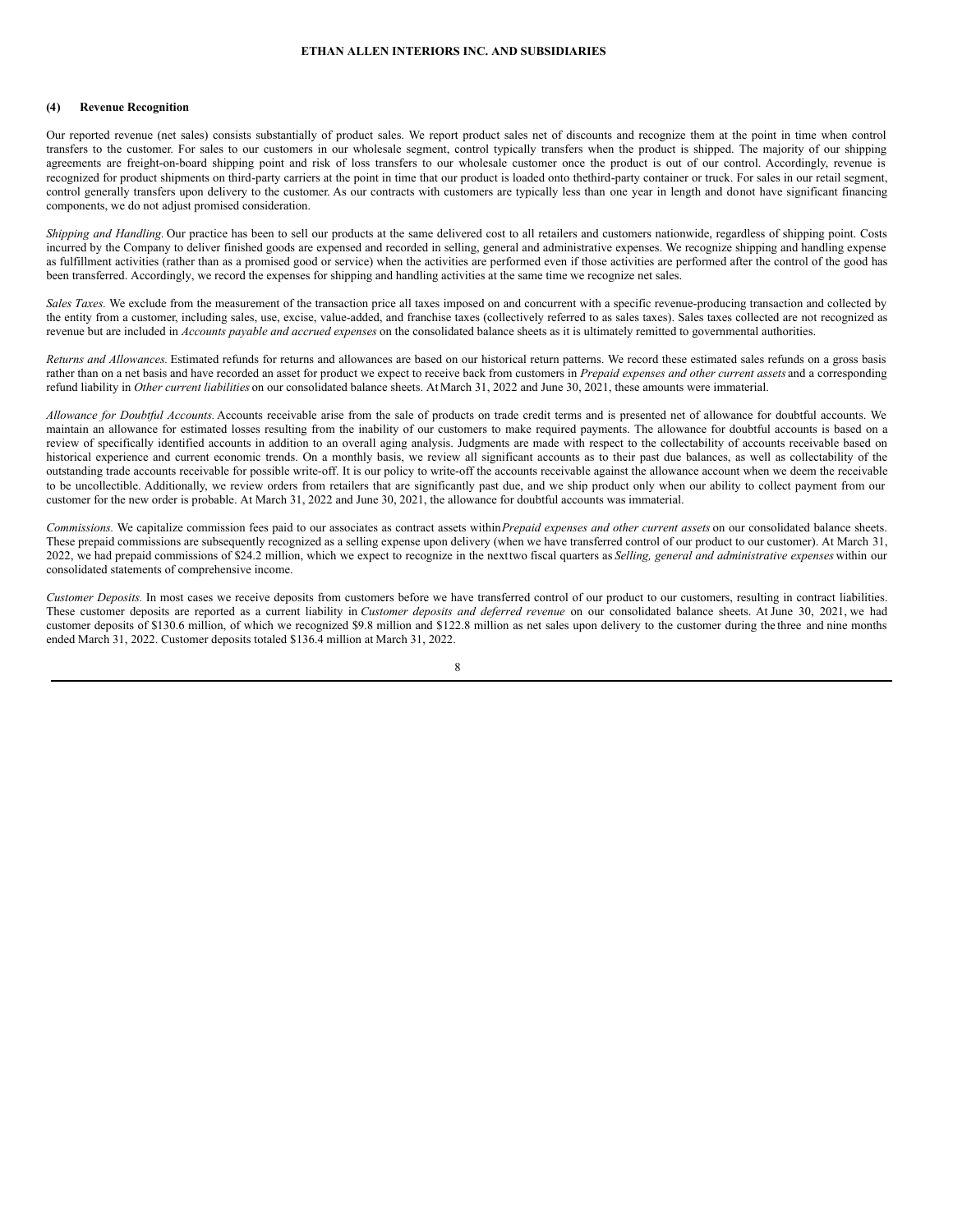### (4) Revenue Recognition

Our reported revenue (net sales) consists substantially of product sales. We report product sales net of discounts and recognize them at the point in time when control transfers to the customer. For sales to our customers in our wholesale segment, control typically transfers when the product is shipped. The majority of our shipping agreements are freight-on-board shipping point and risk of loss transfers to our wholesale customer once the product is out of our control. Accordingly, revenue is recognized for product shipments on third-party carriers at the point in time that our product is loaded onto thethird-party container or truck. For sales in our retail segment, control generally transfers upon delivery to the customer. As our contracts with customers are typically less than one year in length and donot have significant financing components, we do not adjust promised consideration.

*Shipping and Handling.* Our practice has been to sell our products at the same delivered cost to all retailers and customers nationwide, regardless of shipping point. Costs incurred by the Company to deliver finished goods are expensed and recorded in selling, general and administrative expenses. We recognize shipping and handling expense as fulfillment activities (rather than as a promised good or service) when the activities are performed even if those activities are performed after the control of the good has been transferred. Accordingly, we record the expenses for shipping and handling activities at the same time we recognize net sales.

*Sales Taxes.* We exclude from the measurement of the transaction price all taxes imposed on and concurrent with a specific revenue-producing transaction and collected by the entity from a customer, including sales, use, excise, value-added, and franchise taxes (collectively referred to as sales taxes). Sales taxes collected are not recognized as revenue but are included in *Accounts payable and accrued expenses* on the consolidated balance sheets as it is ultimately remitted to governmental authorities.

*Returns and Allowances.* Estimated refunds for returns and allowances are based on our historical return patterns. We record these estimated sales refunds on a gross basis rather than on a net basis and have recorded an asset for product we expect to receive back from customers in *Prepaid expenses and other current assets* and a corresponding refund liability in *Other current liabilities* on our consolidated balance sheets. At March 31, 2022 and June 30, 2021, these amounts were immaterial.

*Allowance for Doubtful Accounts.* Accounts receivable arise from the sale of products on trade credit terms and is presented net of allowance for doubtful accounts. We maintain an allowance for estimated losses resulting from the inability of our customers to make required payments. The allowance for doubtful accounts is based on a review of specifically identified accounts in addition to an overall aging analysis. Judgments are made with respect to the collectability of accounts receivable based on historical experience and current economic trends. On a monthly basis, we review all significant accounts as to their past due balances, as well as collectability of the outstanding trade accounts receivable for possible write-off. It is our policy to write-off the accounts receivable against the allowance account when we deem the receivable to be uncollectible. Additionally, we review orders from retailers that are significantly past due, and we ship product only when our ability to collect payment from our customer for the new order is probable. At March 31, 2022 and June 30, 2021, the allowance for doubtful accounts was immaterial.

*Commissions.* We capitalize commission fees paid to our associates as contract assets within *Prepaid expenses and other current assets* on our consolidated balance sheets. These prepaid commissions are subsequently recognized as a selling expense upon delivery (when we have transferred control of our product to our customer). At March 31, 2022, we had prepaid commissions of $24.2 million, which we expect to recognize in the nexttwo fiscal quarters as *Selling, general and administrative expenses* within our consolidated statements of comprehensive income.

*Customer Deposits.* In most cases we receive deposits from customers before we have transferred control of our product to our customers, resulting in contract liabilities. These customer deposits are reported as a current liability in *Customer deposits and deferred revenue* on our consolidated balance sheets. At June 30, 2021, we had customer deposits of $130.6 million, of which we recognized $9.8 million and $122.8 million as net sales upon delivery to the customer during the three and nine months ended March 31, 2022. Customer deposits totaled $136.4 million at March 31, 2022.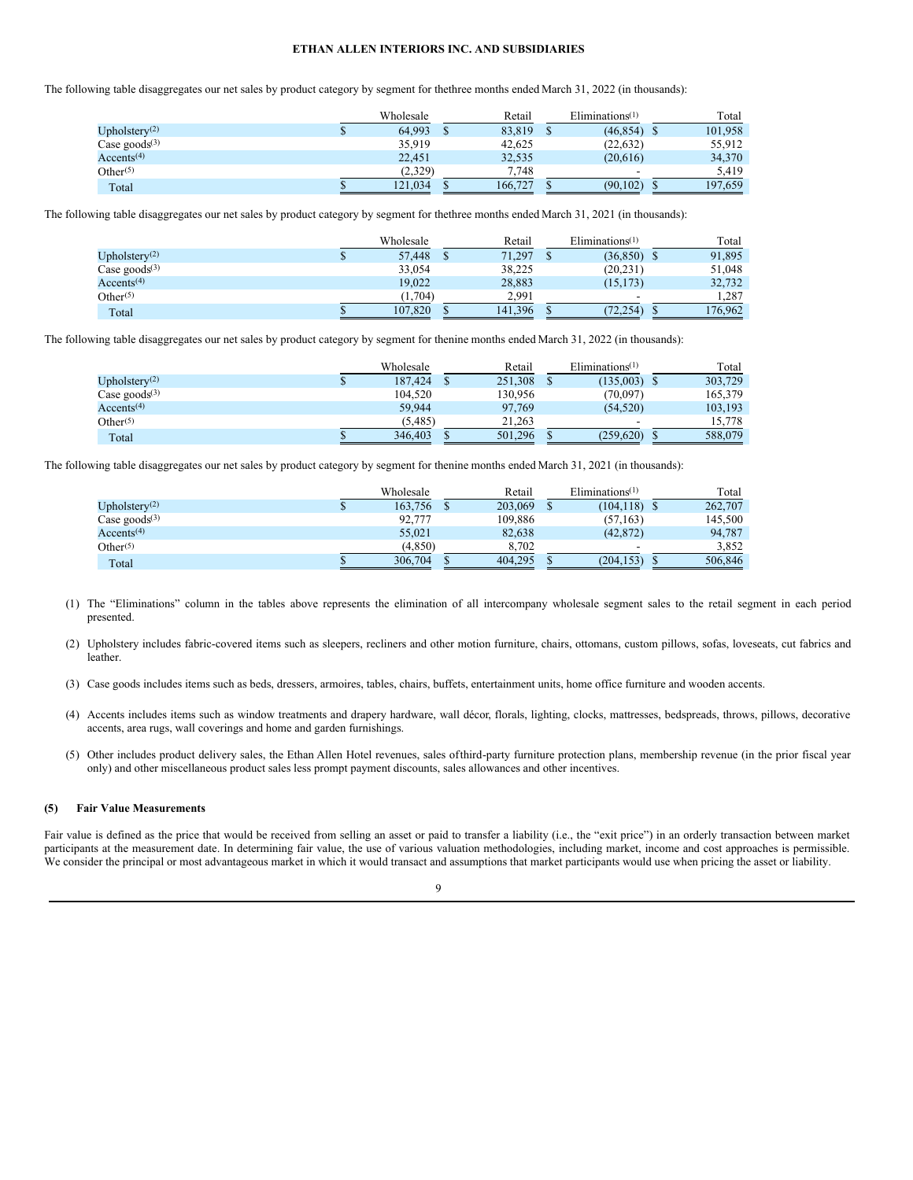The following table disaggregates our net sales by product category by segment for thethree months ended March 31, 2022 (in thousands):

| | Wholesale | Retail | Eliminations[(1)] | Total |
|---|---|---|---|---|
| Upholstery[(2)] | $ 64,993 | $ 83,819 | $ (46,854) | $ 101,958 |
| Case goods[(3)] | 35,919 | 42,625 | (22,632) | 55,912 |
| Accents[(4)] | 22,451 | 32,535 | (20,616) | 34,370 |
| Other[(5)] | (2,329) | 7,748 | - | 5,419 |
| Total | $ 121,034 | $ 166,727 | $ (90,102) | $ 197,659 |

The following table disaggregates our net sales by product category by segment for thethree months ended March 31, 2021 (in thousands):

| | Wholesale | Retail | Eliminations[(1)] | Total |
|---|---|---|---|---|
| Upholstery[(2)] | $ 57,448 | $ 71,297 | $ (36,850) | $ 91,895 |
| Case goods[(3)] | 33,054 | 38,225 | (20,231) | 51,048 |
| Accents[(4)] | 19,022 | 28,883 | (15,173) | 32,732 |
| Other[(5)] | (1,704) | 2,991 | - | 1,287 |
| Total | $ 107,820 | $ 141,396 | $ (72,254) | $ 176,962 |

The following table disaggregates our net sales by product category by segment for thenine months ended March 31, 2022 (in thousands):

| | Wholesale | Retail | Eliminations[(1)] | Total |
|---|---|---|---|---|
| Upholstery[(2)] | $ 187,424 | $ 251,308 | $ (135,003) | $ 303,729 |
| Case goods[(3)] | 104,520 | 130,956 | (70,097) | 165,379 |
| Accents[(4)] | 59,944 | 97,769 | (54,520) | 103,193 |
| Other[(5)] | (5,485) | 21,263 | - | 15,778 |
| Total | $ 346,403 | $ 501,296 | $ (259,620) | $ 588,079 |

The following table disaggregates our net sales by product category by segment for thenine months ended March 31, 2021 (in thousands):

| | Wholesale | Retail | Eliminations[(1)] | Total |
|---|---|---|---|---|
| Upholstery[(2)] | $ 163,756 | $ 203,069 | $ (104,118) | $ 262,707 |
| Case goods[(3)] | 92,777 | 109,886 | (57,163) | 145,500 |
| Accents[(4)] | 55,021 | 82,638 | (42,872) | 94,787 |
| Other[(5)] | (4,850) | 8,702 | - | 3,852 |
| Total | $ 306,704 | $ 404,295 | $ (204,153) | $ 506,846 |

(1) The "Eliminations" column in the tables above represents the elimination of all intercompany wholesale segment sales to the retail segment in each period presented.

(2) Upholstery includes fabric-covered items such as sleepers, recliners and other motion furniture, chairs, ottomans, custom pillows, sofas, loveseats, cut fabrics and leather.

(3) Case goods includes items such as beds, dressers, armoires, tables, chairs, buffets, entertainment units, home office furniture and wooden accents.

(4) Accents includes items such as window treatments and drapery hardware, wall décor, florals, lighting, clocks, mattresses, bedspreads, throws, pillows, decorative accents, area rugs, wall coverings and home and garden furnishings.

(5) Other includes product delivery sales, the Ethan Allen Hotel revenues, sales ofthird-party furniture protection plans, membership revenue (in the prior fiscal year only) and other miscellaneous product sales less prompt payment discounts, sales allowances and other incentives.

## (5) Fair Value Measurements

Fair value is defined as the price that would be received from selling an asset or paid to transfer a liability (i.e., the "exit price") in an orderly transaction between market participants at the measurement date. In determining fair value, the use of various valuation methodologies, including market, income and cost approaches is permissible. We consider the principal or most advantageous market in which it would transact and assumptions that market participants would use when pricing the asset or liability.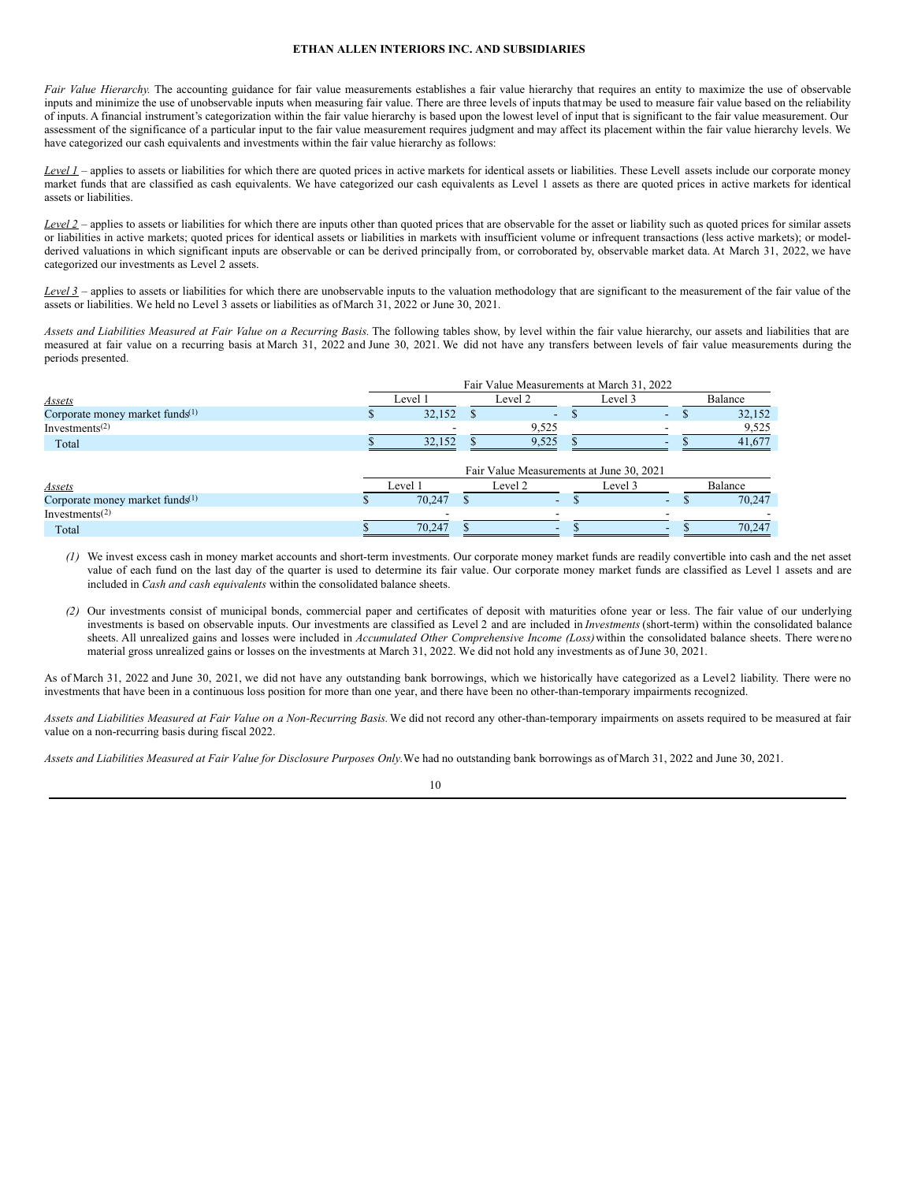*Fair Value Hierarchy.* The accounting guidance for fair value measurements establishes a fair value hierarchy that requires an entity to maximize the use of observable inputs and minimize the use of unobservable inputs when measuring fair value. There are three levels of inputs that may be used to measure fair value based on the reliability of inputs. A financial instrument's categorization within the fair value hierarchy is based upon the lowest level of input that is significant to the fair value measurement. Our assessment of the significance of a particular input to the fair value measurement requires judgment and may affect its placement within the fair value hierarchy levels. We have categorized our cash equivalents and investments within the fair value hierarchy as follows:

_Level 1_ – applies to assets or liabilities for which there are quoted prices in active markets for identical assets or liabilities. These Level1 assets include our corporate money market funds that are classified as cash equivalents. We have categorized our cash equivalents as Level 1 assets as there are quoted prices in active markets for identical assets or liabilities.

_Level 2_ – applies to assets or liabilities for which there are inputs other than quoted prices that are observable for the asset or liability such as quoted prices for similar assets or liabilities in active markets; quoted prices for identical assets or liabilities in markets with insufficient volume or infrequent transactions (less active markets); or model-derived valuations in which significant inputs are observable or can be derived principally from, or corroborated by, observable market data. At March 31, 2022, we have categorized our investments as Level 2 assets.

_Level 3_ – applies to assets or liabilities for which there are unobservable inputs to the valuation methodology that are significant to the measurement of the fair value of the assets or liabilities. We held no Level 3 assets or liabilities as of March 31, 2022 or June 30, 2021.

*Assets and Liabilities Measured at Fair Value on a Recurring Basis.* The following tables show, by level within the fair value hierarchy, our assets and liabilities that are measured at fair value on a recurring basis at March 31, 2022 and June 30, 2021. We did not have any transfers between levels of fair value measurements during the periods presented.

| | Fair Value Measurements at March 31, 2022 | | | |
|---|---|---|---|---|
| *Assets* | Level 1 | Level 2 | Level 3 | Balance |
| Corporate money market funds(1) | $ 32,152 | $ - | $ - | $ 32,152 |
| Investments(2) | - | 9,525 | - | 9,525 |
| Total | $ 32,152 | $ 9,525 | $ - | $ 41,677 |

| | Fair Value Measurements at June 30, 2021 | | | |
|---|---|---|---|---|
| *Assets* | Level 1 | Level 2 | Level 3 | Balance |
| Corporate money market funds(1) | $ 70,247 | $ - | $ - | $ 70,247 |
| Investments(2) | - | - | - | - |
| Total | $ 70,247 | $ - | $ - | $ 70,247 |

*(1)* We invest excess cash in money market accounts and short-term investments. Our corporate money market funds are readily convertible into cash and the net asset value of each fund on the last day of the quarter is used to determine its fair value. Our corporate money market funds are classified as Level 1 assets and are included in *Cash and cash equivalents* within the consolidated balance sheets.

*(2)* Our investments consist of municipal bonds, commercial paper and certificates of deposit with maturities of one year or less. The fair value of our underlying investments is based on observable inputs. Our investments are classified as Level 2 and are included in *Investments* (short-term) within the consolidated balance sheets. All unrealized gains and losses were included in *Accumulated Other Comprehensive Income (Loss)* within the consolidated balance sheets. There were no material gross unrealized gains or losses on the investments at March 31, 2022. We did not hold any investments as of June 30, 2021.

As of March 31, 2022 and June 30, 2021, we did not have any outstanding bank borrowings, which we historically have categorized as a Level 2 liability. There were no investments that have been in a continuous loss position for more than one year, and there have been no other-than-temporary impairments recognized.

*Assets and Liabilities Measured at Fair Value on a Non-Recurring Basis.* We did not record any other-than-temporary impairments on assets required to be measured at fair value on a non-recurring basis during fiscal 2022.

*Assets and Liabilities Measured at Fair Value for Disclosure Purposes Only.* We had no outstanding bank borrowings as of March 31, 2022 and June 30, 2021.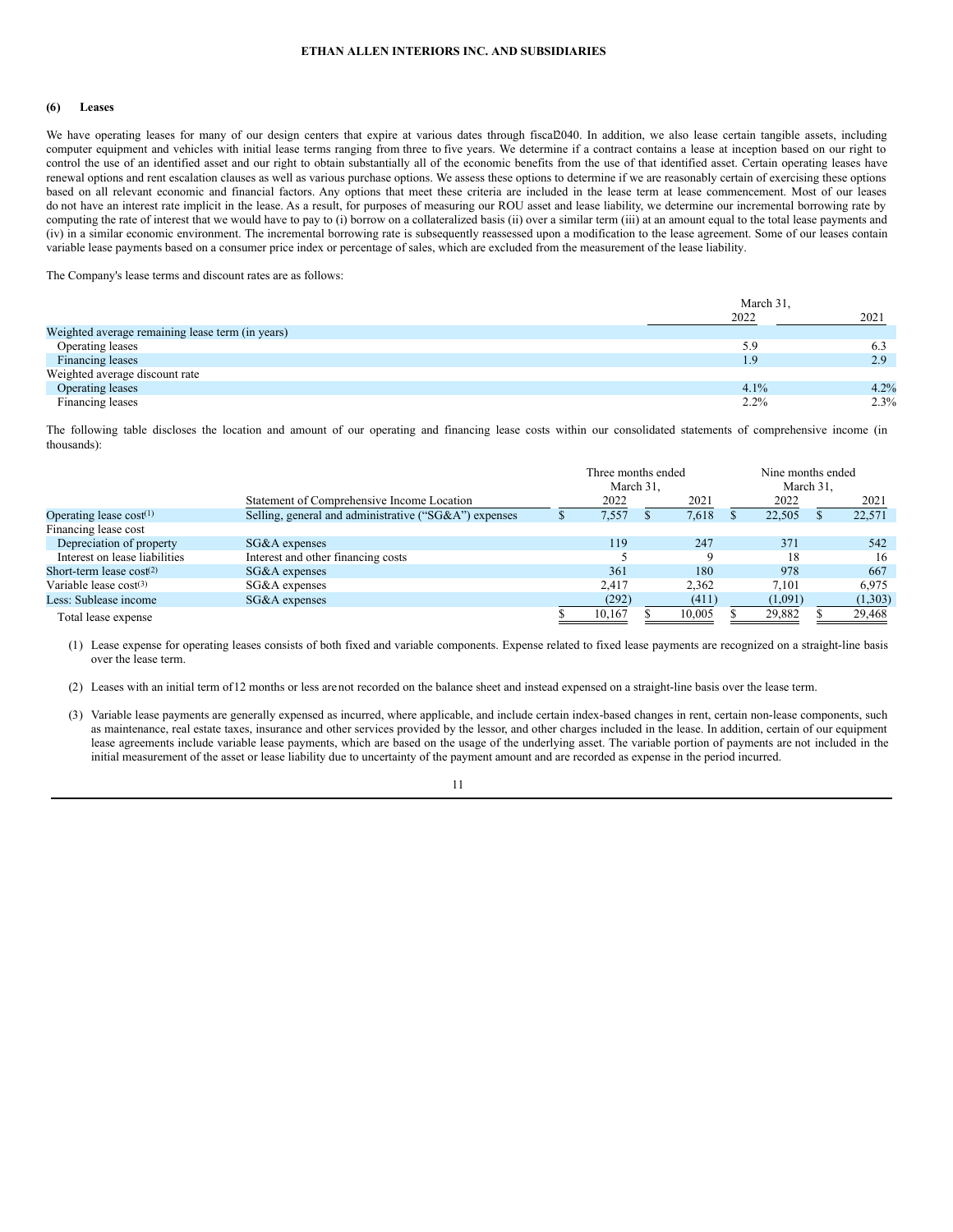### (6) Leases

We have operating leases for many of our design centers that expire at various dates through fiscal 2040. In addition, we also lease certain tangible assets, including computer equipment and vehicles with initial lease terms ranging from three to five years. We determine if a contract contains a lease at inception based on our right to control the use of an identified asset and our right to obtain substantially all of the economic benefits from the use of that identified asset. Certain operating leases have renewal options and rent escalation clauses as well as various purchase options. We assess these options to determine if we are reasonably certain of exercising these options based on all relevant economic and financial factors. Any options that meet these criteria are included in the lease term at lease commencement. Most of our leases do not have an interest rate implicit in the lease. As a result, for purposes of measuring our ROU asset and lease liability, we determine our incremental borrowing rate by computing the rate of interest that we would have to pay to (i) borrow on a collateralized basis (ii) over a similar term (iii) at an amount equal to the total lease payments and (iv) in a similar economic environment. The incremental borrowing rate is subsequently reassessed upon a modification to the lease agreement. Some of our leases contain variable lease payments based on a consumer price index or percentage of sales, which are excluded from the measurement of the lease liability.

The Company's lease terms and discount rates are as follows:

| | March 31, 2022 | 2021 |
|---|---|---|
| Weighted average remaining lease term (in years) | | |
| Operating leases | 5.9 | 6.3 |
| Financing leases | 1.9 | 2.9 |
| Weighted average discount rate | | |
| Operating leases | 4.1% | 4.2% |
| Financing leases | 2.2% | 2.3% |

The following table discloses the location and amount of our operating and financing lease costs within our consolidated statements of comprehensive income (in thousands):

| | Statement of Comprehensive Income Location | Three months ended March 31, 2022 | 2021 | Nine months ended March 31, 2022 | 2021 |
|---|---|---|---|---|---|
| Operating lease cost(1) | Selling, general and administrative ("SG&A") expenses | $ 7,557 | $ 7,618 | $ 22,505 | $ 22,571 |
| Financing lease cost | | | | | |
| Depreciation of property | SG&A expenses | 119 | 247 | 371 | 542 |
| Interest on lease liabilities | Interest and other financing costs | 5 | 9 | 18 | 16 |
| Short-term lease cost(2) | SG&A expenses | 361 | 180 | 978 | 667 |
| Variable lease cost(3) | SG&A expenses | 2,417 | 2,362 | 7,101 | 6,975 |
| Less: Sublease income | SG&A expenses | (292) | (411) | (1,091) | (1,303) |
| Total lease expense | | $ 10,167 | $ 10,005 | $ 29,882 | $ 29,468 |

(1) Lease expense for operating leases consists of both fixed and variable components. Expense related to fixed lease payments are recognized on a straight-line basis over the lease term.

(2) Leases with an initial term of 12 months or less are not recorded on the balance sheet and instead expensed on a straight-line basis over the lease term.

(3) Variable lease payments are generally expensed as incurred, where applicable, and include certain index-based changes in rent, certain non-lease components, such as maintenance, real estate taxes, insurance and other services provided by the lessor, and other charges included in the lease. In addition, certain of our equipment lease agreements include variable lease payments, which are based on the usage of the underlying asset. The variable portion of payments are not included in the initial measurement of the asset or lease liability due to uncertainty of the payment amount and are recorded as expense in the period incurred.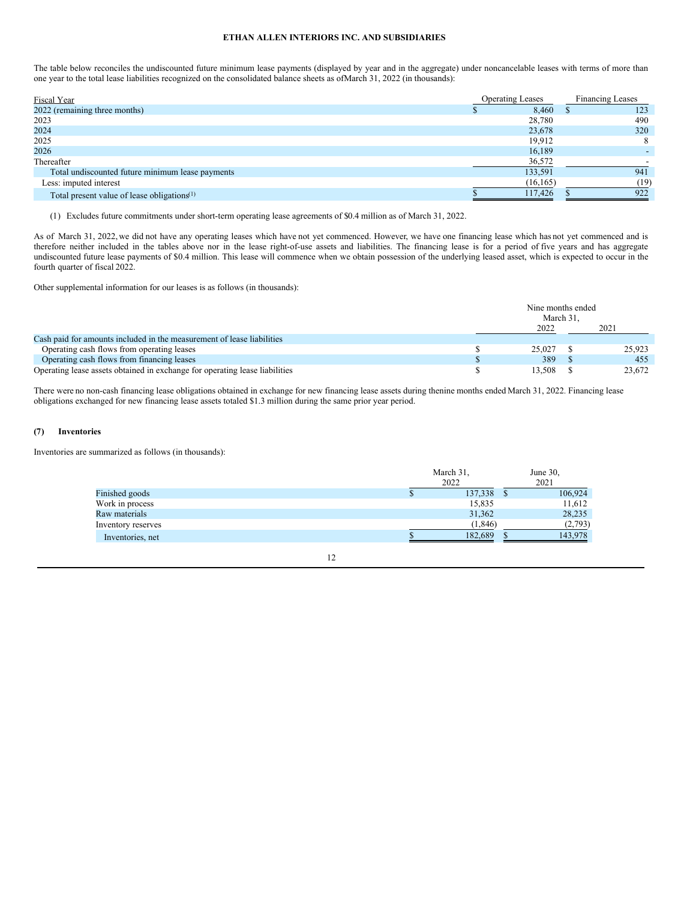The table below reconciles the undiscounted future minimum lease payments (displayed by year and in the aggregate) under noncancelable leases with terms of more than one year to the total lease liabilities recognized on the consolidated balance sheets as of March 31, 2022 (in thousands):

| Fiscal Year | Operating Leases | Financing Leases |
|---|---|---|
| 2022 (remaining three months) | $ 8,460 | $ 123 |
| 2023 | 28,780 | 490 |
| 2024 | 23,678 | 320 |
| 2025 | 19,912 | 8 |
| 2026 | 16,189 | - |
| Thereafter | 36,572 | - |
| Total undiscounted future minimum lease payments | 133,591 | 941 |
| Less: imputed interest | (16,165) | (19) |
| Total present value of lease obligations(1) | $ 117,426 | $ 922 |

(1) Excludes future commitments under short-term operating lease agreements of $0.4 million as of March 31, 2022.

As of March 31, 2022, we did not have any operating leases which have not yet commenced. However, we have one financing lease which has not yet commenced and is therefore neither included in the tables above nor in the lease right-of-use assets and liabilities. The financing lease is for a period of five years and has aggregate undiscounted future lease payments of $0.4 million. This lease will commence when we obtain possession of the underlying leased asset, which is expected to occur in the fourth quarter of fiscal 2022.

Other supplemental information for our leases is as follows (in thousands):

| | Nine months ended March 31, | |
|---|---|---|
| | 2022 | 2021 |
| Cash paid for amounts included in the measurement of lease liabilities | | |
| Operating cash flows from operating leases | $ 25,027 | $ 25,923 |
| Operating cash flows from financing leases | $ 389 | $ 455 |
| Operating lease assets obtained in exchange for operating lease liabilities | $ 13,508 | $ 23,672 |

There were no non-cash financing lease obligations obtained in exchange for new financing lease assets during the nine months ended March 31, 2022. Financing lease obligations exchanged for new financing lease assets totaled $1.3 million during the same prior year period.

## (7) Inventories

Inventories are summarized as follows (in thousands):

| | March 31, 2022 | June 30, 2021 |
|---|---|---|
| Finished goods | $ 137,338 | $ 106,924 |
| Work in process | 15,835 | 11,612 |
| Raw materials | 31,362 | 28,235 |
| Inventory reserves | (1,846) | (2,793) |
| Inventories, net | $ 182,689 | $ 143,978 |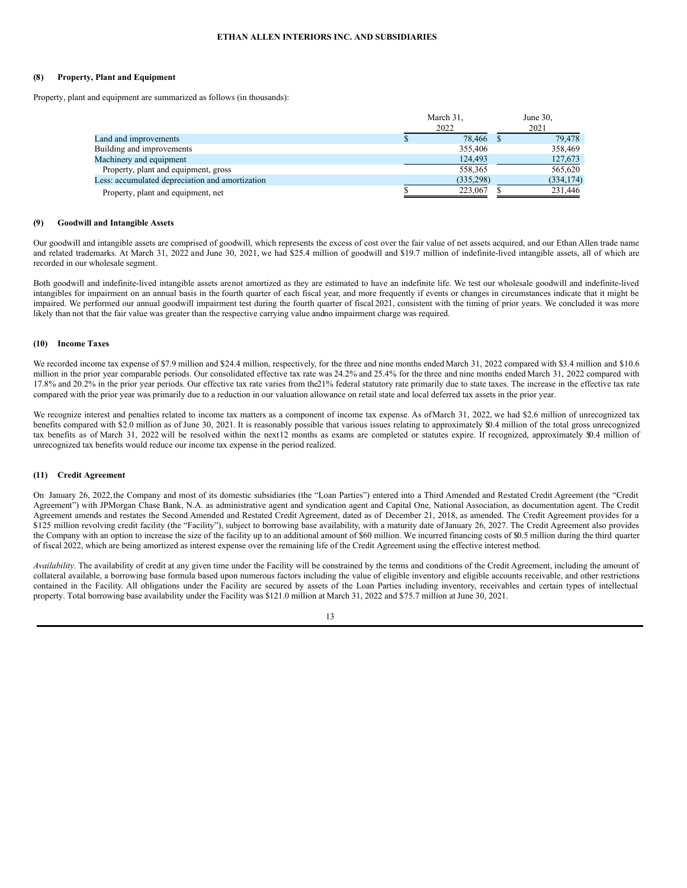### (8) Property, Plant and Equipment

Property, plant and equipment are summarized as follows (in thousands):

| | March 31, 2022 | June 30, 2021 |
|---|---|---|
| Land and improvements | $ 78,466 | $ 79,478 |
| Building and improvements | 355,406 | 358,469 |
| Machinery and equipment | 124,493 | 127,673 |
| Property, plant and equipment, gross | 558,365 | 565,620 |
| Less: accumulated depreciation and amortization | (335,298) | (334,174) |
| Property, plant and equipment, net | $ 223,067 | $ 231,446 |

### (9) Goodwill and Intangible Assets

Our goodwill and intangible assets are comprised of goodwill, which represents the excess of cost over the fair value of net assets acquired, and our Ethan Allen trade name and related trademarks. At March 31, 2022 and June 30, 2021, we had $25.4 million of goodwill and $19.7 million of indefinite-lived intangible assets, all of which are recorded in our wholesale segment.

Both goodwill and indefinite-lived intangible assets are not amortized as they are estimated to have an indefinite life. We test our wholesale goodwill and indefinite-lived intangibles for impairment on an annual basis in the fourth quarter of each fiscal year, and more frequently if events or changes in circumstances indicate that it might be impaired. We performed our annual goodwill impairment test during the fourth quarter of fiscal 2021, consistent with the timing of prior years. We concluded it was more likely than not that the fair value was greater than the respective carrying value and no impairment charge was required.

### (10) Income Taxes

We recorded income tax expense of $7.9 million and $24.4 million, respectively, for the three and nine months ended March 31, 2022 compared with $3.4 million and $10.6 million in the prior year comparable periods. Our consolidated effective tax rate was 24.2% and 25.4% for the three and nine months ended March 31, 2022 compared with 17.8% and 20.2% in the prior year periods. Our effective tax rate varies from the 21% federal statutory rate primarily due to state taxes. The increase in the effective tax rate compared with the prior year was primarily due to a reduction in our valuation allowance on retail state and local deferred tax assets in the prior year.

We recognize interest and penalties related to income tax matters as a component of income tax expense. As of March 31, 2022, we had $2.6 million of unrecognized tax benefits compared with $2.0 million as of June 30, 2021. It is reasonably possible that various issues relating to approximately $0.4 million of the total gross unrecognized tax benefits as of March 31, 2022 will be resolved within the next 12 months as exams are completed or statutes expire. If recognized, approximately $0.4 million of unrecognized tax benefits would reduce our income tax expense in the period realized.

### (11) Credit Agreement

On January 26, 2022, the Company and most of its domestic subsidiaries (the "Loan Parties") entered into a Third Amended and Restated Credit Agreement (the "Credit Agreement") with JPMorgan Chase Bank, N.A. as administrative agent and syndication agent and Capital One, National Association, as documentation agent. The Credit Agreement amends and restates the Second Amended and Restated Credit Agreement, dated as of December 21, 2018, as amended. The Credit Agreement provides for a $125 million revolving credit facility (the "Facility"), subject to borrowing base availability, with a maturity date of January 26, 2027. The Credit Agreement also provides the Company with an option to increase the size of the facility up to an additional amount of $60 million. We incurred financing costs of $0.5 million during the third quarter of fiscal 2022, which are being amortized as interest expense over the remaining life of the Credit Agreement using the effective interest method.

*Availability.* The availability of credit at any given time under the Facility will be constrained by the terms and conditions of the Credit Agreement, including the amount of collateral available, a borrowing base formula based upon numerous factors including the value of eligible inventory and eligible accounts receivable, and other restrictions contained in the Facility. All obligations under the Facility are secured by assets of the Loan Parties including inventory, receivables and certain types of intellectual property. Total borrowing base availability under the Facility was $121.0 million at March 31, 2022 and $75.7 million at June 30, 2021.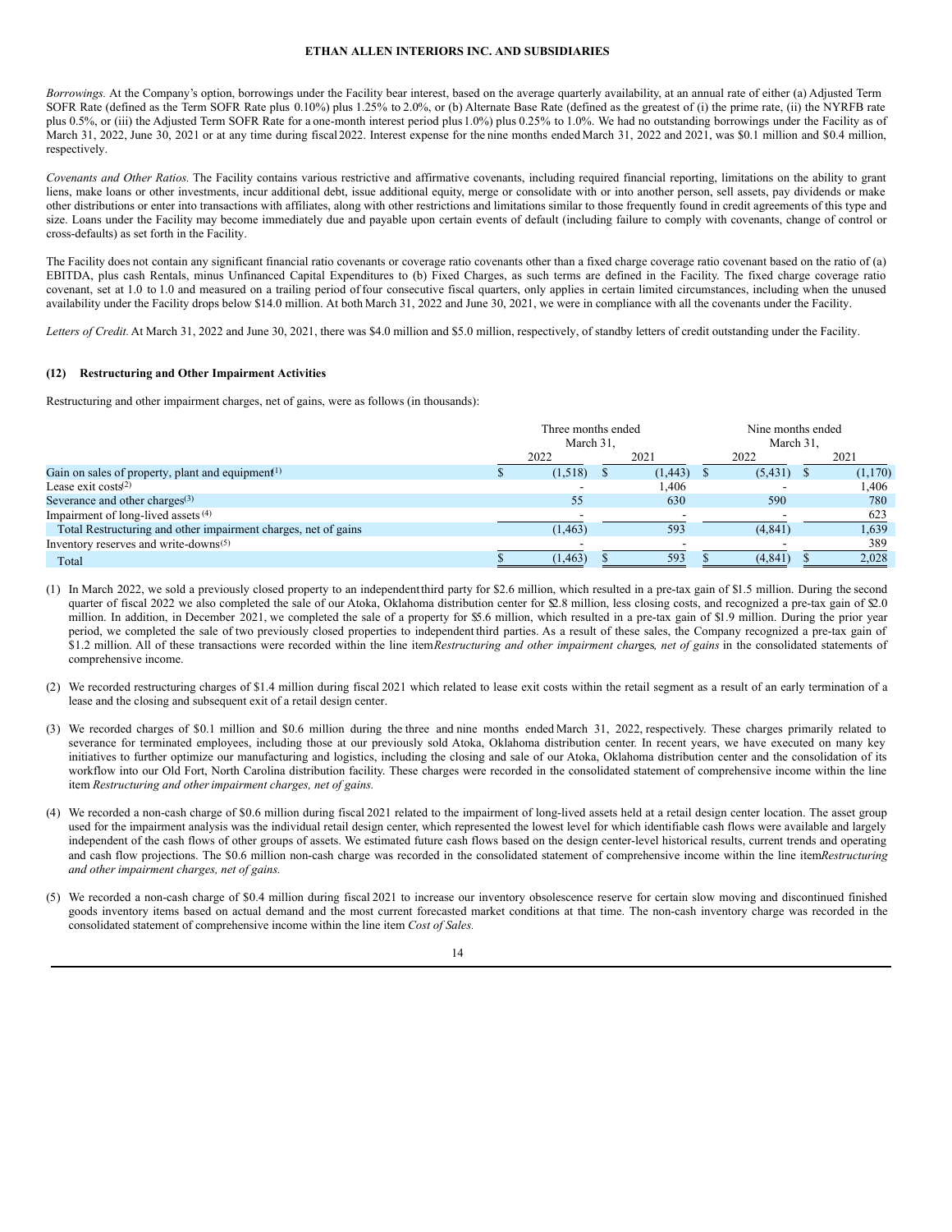*Borrowings.* At the Company's option, borrowings under the Facility bear interest, based on the average quarterly availability, at an annual rate of either (a) Adjusted Term SOFR Rate (defined as the Term SOFR Rate plus 0.10%) plus 1.25% to 2.0%, or (b) Alternate Base Rate (defined as the greatest of (i) the prime rate, (ii) the NYRFB rate plus 0.5%, or (iii) the Adjusted Term SOFR Rate for a one-month interest period plus 1.0%) plus 0.25% to 1.0%. We had no outstanding borrowings under the Facility as of March 31, 2022, June 30, 2021 or at any time during fiscal 2022. Interest expense for the nine months ended March 31, 2022 and 2021, was $0.1 million and $0.4 million, respectively.

*Covenants and Other Ratios.* The Facility contains various restrictive and affirmative covenants, including required financial reporting, limitations on the ability to grant liens, make loans or other investments, incur additional debt, issue additional equity, merge or consolidate with or into another person, sell assets, pay dividends or make other distributions or enter into transactions with affiliates, along with other restrictions and limitations similar to those frequently found in credit agreements of this type and size. Loans under the Facility may become immediately due and payable upon certain events of default (including failure to comply with covenants, change of control or cross-defaults) as set forth in the Facility.

The Facility does not contain any significant financial ratio covenants or coverage ratio covenants other than a fixed charge coverage ratio covenant based on the ratio of (a) EBITDA, plus cash Rentals, minus Unfinanced Capital Expenditures to (b) Fixed Charges, as such terms are defined in the Facility. The fixed charge coverage ratio covenant, set at 1.0 to 1.0 and measured on a trailing period of four consecutive fiscal quarters, only applies in certain limited circumstances, including when the unused availability under the Facility drops below $14.0 million. At both March 31, 2022 and June 30, 2021, we were in compliance with all the covenants under the Facility.

*Letters of Credit.* At March 31, 2022 and June 30, 2021, there was $4.0 million and $5.0 million, respectively, of standby letters of credit outstanding under the Facility.

#### (12) Restructuring and Other Impairment Activities

Restructuring and other impairment charges, net of gains, were as follows (in thousands):

| | Three months ended March 31, | | Nine months ended March 31, | |
|---|---|---|---|---|
| | 2022 | 2021 | 2022 | 2021 |
| Gain on sales of property, plant and equipment[(1)] | $ (1,518) | $ (1,443) | $ (5,431) | $ (1,170) |
| Lease exit costs[(2)] | - | 1,406 | - | 1,406 |
| Severance and other charges[(3)] | 55 | 630 | 590 | 780 |
| Impairment of long-lived assets[(4)] | - | - | - | 623 |
| Total Restructuring and other impairment charges, net of gains | (1,463) | 593 | (4,841) | 1,639 |
| Inventory reserves and write-downs[(5)] | - | - | - | 389 |
| Total | $ (1,463) | $ 593 | $ (4,841) | $ 2,028 |

(1) In March 2022, we sold a previously closed property to an independent third party for $2.6 million, which resulted in a pre-tax gain of $1.5 million. During the second quarter of fiscal 2022 we also completed the sale of our Atoka, Oklahoma distribution center for $2.8 million, less closing costs, and recognized a pre-tax gain of $2.0 million. In addition, in December 2021, we completed the sale of a property for $5.6 million, which resulted in a pre-tax gain of $1.9 million. During the prior year period, we completed the sale of two previously closed properties to independent third parties. As a result of these sales, the Company recognized a pre-tax gain of $1.2 million. All of these transactions were recorded within the line item *Restructuring and other impairment charges, net of gains* in the consolidated statements of comprehensive income.

(2) We recorded restructuring charges of $1.4 million during fiscal 2021 which related to lease exit costs within the retail segment as a result of an early termination of a lease and the closing and subsequent exit of a retail design center.

(3) We recorded charges of $0.1 million and $0.6 million during the three and nine months ended March 31, 2022, respectively. These charges primarily related to severance for terminated employees, including those at our previously sold Atoka, Oklahoma distribution center. In recent years, we have executed on many key initiatives to further optimize our manufacturing and logistics, including the closing and sale of our Atoka, Oklahoma distribution center and the consolidation of its workflow into our Old Fort, North Carolina distribution facility. These charges were recorded in the consolidated statement of comprehensive income within the line item *Restructuring and other impairment charges, net of gains.*

(4) We recorded a non-cash charge of $0.6 million during fiscal 2021 related to the impairment of long-lived assets held at a retail design center location. The asset group used for the impairment analysis was the individual retail design center, which represented the lowest level for which identifiable cash flows were available and largely independent of the cash flows of other groups of assets. We estimated future cash flows based on the design center-level historical results, current trends and operating and cash flow projections. The $0.6 million non-cash charge was recorded in the consolidated statement of comprehensive income within the line item *Restructuring and other impairment charges, net of gains.*

(5) We recorded a non-cash charge of $0.4 million during fiscal 2021 to increase our inventory obsolescence reserve for certain slow moving and discontinued finished goods inventory items based on actual demand and the most current forecasted market conditions at that time. The non-cash inventory charge was recorded in the consolidated statement of comprehensive income within the line item *Cost of Sales.*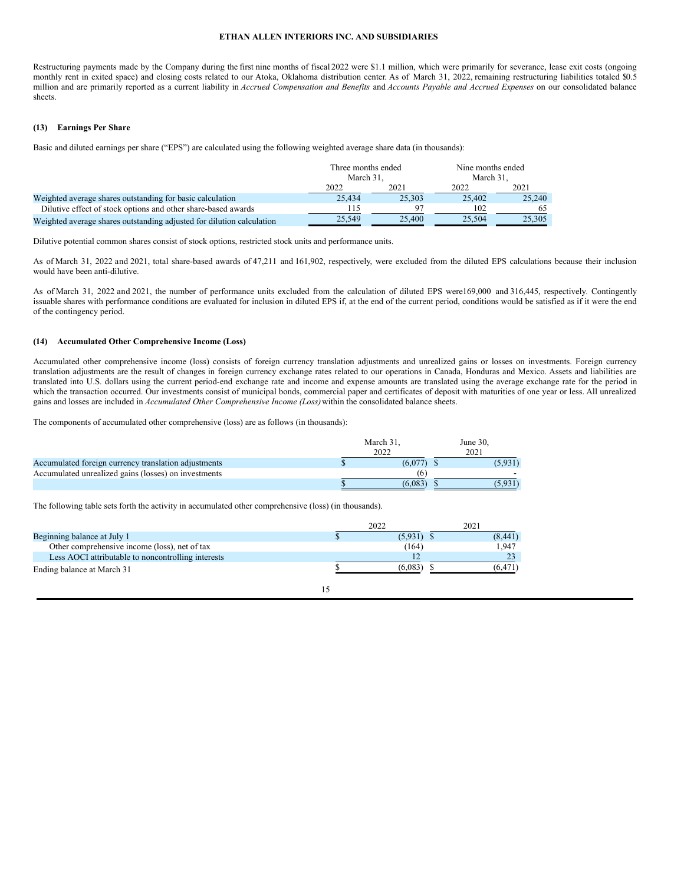Restructuring payments made by the Company during the first nine months of fiscal 2022 were $1.1 million, which were primarily for severance, lease exit costs (ongoing monthly rent in exited space) and closing costs related to our Atoka, Oklahoma distribution center. As of March 31, 2022, remaining restructuring liabilities totaled $0.5 million and are primarily reported as a current liability in *Accrued Compensation and Benefits* and *Accounts Payable and Accrued Expenses* on our consolidated balance sheets.

**(13) Earnings Per Share**

Basic and diluted earnings per share ("EPS") are calculated using the following weighted average share data (in thousands):

| | Three months ended March 31, | | Nine months ended March 31, | |
|---|---|---|---|---|
| | 2022 | 2021 | 2022 | 2021 |
| Weighted average shares outstanding for basic calculation | 25,434 | 25,303 | 25,402 | 25,240 |
| Dilutive effect of stock options and other share-based awards | 115 | 97 | 102 | 65 |
| Weighted average shares outstanding adjusted for dilution calculation | 25,549 | 25,400 | 25,504 | 25,305 |

Dilutive potential common shares consist of stock options, restricted stock units and performance units.

As of March 31, 2022 and 2021, total share-based awards of 47,211 and 161,902, respectively, were excluded from the diluted EPS calculations because their inclusion would have been anti-dilutive.

As of March 31, 2022 and 2021, the number of performance units excluded from the calculation of diluted EPS were 169,000 and 316,445, respectively. Contingently issuable shares with performance conditions are evaluated for inclusion in diluted EPS if, at the end of the current period, conditions would be satisfied as if it were the end of the contingency period.

**(14) Accumulated Other Comprehensive Income (Loss)**

Accumulated other comprehensive income (loss) consists of foreign currency translation adjustments and unrealized gains or losses on investments. Foreign currency translation adjustments are the result of changes in foreign currency exchange rates related to our operations in Canada, Honduras and Mexico. Assets and liabilities are translated into U.S. dollars using the current period-end exchange rate and income and expense amounts are translated using the average exchange rate for the period in which the transaction occurred. Our investments consist of municipal bonds, commercial paper and certificates of deposit with maturities of one year or less. All unrealized gains and losses are included in *Accumulated Other Comprehensive Income (Loss)* within the consolidated balance sheets.

The components of accumulated other comprehensive (loss) are as follows (in thousands):

| | March 31, 2022 | June 30, 2021 |
|---|---|---|
| Accumulated foreign currency translation adjustments | $ (6,077) | $ (5,931) |
| Accumulated unrealized gains (losses) on investments | (6) | - |
| | $ (6,083) | $ (5,931) |

The following table sets forth the activity in accumulated other comprehensive (loss) (in thousands).

| | 2022 | 2021 |
|---|---|---|
| Beginning balance at July 1 | $ (5,931) | $ (8,441) |
| Other comprehensive income (loss), net of tax | (164) | 1,947 |
| Less AOCI attributable to noncontrolling interests | 12 | 23 |
| Ending balance at March 31 | $ (6,083) | $ (6,471) |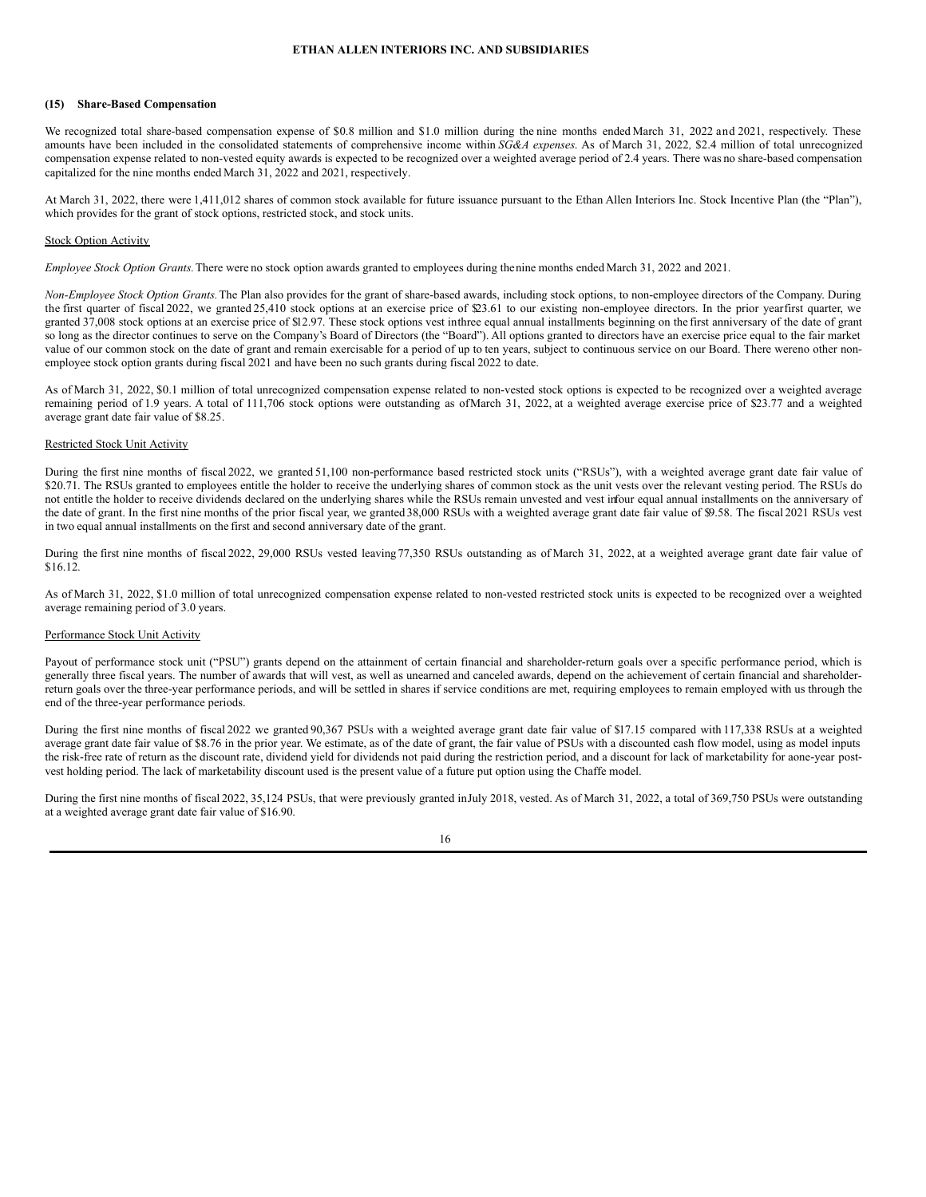### (15) Share-Based Compensation

We recognized total share-based compensation expense of $0.8 million and $1.0 million during the nine months ended March 31, 2022 and 2021, respectively. These amounts have been included in the consolidated statements of comprehensive income within *SG&A expenses*. As of March 31, 2022, $2.4 million of total unrecognized compensation expense related to non-vested equity awards is expected to be recognized over a weighted average period of 2.4 years. There was no share-based compensation capitalized for the nine months ended March 31, 2022 and 2021, respectively.

At March 31, 2022, there were 1,411,012 shares of common stock available for future issuance pursuant to the Ethan Allen Interiors Inc. Stock Incentive Plan (the "Plan"), which provides for the grant of stock options, restricted stock, and stock units.

Stock Option Activity

*Employee Stock Option Grants.* There were no stock option awards granted to employees during the nine months ended March 31, 2022 and 2021.

*Non-Employee Stock Option Grants.* The Plan also provides for the grant of share-based awards, including stock options, to non-employee directors of the Company. During the first quarter of fiscal 2022, we granted 25,410 stock options at an exercise price of $23.61 to our existing non-employee directors. In the prior year first quarter, we granted 37,008 stock options at an exercise price of $12.97. These stock options vest in three equal annual installments beginning on the first anniversary of the date of grant so long as the director continues to serve on the Company's Board of Directors (the "Board"). All options granted to directors have an exercise price equal to the fair market value of our common stock on the date of grant and remain exercisable for a period of up to ten years, subject to continuous service on our Board. There were no other non-employee stock option grants during fiscal 2021 and have been no such grants during fiscal 2022 to date.

As of March 31, 2022, $0.1 million of total unrecognized compensation expense related to non-vested stock options is expected to be recognized over a weighted average remaining period of 1.9 years. A total of 111,706 stock options were outstanding as of March 31, 2022, at a weighted average exercise price of $23.77 and a weighted average grant date fair value of $8.25.

Restricted Stock Unit Activity

During the first nine months of fiscal 2022, we granted 51,100 non-performance based restricted stock units ("RSUs"), with a weighted average grant date fair value of $20.71. The RSUs granted to employees entitle the holder to receive the underlying shares of common stock as the unit vests over the relevant vesting period. The RSUs do not entitle the holder to receive dividends declared on the underlying shares while the RSUs remain unvested and vest in four equal annual installments on the anniversary of the date of grant. In the first nine months of the prior fiscal year, we granted 38,000 RSUs with a weighted average grant date fair value of $9.58. The fiscal 2021 RSUs vest in two equal annual installments on the first and second anniversary date of the grant.

During the first nine months of fiscal 2022, 29,000 RSUs vested leaving 77,350 RSUs outstanding as of March 31, 2022, at a weighted average grant date fair value of $16.12.

As of March 31, 2022, $1.0 million of total unrecognized compensation expense related to non-vested restricted stock units is expected to be recognized over a weighted average remaining period of 3.0 years.

Performance Stock Unit Activity

Payout of performance stock unit ("PSU") grants depend on the attainment of certain financial and shareholder-return goals over a specific performance period, which is generally three fiscal years. The number of awards that will vest, as well as unearned and canceled awards, depend on the achievement of certain financial and shareholder-return goals over the three-year performance periods, and will be settled in shares if service conditions are met, requiring employees to remain employed with us through the end of the three-year performance periods.

During the first nine months of fiscal 2022 we granted 90,367 PSUs with a weighted average grant date fair value of $17.15 compared with 117,338 RSUs at a weighted average grant date fair value of $8.76 in the prior year. We estimate, as of the date of grant, the fair value of PSUs with a discounted cash flow model, using as model inputs the risk-free rate of return as the discount rate, dividend yield for dividends not paid during the restriction period, and a discount for lack of marketability for a one-year post-vest holding period. The lack of marketability discount used is the present value of a future put option using the Chaffe model.

During the first nine months of fiscal 2022, 35,124 PSUs, that were previously granted in July 2018, vested. As of March 31, 2022, a total of 369,750 PSUs were outstanding at a weighted average grant date fair value of $16.90.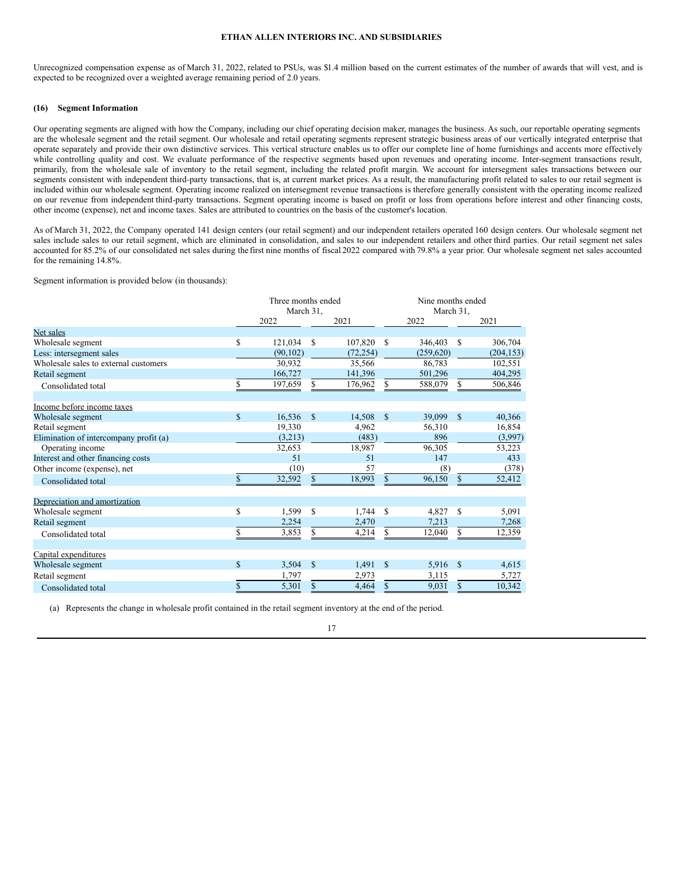Unrecognized compensation expense as of March 31, 2022, related to PSUs, was $1.4 million based on the current estimates of the number of awards that will vest, and is expected to be recognized over a weighted average remaining period of 2.0 years.

### (16) Segment Information

Our operating segments are aligned with how the Company, including our chief operating decision maker, manages the business. As such, our reportable operating segments are the wholesale segment and the retail segment. Our wholesale and retail operating segments represent strategic business areas of our vertically integrated enterprise that operate separately and provide their own distinctive services. This vertical structure enables us to offer our complete line of home furnishings and accents more effectively while controlling quality and cost. We evaluate performance of the respective segments based upon revenues and operating income. Inter-segment transactions result, primarily, from the wholesale sale of inventory to the retail segment, including the related profit margin. We account for intersegment sales transactions between our segments consistent with independent third-party transactions, that is, at current market prices. As a result, the manufacturing profit related to sales to our retail segment is included within our wholesale segment. Operating income realized on intersegment revenue transactions is therefore generally consistent with the operating income realized on our revenue from independent third-party transactions. Segment operating income is based on profit or loss from operations before interest and other financing costs, other income (expense), net and income taxes. Sales are attributed to countries on the basis of the customer's location.

As of March 31, 2022, the Company operated 141 design centers (our retail segment) and our independent retailers operated 160 design centers. Our wholesale segment net sales include sales to our retail segment, which are eliminated in consolidation, and sales to our independent retailers and other third parties. Our retail segment net sales accounted for 85.2% of our consolidated net sales during the first nine months of fiscal 2022 compared with 79.8% a year prior. Our wholesale segment net sales accounted for the remaining 14.8%.

Segment information is provided below (in thousands):

| | Three months ended March 31, | | Nine months ended March 31, | |
|---|---|---|---|---|
| | 2022 | 2021 | 2022 | 2021 |
| Net sales | | | | |
| Wholesale segment | $ 121,034 | $ 107,820 | $ 346,403 | $ 306,704 |
| Less: intersegment sales | (90,102) | (72,254) | (259,620) | (204,153) |
| Wholesale sales to external customers | 30,932 | 35,566 | 86,783 | 102,551 |
| Retail segment | 166,727 | 141,396 | 501,296 | 404,295 |
| Consolidated total | $ 197,659 | $ 176,962 | $ 588,079 | $ 506,846 |
| | | | | |
| Income before income taxes | | | | |
| Wholesale segment | $ 16,536 | $ 14,508 | $ 39,099 | $ 40,366 |
| Retail segment | 19,330 | 4,962 | 56,310 | 16,854 |
| Elimination of intercompany profit (a) | (3,213) | (483) | 896 | (3,997) |
| Operating income | 32,653 | 18,987 | 96,305 | 53,223 |
| Interest and other financing costs | 51 | 51 | 147 | 433 |
| Other income (expense), net | (10) | 57 | (8) | (378) |
| Consolidated total | $ 32,592 | $ 18,993 | $ 96,150 | $ 52,412 |
| | | | | |
| Depreciation and amortization | | | | |
| Wholesale segment | $ 1,599 | $ 1,744 | $ 4,827 | $ 5,091 |
| Retail segment | 2,254 | 2,470 | 7,213 | 7,268 |
| Consolidated total | $ 3,853 | $ 4,214 | $ 12,040 | $ 12,359 |
| | | | | |
| Capital expenditures | | | | |
| Wholesale segment | $ 3,504 | $ 1,491 | $ 5,916 | $ 4,615 |
| Retail segment | 1,797 | 2,973 | 3,115 | 5,727 |
| Consolidated total | $ 5,301 | $ 4,464 | $ 9,031 | $ 10,342 |

(a) Represents the change in wholesale profit contained in the retail segment inventory at the end of the period.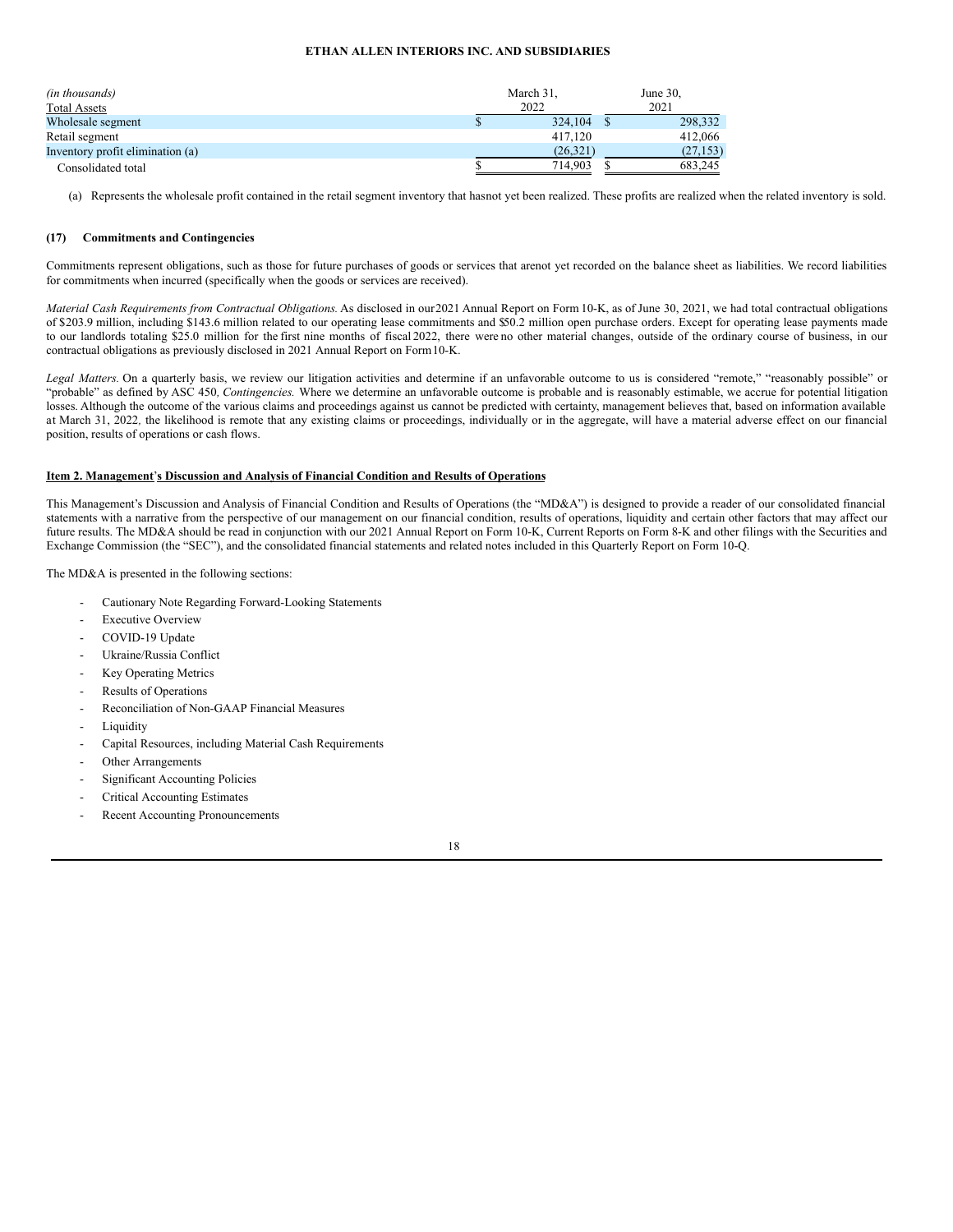| (in thousands) | March 31, | June 30, |
|---|---|---|
| Total Assets | 2022 | 2021 |
| Wholesale segment | $ 324,104 | $ 298,332 |
| Retail segment | 417,120 | 412,066 |
| Inventory profit elimination (a) | (26,321) | (27,153) |
| Consolidated total | $ 714,903 | $ 683,245 |

(a) Represents the wholesale profit contained in the retail segment inventory that has not yet been realized. These profits are realized when the related inventory is sold.

#### (17) Commitments and Contingencies

Commitments represent obligations, such as those for future purchases of goods or services that are not yet recorded on the balance sheet as liabilities. We record liabilities for commitments when incurred (specifically when the goods or services are received).

*Material Cash Requirements from Contractual Obligations.* As disclosed in our 2021 Annual Report on Form 10-K, as of June 30, 2021, we had total contractual obligations of $203.9 million, including $143.6 million related to our operating lease commitments and $50.2 million open purchase orders. Except for operating lease payments made to our landlords totaling $25.0 million for the first nine months of fiscal 2022, there were no other material changes, outside of the ordinary course of business, in our contractual obligations as previously disclosed in 2021 Annual Report on Form 10-K.

*Legal Matters.* On a quarterly basis, we review our litigation activities and determine if an unfavorable outcome to us is considered "remote," "reasonably possible" or "probable" as defined by ASC 450, *Contingencies.* Where we determine an unfavorable outcome is probable and is reasonably estimable, we accrue for potential litigation losses. Although the outcome of the various claims and proceedings against us cannot be predicted with certainty, management believes that, based on information available at March 31, 2022, the likelihood is remote that any existing claims or proceedings, individually or in the aggregate, will have a material adverse effect on our financial position, results of operations or cash flows.

## Item 2. Management's Discussion and Analysis of Financial Condition and Results of Operations

This Management's Discussion and Analysis of Financial Condition and Results of Operations (the "MD&A") is designed to provide a reader of our consolidated financial statements with a narrative from the perspective of our management on our financial condition, results of operations, liquidity and certain other factors that may affect our future results. The MD&A should be read in conjunction with our 2021 Annual Report on Form 10-K, Current Reports on Form 8-K and other filings with the Securities and Exchange Commission (the "SEC"), and the consolidated financial statements and related notes included in this Quarterly Report on Form 10-Q.

The MD&A is presented in the following sections:

- Cautionary Note Regarding Forward-Looking Statements
- Executive Overview
- COVID-19 Update
- Ukraine/Russia Conflict
- Key Operating Metrics
- Results of Operations
- Reconciliation of Non-GAAP Financial Measures
- Liquidity
- Capital Resources, including Material Cash Requirements
- Other Arrangements
- Significant Accounting Policies
- Critical Accounting Estimates
- Recent Accounting Pronouncements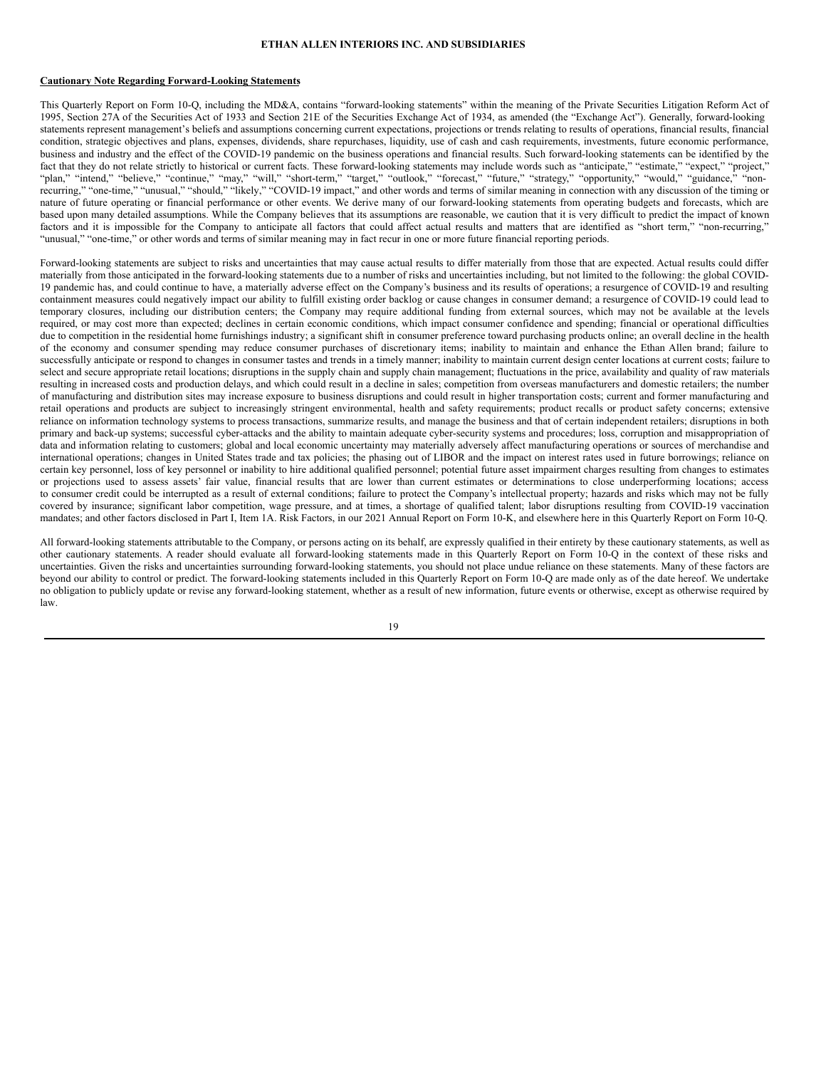**Cautionary Note Regarding Forward-Looking Statements**

This Quarterly Report on Form 10-Q, including the MD&A, contains "forward-looking statements" within the meaning of the Private Securities Litigation Reform Act of 1995, Section 27A of the Securities Act of 1933 and Section 21E of the Securities Exchange Act of 1934, as amended (the "Exchange Act"). Generally, forward-looking statements represent management's beliefs and assumptions concerning current expectations, projections or trends relating to results of operations, financial results, financial condition, strategic objectives and plans, expenses, dividends, share repurchases, liquidity, use of cash and cash requirements, investments, future economic performance, business and industry and the effect of the COVID-19 pandemic on the business operations and financial results. Such forward-looking statements can be identified by the fact that they do not relate strictly to historical or current facts. These forward-looking statements may include words such as "anticipate," "estimate," "expect," "project," "plan," "intend," "believe," "continue," "may," "will," "short-term," "target," "outlook," "forecast," "future," "strategy," "opportunity," "would," "guidance," "non-recurring," "one-time," "unusual," "should," "likely," "COVID-19 impact," and other words and terms of similar meaning in connection with any discussion of the timing or nature of future operating or financial performance or other events. We derive many of our forward-looking statements from operating budgets and forecasts, which are based upon many detailed assumptions. While the Company believes that its assumptions are reasonable, we caution that it is very difficult to predict the impact of known factors and it is impossible for the Company to anticipate all factors that could affect actual results and matters that are identified as "short term," "non-recurring," "unusual," "one-time," or other words and terms of similar meaning may in fact recur in one or more future financial reporting periods.

Forward-looking statements are subject to risks and uncertainties that may cause actual results to differ materially from those that are expected. Actual results could differ materially from those anticipated in the forward-looking statements due to a number of risks and uncertainties including, but not limited to the following: the global COVID-19 pandemic has, and could continue to have, a materially adverse effect on the Company's business and its results of operations; a resurgence of COVID-19 and resulting containment measures could negatively impact our ability to fulfill existing order backlog or cause changes in consumer demand; a resurgence of COVID-19 could lead to temporary closures, including our distribution centers; the Company may require additional funding from external sources, which may not be available at the levels required, or may cost more than expected; declines in certain economic conditions, which impact consumer confidence and spending; financial or operational difficulties due to competition in the residential home furnishings industry; a significant shift in consumer preference toward purchasing products online; an overall decline in the health of the economy and consumer spending may reduce consumer purchases of discretionary items; inability to maintain and enhance the Ethan Allen brand; failure to successfully anticipate or respond to changes in consumer tastes and trends in a timely manner; inability to maintain current design center locations at current costs; failure to select and secure appropriate retail locations; disruptions in the supply chain and supply chain management; fluctuations in the price, availability and quality of raw materials resulting in increased costs and production delays, and which could result in a decline in sales; competition from overseas manufacturers and domestic retailers; the number of manufacturing and distribution sites may increase exposure to business disruptions and could result in higher transportation costs; current and former manufacturing and retail operations and products are subject to increasingly stringent environmental, health and safety requirements; product recalls or product safety concerns; extensive reliance on information technology systems to process transactions, summarize results, and manage the business and that of certain independent retailers; disruptions in both primary and back-up systems; successful cyber-attacks and the ability to maintain adequate cyber-security systems and procedures; loss, corruption and misappropriation of data and information relating to customers; global and local economic uncertainty may materially adversely affect manufacturing operations or sources of merchandise and international operations; changes in United States trade and tax policies; the phasing out of LIBOR and the impact on interest rates used in future borrowings; reliance on certain key personnel, loss of key personnel or inability to hire additional qualified personnel; potential future asset impairment charges resulting from changes to estimates or projections used to assess assets' fair value, financial results that are lower than current estimates or determinations to close underperforming locations; access to consumer credit could be interrupted as a result of external conditions; failure to protect the Company's intellectual property; hazards and risks which may not be fully covered by insurance; significant labor competition, wage pressure, and at times, a shortage of qualified talent; labor disruptions resulting from COVID-19 vaccination mandates; and other factors disclosed in Part I, Item 1A. Risk Factors, in our 2021 Annual Report on Form 10-K, and elsewhere here in this Quarterly Report on Form 10-Q.

All forward-looking statements attributable to the Company, or persons acting on its behalf, are expressly qualified in their entirety by these cautionary statements, as well as other cautionary statements. A reader should evaluate all forward-looking statements made in this Quarterly Report on Form 10-Q in the context of these risks and uncertainties. Given the risks and uncertainties surrounding forward-looking statements, you should not place undue reliance on these statements. Many of these factors are beyond our ability to control or predict. The forward-looking statements included in this Quarterly Report on Form 10-Q are made only as of the date hereof. We undertake no obligation to publicly update or revise any forward-looking statement, whether as a result of new information, future events or otherwise, except as otherwise required by law.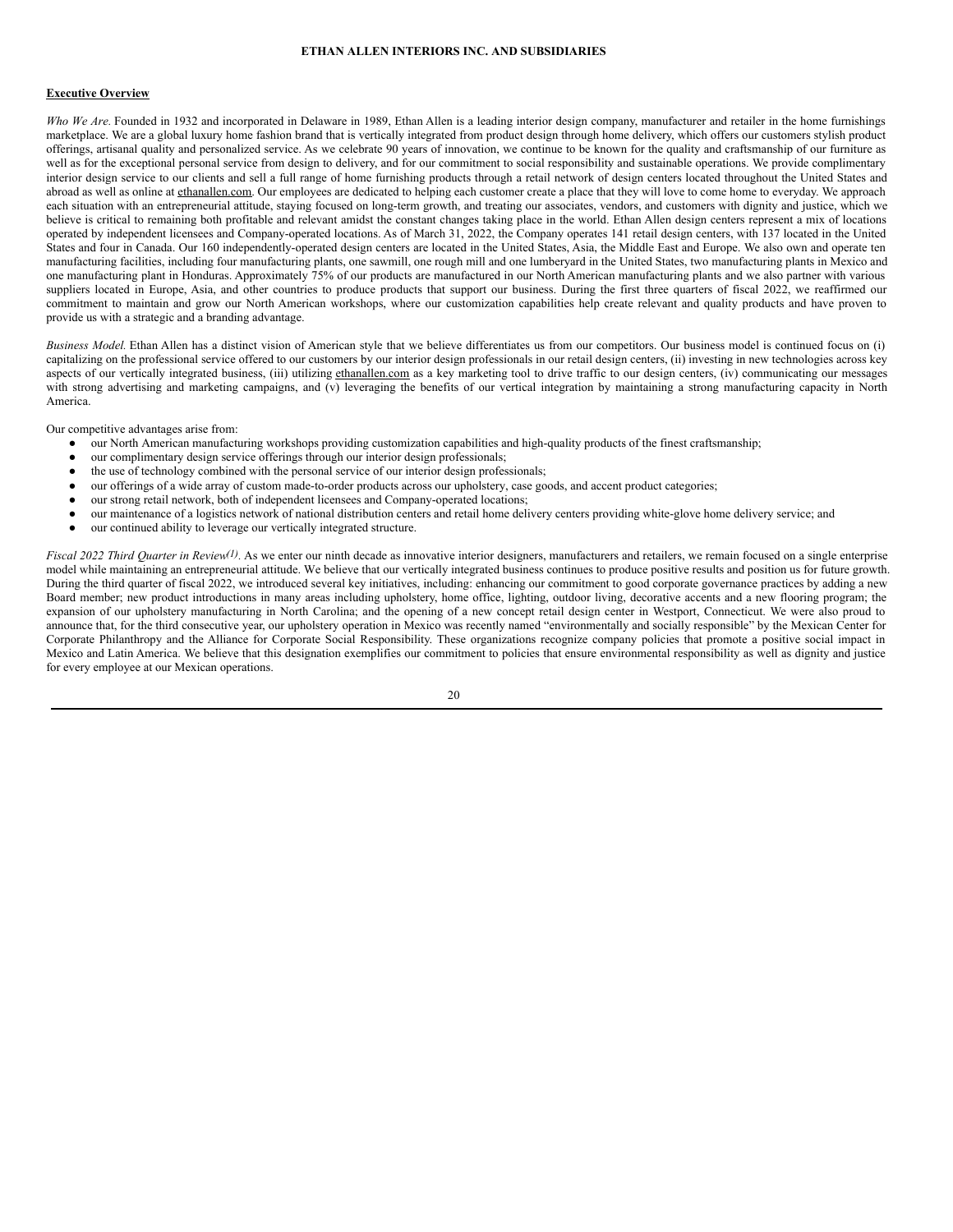## Executive Overview

*Who We Are.* Founded in 1932 and incorporated in Delaware in 1989, Ethan Allen is a leading interior design company, manufacturer and retailer in the home furnishings marketplace. We are a global luxury home fashion brand that is vertically integrated from product design through home delivery, which offers our customers stylish product offerings, artisanal quality and personalized service. As we celebrate 90 years of innovation, we continue to be known for the quality and craftsmanship of our furniture as well as for the exceptional personal service from design to delivery, and for our commitment to social responsibility and sustainable operations. We provide complimentary interior design service to our clients and sell a full range of home furnishing products through a retail network of design centers located throughout the United States and abroad as well as online at ethanallen.com. Our employees are dedicated to helping each customer create a place that they will love to come home to everyday. We approach each situation with an entrepreneurial attitude, staying focused on long-term growth, and treating our associates, vendors, and customers with dignity and justice, which we believe is critical to remaining both profitable and relevant amidst the constant changes taking place in the world. Ethan Allen design centers represent a mix of locations operated by independent licensees and Company-operated locations. As of March 31, 2022, the Company operates 141 retail design centers, with 137 located in the United States and four in Canada. Our 160 independently-operated design centers are located in the United States, Asia, the Middle East and Europe. We also own and operate ten manufacturing facilities, including four manufacturing plants, one sawmill, one rough mill and one lumberyard in the United States, two manufacturing plants in Mexico and one manufacturing plant in Honduras. Approximately 75% of our products are manufactured in our North American manufacturing plants and we also partner with various suppliers located in Europe, Asia, and other countries to produce products that support our business. During the first three quarters of fiscal 2022, we reaffirmed our commitment to maintain and grow our North American workshops, where our customization capabilities help create relevant and quality products and have proven to provide us with a strategic and a branding advantage.

*Business Model.* Ethan Allen has a distinct vision of American style that we believe differentiates us from our competitors. Our business model is continued focus on (i) capitalizing on the professional service offered to our customers by our interior design professionals in our retail design centers, (ii) investing in new technologies across key aspects of our vertically integrated business, (iii) utilizing ethanallen.com as a key marketing tool to drive traffic to our design centers, (iv) communicating our messages with strong advertising and marketing campaigns, and (v) leveraging the benefits of our vertical integration by maintaining a strong manufacturing capacity in North America.

Our competitive advantages arise from:

- our North American manufacturing workshops providing customization capabilities and high-quality products of the finest craftsmanship;
- our complimentary design service offerings through our interior design professionals;
- the use of technology combined with the personal service of our interior design professionals;
- our offerings of a wide array of custom made-to-order products across our upholstery, case goods, and accent product categories;
- our strong retail network, both of independent licensees and Company-operated locations;
- our maintenance of a logistics network of national distribution centers and retail home delivery centers providing white-glove home delivery service; and
- our continued ability to leverage our vertically integrated structure.

*Fiscal 2022 Third Quarter in Review[(1)].* As we enter our ninth decade as innovative interior designers, manufacturers and retailers, we remain focused on a single enterprise model while maintaining an entrepreneurial attitude. We believe that our vertically integrated business continues to produce positive results and position us for future growth. During the third quarter of fiscal 2022, we introduced several key initiatives, including: enhancing our commitment to good corporate governance practices by adding a new Board member; new product introductions in many areas including upholstery, home office, lighting, outdoor living, decorative accents and a new flooring program; the expansion of our upholstery manufacturing in North Carolina; and the opening of a new concept retail design center in Westport, Connecticut. We were also proud to announce that, for the third consecutive year, our upholstery operation in Mexico was recently named "environmentally and socially responsible" by the Mexican Center for Corporate Philanthropy and the Alliance for Corporate Social Responsibility. These organizations recognize company policies that promote a positive social impact in Mexico and Latin America. We believe that this designation exemplifies our commitment to policies that ensure environmental responsibility as well as dignity and justice for every employee at our Mexican operations.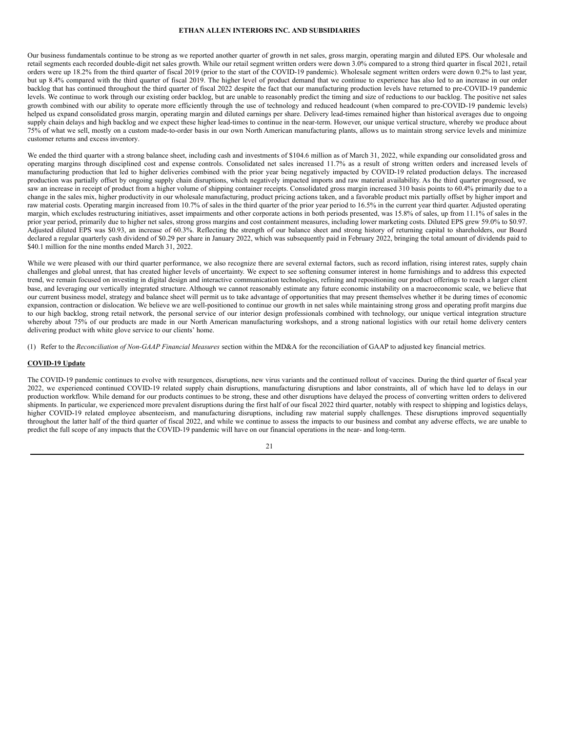Our business fundamentals continue to be strong as we reported another quarter of growth in net sales, gross margin, operating margin and diluted EPS. Our wholesale and retail segments each recorded double-digit net sales growth. While our retail segment written orders were down 3.0% compared to a strong third quarter in fiscal 2021, retail orders were up 18.2% from the third quarter of fiscal 2019 (prior to the start of the COVID-19 pandemic). Wholesale segment written orders were down 0.2% to last year, but up 8.4% compared with the third quarter of fiscal 2019. The higher level of product demand that we continue to experience has also led to an increase in our order backlog that has continued throughout the third quarter of fiscal 2022 despite the fact that our manufacturing production levels have returned to pre-COVID-19 pandemic levels. We continue to work through our existing order backlog, but are unable to reasonably predict the timing and size of reductions to our backlog. The positive net sales growth combined with our ability to operate more efficiently through the use of technology and reduced headcount (when compared to pre-COVID-19 pandemic levels) helped us expand consolidated gross margin, operating margin and diluted earnings per share. Delivery lead-times remained higher than historical averages due to ongoing supply chain delays and high backlog and we expect these higher lead-times to continue in the near-term. However, our unique vertical structure, whereby we produce about 75% of what we sell, mostly on a custom made-to-order basis in our own North American manufacturing plants, allows us to maintain strong service levels and minimize customer returns and excess inventory.

We ended the third quarter with a strong balance sheet, including cash and investments of $104.6 million as of March 31, 2022, while expanding our consolidated gross and operating margins through disciplined cost and expense controls. Consolidated net sales increased 11.7% as a result of strong written orders and increased levels of manufacturing production that led to higher deliveries combined with the prior year being negatively impacted by COVID-19 related production delays. The increased production was partially offset by ongoing supply chain disruptions, which negatively impacted imports and raw material availability. As the third quarter progressed, we saw an increase in receipt of product from a higher volume of shipping container receipts. Consolidated gross margin increased 310 basis points to 60.4% primarily due to a change in the sales mix, higher productivity in our wholesale manufacturing, product pricing actions taken, and a favorable product mix partially offset by higher import and raw material costs. Operating margin increased from 10.7% of sales in the third quarter of the prior year period to 16.5% in the current year third quarter. Adjusted operating margin, which excludes restructuring initiatives, asset impairments and other corporate actions in both periods presented, was 15.8% of sales, up from 11.1% of sales in the prior year period, primarily due to higher net sales, strong gross margins and cost containment measures, including lower marketing costs. Diluted EPS grew 59.0% to $0.97. Adjusted diluted EPS was $0.93, an increase of 60.3%. Reflecting the strength of our balance sheet and strong history of returning capital to shareholders, our Board declared a regular quarterly cash dividend of $0.29 per share in January 2022, which was subsequently paid in February 2022, bringing the total amount of dividends paid to $40.1 million for the nine months ended March 31, 2022.

While we were pleased with our third quarter performance, we also recognize there are several external factors, such as record inflation, rising interest rates, supply chain challenges and global unrest, that has created higher levels of uncertainty. We expect to see softening consumer interest in home furnishings and to address this expected trend, we remain focused on investing in digital design and interactive communication technologies, refining and repositioning our product offerings to reach a larger client base, and leveraging our vertically integrated structure. Although we cannot reasonably estimate any future economic instability on a macroeconomic scale, we believe that our current business model, strategy and balance sheet will permit us to take advantage of opportunities that may present themselves whether it be during times of economic expansion, contraction or dislocation. We believe we are well-positioned to continue our growth in net sales while maintaining strong gross and operating profit margins due to our high backlog, strong retail network, the personal service of our interior design professionals combined with technology, our unique vertical integration structure whereby about 75% of our products are made in our North American manufacturing workshops, and a strong national logistics with our retail home delivery centers delivering product with white glove service to our clients' home.

(1) Refer to the *Reconciliation of Non-GAAP Financial Measures* section within the MD&A for the reconciliation of GAAP to adjusted key financial metrics.

**COVID-19 Update**

The COVID-19 pandemic continues to evolve with resurgences, disruptions, new virus variants and the continued rollout of vaccines. During the third quarter of fiscal year 2022, we experienced continued COVID-19 related supply chain disruptions, manufacturing disruptions and labor constraints, all of which have led to delays in our production workflow. While demand for our products continues to be strong, these and other disruptions have delayed the process of converting written orders to delivered shipments. In particular, we experienced more prevalent disruptions during the first half of our fiscal 2022 third quarter, notably with respect to shipping and logistics delays, higher COVID-19 related employee absenteeism, and manufacturing disruptions, including raw material supply challenges. These disruptions improved sequentially throughout the latter half of the third quarter of fiscal 2022, and while we continue to assess the impacts to our business and combat any adverse effects, we are unable to predict the full scope of any impacts that the COVID-19 pandemic will have on our financial operations in the near- and long-term.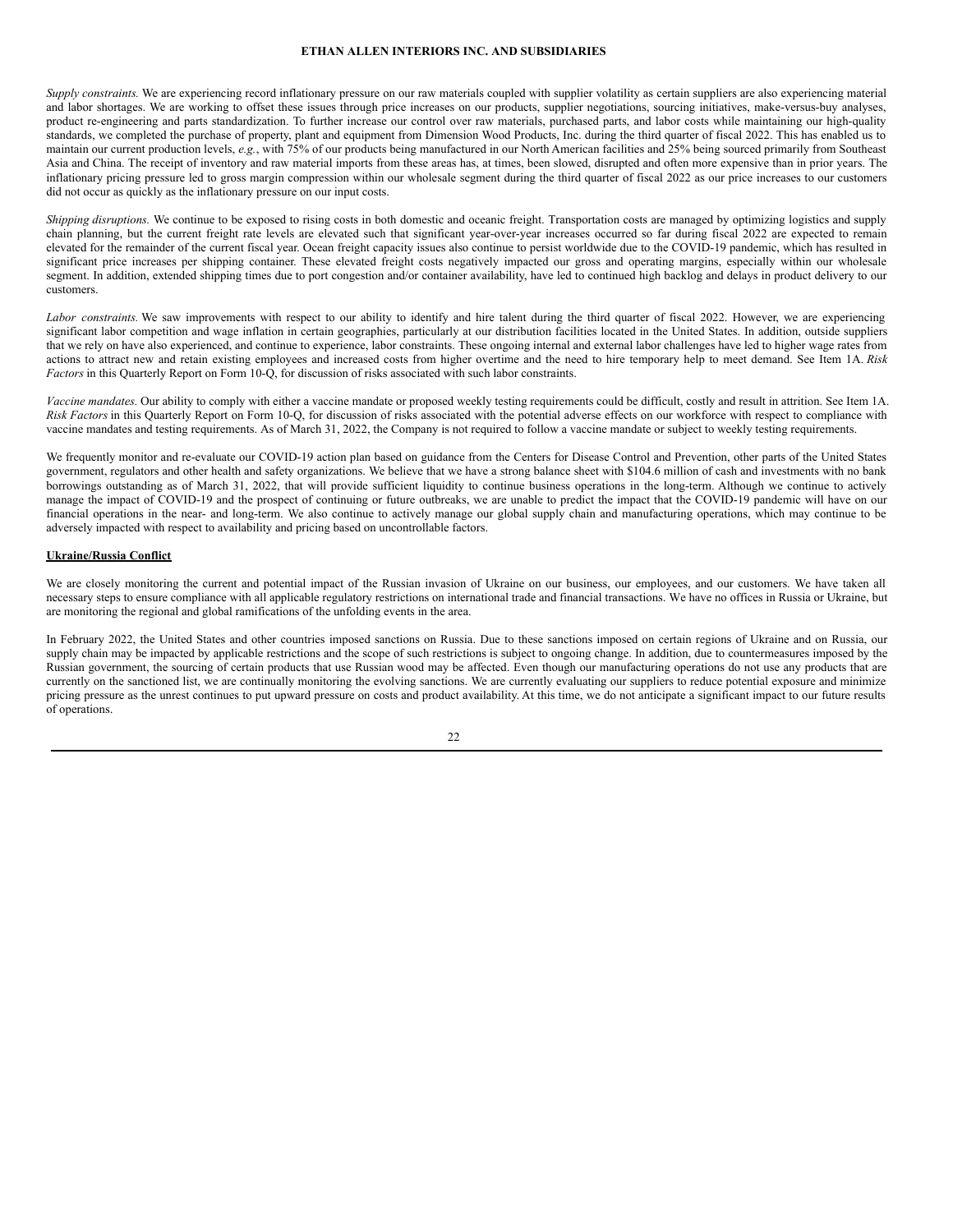*Supply constraints.* We are experiencing record inflationary pressure on our raw materials coupled with supplier volatility as certain suppliers are also experiencing material and labor shortages. We are working to offset these issues through price increases on our products, supplier negotiations, sourcing initiatives, make-versus-buy analyses, product re-engineering and parts standardization. To further increase our control over raw materials, purchased parts, and labor costs while maintaining our high-quality standards, we completed the purchase of property, plant and equipment from Dimension Wood Products, Inc. during the third quarter of fiscal 2022. This has enabled us to maintain our current production levels, *e.g.*, with 75% of our products being manufactured in our North American facilities and 25% being sourced primarily from Southeast Asia and China. The receipt of inventory and raw material imports from these areas has, at times, been slowed, disrupted and often more expensive than in prior years. The inflationary pricing pressure led to gross margin compression within our wholesale segment during the third quarter of fiscal 2022 as our price increases to our customers did not occur as quickly as the inflationary pressure on our input costs.

*Shipping disruptions.* We continue to be exposed to rising costs in both domestic and oceanic freight. Transportation costs are managed by optimizing logistics and supply chain planning, but the current freight rate levels are elevated such that significant year-over-year increases occurred so far during fiscal 2022 are expected to remain elevated for the remainder of the current fiscal year. Ocean freight capacity issues also continue to persist worldwide due to the COVID-19 pandemic, which has resulted in significant price increases per shipping container. These elevated freight costs negatively impacted our gross and operating margins, especially within our wholesale segment. In addition, extended shipping times due to port congestion and/or container availability, have led to continued high backlog and delays in product delivery to our customers.

*Labor constraints.* We saw improvements with respect to our ability to identify and hire talent during the third quarter of fiscal 2022. However, we are experiencing significant labor competition and wage inflation in certain geographies, particularly at our distribution facilities located in the United States. In addition, outside suppliers that we rely on have also experienced, and continue to experience, labor constraints. These ongoing internal and external labor challenges have led to higher wage rates from actions to attract new and retain existing employees and increased costs from higher overtime and the need to hire temporary help to meet demand. See Item 1A. *Risk Factors* in this Quarterly Report on Form 10-Q, for discussion of risks associated with such labor constraints.

*Vaccine mandates.* Our ability to comply with either a vaccine mandate or proposed weekly testing requirements could be difficult, costly and result in attrition. See Item 1A. *Risk Factors* in this Quarterly Report on Form 10-Q, for discussion of risks associated with the potential adverse effects on our workforce with respect to compliance with vaccine mandates and testing requirements. As of March 31, 2022, the Company is not required to follow a vaccine mandate or subject to weekly testing requirements.

We frequently monitor and re-evaluate our COVID-19 action plan based on guidance from the Centers for Disease Control and Prevention, other parts of the United States government, regulators and other health and safety organizations. We believe that we have a strong balance sheet with $104.6 million of cash and investments with no bank borrowings outstanding as of March 31, 2022, that will provide sufficient liquidity to continue business operations in the long-term. Although we continue to actively manage the impact of COVID-19 and the prospect of continuing or future outbreaks, we are unable to predict the impact that the COVID-19 pandemic will have on our financial operations in the near- and long-term. We also continue to actively manage our global supply chain and manufacturing operations, which may continue to be adversely impacted with respect to availability and pricing based on uncontrollable factors.

**Ukraine/Russia Conflict**

We are closely monitoring the current and potential impact of the Russian invasion of Ukraine on our business, our employees, and our customers. We have taken all necessary steps to ensure compliance with all applicable regulatory restrictions on international trade and financial transactions. We have no offices in Russia or Ukraine, but are monitoring the regional and global ramifications of the unfolding events in the area.

In February 2022, the United States and other countries imposed sanctions on Russia. Due to these sanctions imposed on certain regions of Ukraine and on Russia, our supply chain may be impacted by applicable restrictions and the scope of such restrictions is subject to ongoing change. In addition, due to countermeasures imposed by the Russian government, the sourcing of certain products that use Russian wood may be affected. Even though our manufacturing operations do not use any products that are currently on the sanctioned list, we are continually monitoring the evolving sanctions. We are currently evaluating our suppliers to reduce potential exposure and minimize pricing pressure as the unrest continues to put upward pressure on costs and product availability. At this time, we do not anticipate a significant impact to our future results of operations.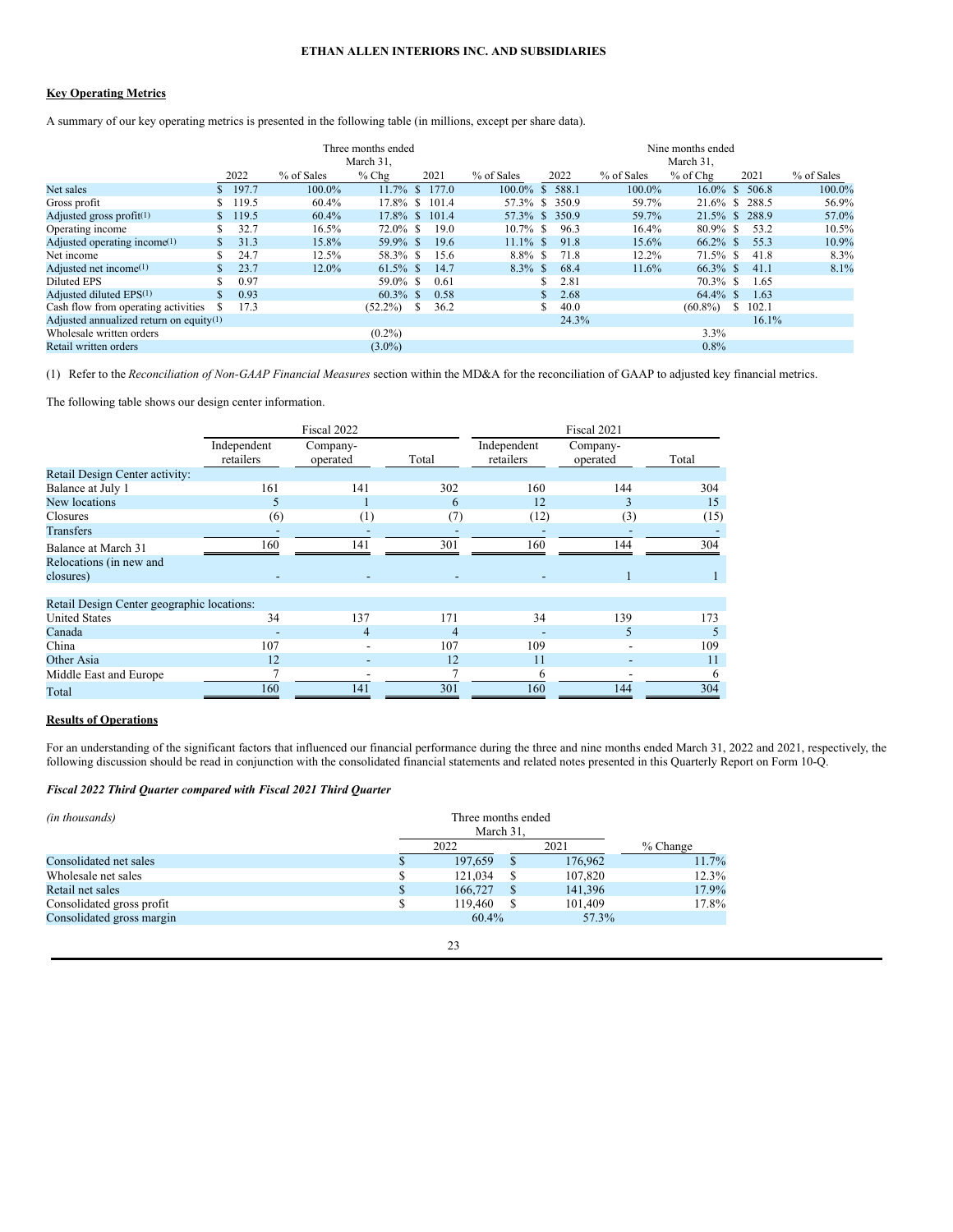**Key Operating Metrics**

A summary of our key operating metrics is presented in the following table (in millions, except per share data).

| | Three months ended March 31, | | | | | Nine months ended March 31, | | | | |
|---|---|---|---|---|---|---|---|---|---|---|
| | 2022 | % of Sales | % Chg | 2021 | % of Sales | 2022 | % of Sales | % of Chg | 2021 | % of Sales |
| Net sales | $ 197.7 | 100.0% | 11.7% | $ 177.0 | 100.0% | $ 588.1 | 100.0% | 16.0% | $ 506.8 | 100.0% |
| Gross profit | $ 119.5 | 60.4% | 17.8% | $ 101.4 | 57.3% | $ 350.9 | 59.7% | 21.6% | $ 288.5 | 56.9% |
| Adjusted gross profit(1) | $ 119.5 | 60.4% | 17.8% | $ 101.4 | 57.3% | $ 350.9 | 59.7% | 21.5% | $ 288.9 | 57.0% |
| Operating income | $ 32.7 | 16.5% | 72.0% | $ 19.0 | 10.7% | $ 96.3 | 16.4% | 80.9% | $ 53.2 | 10.5% |
| Adjusted operating income(1) | $ 31.3 | 15.8% | 59.9% | $ 19.6 | 11.1% | $ 91.8 | 15.6% | 66.2% | $ 55.3 | 10.9% |
| Net income | $ 24.7 | 12.5% | 58.3% | $ 15.6 | 8.8% | $ 71.8 | 12.2% | 71.5% | $ 41.8 | 8.3% |
| Adjusted net income(1) | $ 23.7 | 12.0% | 61.5% | $ 14.7 | 8.3% | $ 68.4 | 11.6% | 66.3% | $ 41.1 | 8.1% |
| Diluted EPS | $ 0.97 | | 59.0% | $ 0.61 | | $ 2.81 | | 70.3% | $ 1.65 | |
| Adjusted diluted EPS(1) | $ 0.93 | | 60.3% | $ 0.58 | | $ 2.68 | | 64.4% | $ 1.63 | |
| Cash flow from operating activities | $ 17.3 | | (52.2%) | $ 36.2 | | $ 40.0 | | (60.8%) | $ 102.1 | |
| Adjusted annualized return on equity(1) | | | | | | 24.3% | | | 16.1% | |
| Wholesale written orders | | | (0.2%) | | | | | 3.3% | | |
| Retail written orders | | | (3.0%) | | | | | 0.8% | | |

(1) Refer to the *Reconciliation of Non-GAAP Financial Measures* section within the MD&A for the reconciliation of GAAP to adjusted key financial metrics.

The following table shows our design center information.

| | Fiscal 2022 | | | Fiscal 2021 | | |
|---|---|---|---|---|---|---|
| | Independent retailers | Company-operated | Total | Independent retailers | Company-operated | Total |
| Retail Design Center activity: | | | | | | |
| Balance at July 1 | 161 | 141 | 302 | 160 | 144 | 304 |
| New locations | 5 | 1 | 6 | 12 | 3 | 15 |
| Closures | (6) | (1) | (7) | (12) | (3) | (15) |
| Transfers | - | - | - | - | - | - |
| Balance at March 31 | 160 | 141 | 301 | 160 | 144 | 304 |
| Relocations (in new and closures) | - | - | - | - | 1 | 1 |
| | | | | | | |
| Retail Design Center geographic locations: | | | | | | |
| United States | 34 | 137 | 171 | 34 | 139 | 173 |
| Canada | - | 4 | 4 | - | 5 | 5 |
| China | 107 | - | 107 | 109 | - | 109 |
| Other Asia | 12 | - | 12 | 11 | - | 11 |
| Middle East and Europe | 7 | - | 7 | 6 | - | 6 |
| Total | 160 | 141 | 301 | 160 | 144 | 304 |

**Results of Operations**

For an understanding of the significant factors that influenced our financial performance during the three and nine months ended March 31, 2022 and 2021, respectively, the following discussion should be read in conjunction with the consolidated financial statements and related notes presented in this Quarterly Report on Form 10-Q.

***Fiscal 2022 Third Quarter compared with Fiscal 2021 Third Quarter***

| *(in thousands)* | Three months ended March 31, | | |
|---|---|---|---|
| | 2022 | 2021 | % Change |
| Consolidated net sales | $ 197,659 | $ 176,962 | 11.7% |
| Wholesale net sales | $ 121,034 | $ 107,820 | 12.3% |
| Retail net sales | $ 166,727 | $ 141,396 | 17.9% |
| Consolidated gross profit | $ 119,460 | $ 101,409 | 17.8% |
| Consolidated gross margin | 60.4% | 57.3% | |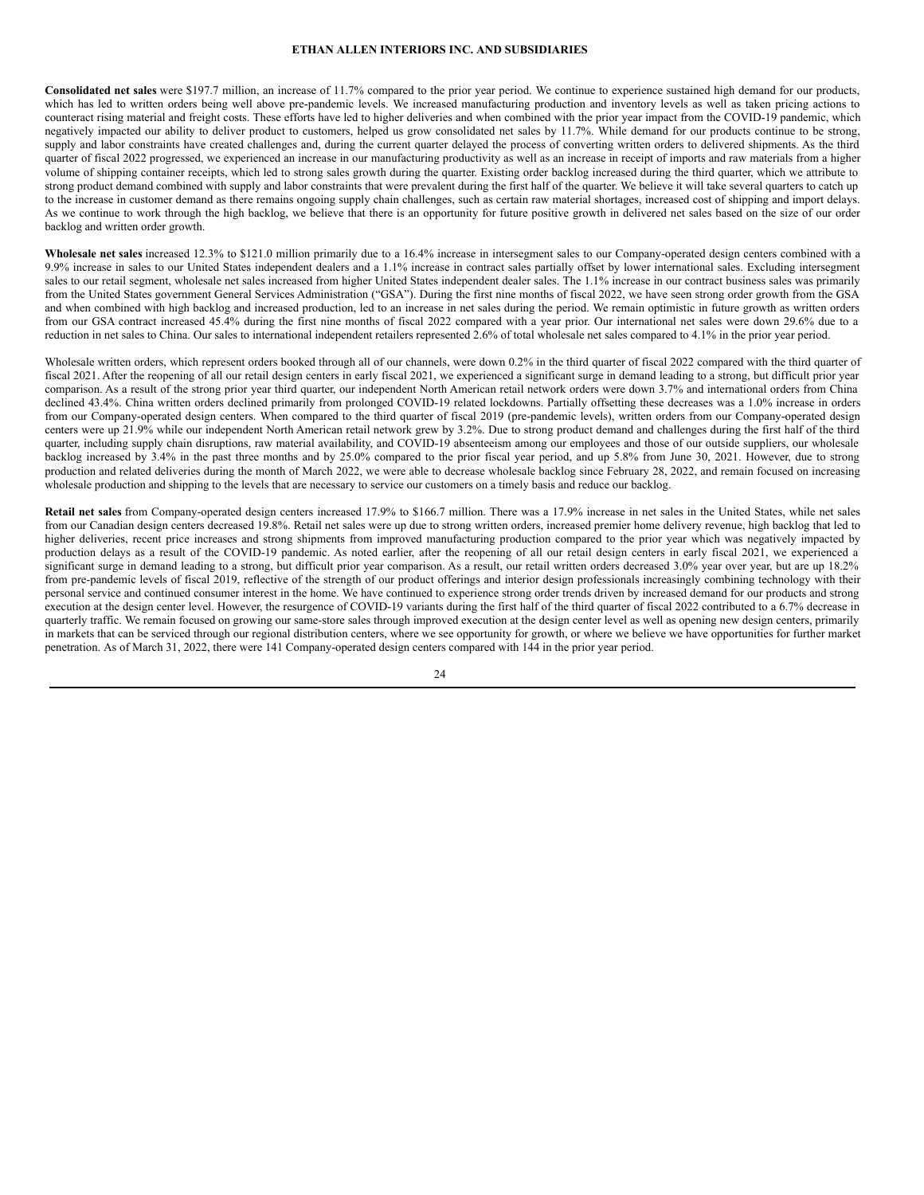**Consolidated net sales** were $197.7 million, an increase of 11.7% compared to the prior year period. We continue to experience sustained high demand for our products, which has led to written orders being well above pre-pandemic levels. We increased manufacturing production and inventory levels as well as taken pricing actions to counteract rising material and freight costs. These efforts have led to higher deliveries and when combined with the prior year impact from the COVID-19 pandemic, which negatively impacted our ability to deliver product to customers, helped us grow consolidated net sales by 11.7%. While demand for our products continue to be strong, supply and labor constraints have created challenges and, during the current quarter delayed the process of converting written orders to delivered shipments. As the third quarter of fiscal 2022 progressed, we experienced an increase in our manufacturing productivity as well as an increase in receipt of imports and raw materials from a higher volume of shipping container receipts, which led to strong sales growth during the quarter. Existing order backlog increased during the third quarter, which we attribute to strong product demand combined with supply and labor constraints that were prevalent during the first half of the quarter. We believe it will take several quarters to catch up to the increase in customer demand as there remains ongoing supply chain challenges, such as certain raw material shortages, increased cost of shipping and import delays. As we continue to work through the high backlog, we believe that there is an opportunity for future positive growth in delivered net sales based on the size of our order backlog and written order growth.

**Wholesale net sales** increased 12.3% to $121.0 million primarily due to a 16.4% increase in intersegment sales to our Company-operated design centers combined with a 9.9% increase in sales to our United States independent dealers and a 1.1% increase in contract sales partially offset by lower international sales. Excluding intersegment sales to our retail segment, wholesale net sales increased from higher United States independent dealer sales. The 1.1% increase in our contract business sales was primarily from the United States government General Services Administration ("GSA"). During the first nine months of fiscal 2022, we have seen strong order growth from the GSA and when combined with high backlog and increased production, led to an increase in net sales during the period. We remain optimistic in future growth as written orders from our GSA contract increased 45.4% during the first nine months of fiscal 2022 compared with a year prior. Our international net sales were down 29.6% due to a reduction in net sales to China. Our sales to international independent retailers represented 2.6% of total wholesale net sales compared to 4.1% in the prior year period.

Wholesale written orders, which represent orders booked through all of our channels, were down 0.2% in the third quarter of fiscal 2022 compared with the third quarter of fiscal 2021. After the reopening of all our retail design centers in early fiscal 2021, we experienced a significant surge in demand leading to a strong, but difficult prior year comparison. As a result of the strong prior year third quarter, our independent North American retail network orders were down 3.7% and international orders from China declined 43.4%. China written orders declined primarily from prolonged COVID-19 related lockdowns. Partially offsetting these decreases was a 1.0% increase in orders from our Company-operated design centers. When compared to the third quarter of fiscal 2019 (pre-pandemic levels), written orders from our Company-operated design centers were up 21.9% while our independent North American retail network grew by 3.2%. Due to strong product demand and challenges during the first half of the third quarter, including supply chain disruptions, raw material availability, and COVID-19 absenteeism among our employees and those of our outside suppliers, our wholesale backlog increased by 3.4% in the past three months and by 25.0% compared to the prior fiscal year period, and up 5.8% from June 30, 2021. However, due to strong production and related deliveries during the month of March 2022, we were able to decrease wholesale backlog since February 28, 2022, and remain focused on increasing wholesale production and shipping to the levels that are necessary to service our customers on a timely basis and reduce our backlog.

**Retail net sales** from Company-operated design centers increased 17.9% to $166.7 million. There was a 17.9% increase in net sales in the United States, while net sales from our Canadian design centers decreased 19.8%. Retail net sales were up due to strong written orders, increased premier home delivery revenue, high backlog that led to higher deliveries, recent price increases and strong shipments from improved manufacturing production compared to the prior year which was negatively impacted by production delays as a result of the COVID-19 pandemic. As noted earlier, after the reopening of all our retail design centers in early fiscal 2021, we experienced a significant surge in demand leading to a strong, but difficult prior year comparison. As a result, our retail written orders decreased 3.0% year over year, but are up 18.2% from pre-pandemic levels of fiscal 2019, reflective of the strength of our product offerings and interior design professionals increasingly combining technology with their personal service and continued consumer interest in the home. We have continued to experience strong order trends driven by increased demand for our products and strong execution at the design center level. However, the resurgence of COVID-19 variants during the first half of the third quarter of fiscal 2022 contributed to a 6.7% decrease in quarterly traffic. We remain focused on growing our same-store sales through improved execution at the design center level as well as opening new design centers, primarily in markets that can be serviced through our regional distribution centers, where we see opportunity for growth, or where we believe we have opportunities for further market penetration. As of March 31, 2022, there were 141 Company-operated design centers compared with 144 in the prior year period.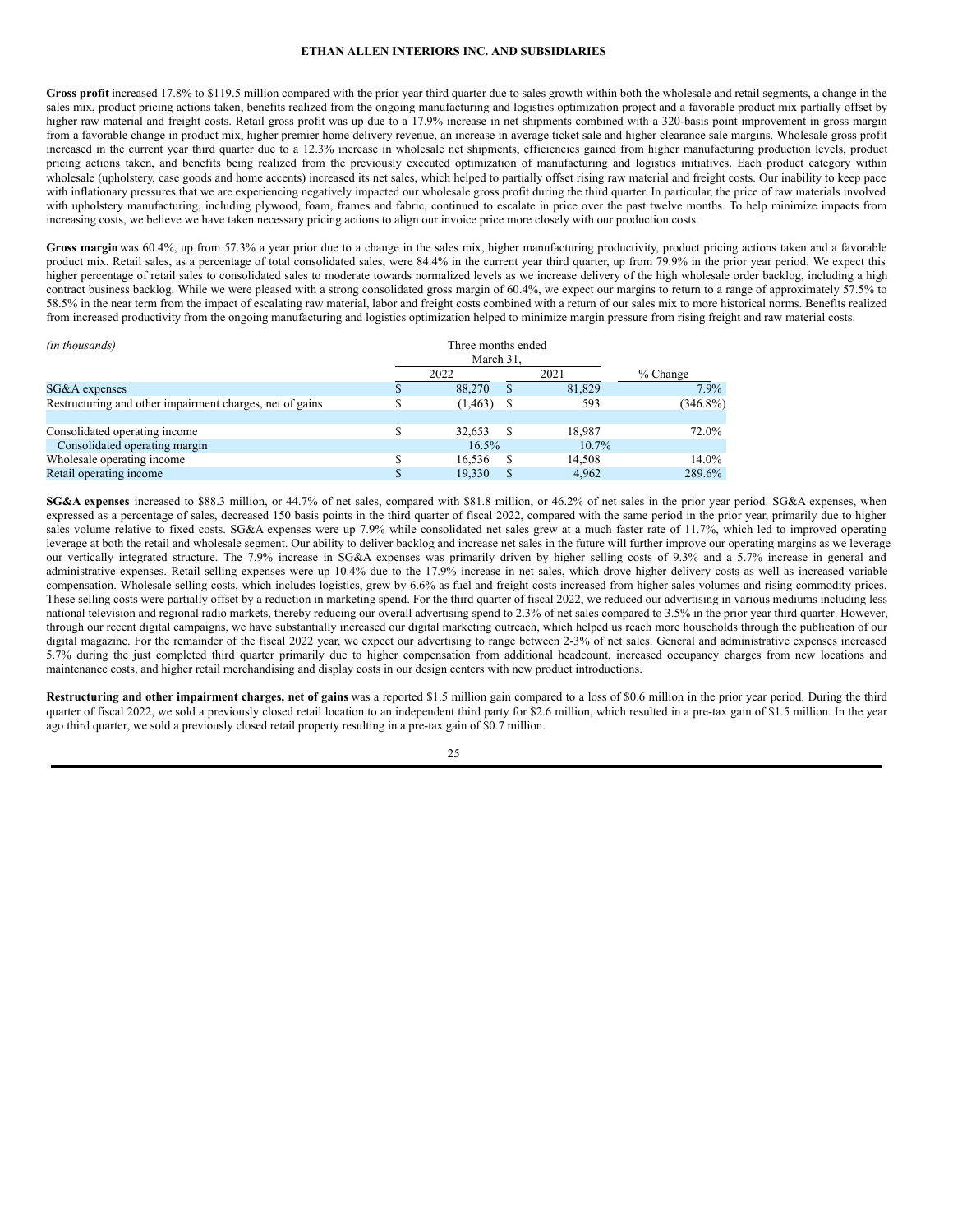**Gross profit** increased 17.8% to $119.5 million compared with the prior year third quarter due to sales growth within both the wholesale and retail segments, a change in the sales mix, product pricing actions taken, benefits realized from the ongoing manufacturing and logistics optimization project and a favorable product mix partially offset by higher raw material and freight costs. Retail gross profit was up due to a 17.9% increase in net shipments combined with a 320-basis point improvement in gross margin from a favorable change in product mix, higher premier home delivery revenue, an increase in average ticket sale and higher clearance sale margins. Wholesale gross profit increased in the current year third quarter due to a 12.3% increase in wholesale net shipments, efficiencies gained from higher manufacturing production levels, product pricing actions taken, and benefits being realized from the previously executed optimization of manufacturing and logistics initiatives. Each product category within wholesale (upholstery, case goods and home accents) increased its net sales, which helped to partially offset rising raw material and freight costs. Our inability to keep pace with inflationary pressures that we are experiencing negatively impacted our wholesale gross profit during the third quarter. In particular, the price of raw materials involved with upholstery manufacturing, including plywood, foam, frames and fabric, continued to escalate in price over the past twelve months. To help minimize impacts from increasing costs, we believe we have taken necessary pricing actions to align our invoice price more closely with our production costs.

**Gross margin** was 60.4%, up from 57.3% a year prior due to a change in the sales mix, higher manufacturing productivity, product pricing actions taken and a favorable product mix. Retail sales, as a percentage of total consolidated sales, were 84.4% in the current year third quarter, up from 79.9% in the prior year period. We expect this higher percentage of retail sales to consolidated sales to moderate towards normalized levels as we increase delivery of the high wholesale order backlog, including a high contract business backlog. While we were pleased with a strong consolidated gross margin of 60.4%, we expect our margins to return to a range of approximately 57.5% to 58.5% in the near term from the impact of escalating raw material, labor and freight costs combined with a return of our sales mix to more historical norms. Benefits realized from increased productivity from the ongoing manufacturing and logistics optimization helped to minimize margin pressure from rising freight and raw material costs.

| *(in thousands)* | Three months ended March 31, | | |
|---|---|---|---|
| | 2022 | 2021 | % Change |
| SG&A expenses | $ 88,270 | $ 81,829 | 7.9% |
| Restructuring and other impairment charges, net of gains | $ (1,463) | $ 593 | (346.8%) |
| | | | |
| Consolidated operating income | $ 32,653 | $ 18,987 | 72.0% |
| Consolidated operating margin | 16.5% | 10.7% | |
| Wholesale operating income | $ 16,536 | $ 14,508 | 14.0% |
| Retail operating income | $ 19,330 | $ 4,962 | 289.6% |

**SG&A expenses** increased to $88.3 million, or 44.7% of net sales, compared with $81.8 million, or 46.2% of net sales in the prior year period. SG&A expenses, when expressed as a percentage of sales, decreased 150 basis points in the third quarter of fiscal 2022, compared with the same period in the prior year, primarily due to higher sales volume relative to fixed costs. SG&A expenses were up 7.9% while consolidated net sales grew at a much faster rate of 11.7%, which led to improved operating leverage at both the retail and wholesale segment. Our ability to deliver backlog and increase net sales in the future will further improve our operating margins as we leverage our vertically integrated structure. The 7.9% increase in SG&A expenses was primarily driven by higher selling costs of 9.3% and a 5.7% increase in general and administrative expenses. Retail selling expenses were up 10.4% due to the 17.9% increase in net sales, which drove higher delivery costs as well as increased variable compensation. Wholesale selling costs, which includes logistics, grew by 6.6% as fuel and freight costs increased from higher sales volumes and rising commodity prices. These selling costs were partially offset by a reduction in marketing spend. For the third quarter of fiscal 2022, we reduced our advertising in various mediums including less national television and regional radio markets, thereby reducing our overall advertising spend to 2.3% of net sales compared to 3.5% in the prior year third quarter. However, through our recent digital campaigns, we have substantially increased our digital marketing outreach, which helped us reach more households through the publication of our digital magazine. For the remainder of the fiscal 2022 year, we expect our advertising to range between 2-3% of net sales. General and administrative expenses increased 5.7% during the just completed third quarter primarily due to higher compensation from additional headcount, increased occupancy charges from new locations and maintenance costs, and higher retail merchandising and display costs in our design centers with new product introductions.

**Restructuring and other impairment charges, net of gains** was a reported $1.5 million gain compared to a loss of $0.6 million in the prior year period. During the third quarter of fiscal 2022, we sold a previously closed retail location to an independent third party for $2.6 million, which resulted in a pre-tax gain of $1.5 million. In the year ago third quarter, we sold a previously closed retail property resulting in a pre-tax gain of $0.7 million.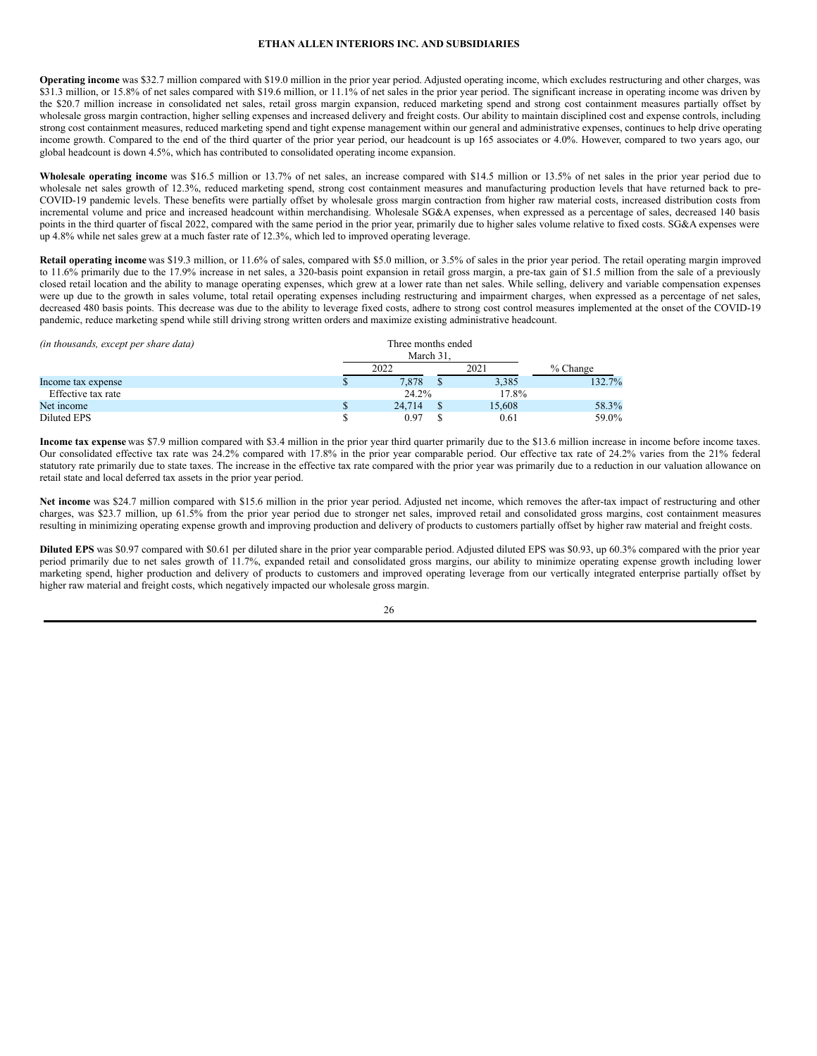**Operating income** was $32.7 million compared with $19.0 million in the prior year period. Adjusted operating income, which excludes restructuring and other charges, was $31.3 million, or 15.8% of net sales compared with $19.6 million, or 11.1% of net sales in the prior year period. The significant increase in operating income was driven by the $20.7 million increase in consolidated net sales, retail gross margin expansion, reduced marketing spend and strong cost containment measures partially offset by wholesale gross margin contraction, higher selling expenses and increased delivery and freight costs. Our ability to maintain disciplined cost and expense controls, including strong cost containment measures, reduced marketing spend and tight expense management within our general and administrative expenses, continues to help drive operating income growth. Compared to the end of the third quarter of the prior year period, our headcount is up 165 associates or 4.0%. However, compared to two years ago, our global headcount is down 4.5%, which has contributed to consolidated operating income expansion.

**Wholesale operating income** was $16.5 million or 13.7% of net sales, an increase compared with $14.5 million or 13.5% of net sales in the prior year period due to wholesale net sales growth of 12.3%, reduced marketing spend, strong cost containment measures and manufacturing production levels that have returned back to pre-COVID-19 pandemic levels. These benefits were partially offset by wholesale gross margin contraction from higher raw material costs, increased distribution costs from incremental volume and price and increased headcount within merchandising. Wholesale SG&A expenses, when expressed as a percentage of sales, decreased 140 basis points in the third quarter of fiscal 2022, compared with the same period in the prior year, primarily due to higher sales volume relative to fixed costs. SG&A expenses were up 4.8% while net sales grew at a much faster rate of 12.3%, which led to improved operating leverage.

**Retail operating income** was $19.3 million, or 11.6% of sales, compared with $5.0 million, or 3.5% of sales in the prior year period. The retail operating margin improved to 11.6% primarily due to the 17.9% increase in net sales, a 320-basis point expansion in retail gross margin, a pre-tax gain of $1.5 million from the sale of a previously closed retail location and the ability to manage operating expenses, which grew at a lower rate than net sales. While selling, delivery and variable compensation expenses were up due to the growth in sales volume, total retail operating expenses including restructuring and impairment charges, when expressed as a percentage of net sales, decreased 480 basis points. This decrease was due to the ability to leverage fixed costs, adhere to strong cost control measures implemented at the onset of the COVID-19 pandemic, reduce marketing spend while still driving strong written orders and maximize existing administrative headcount.

| *(in thousands, except per share data)* | Three months ended March 31, | | |
|---|---|---|---|
| | 2022 | 2021 | % Change |
| Income tax expense | $ 7,878 | $ 3,385 | 132.7% |
| Effective tax rate | 24.2% | 17.8% | |
| Net income | $ 24,714 | $ 15,608 | 58.3% |
| Diluted EPS | $ 0.97 | $ 0.61 | 59.0% |

**Income tax expense** was $7.9 million compared with $3.4 million in the prior year third quarter primarily due to the $13.6 million increase in income before income taxes. Our consolidated effective tax rate was 24.2% compared with 17.8% in the prior year comparable period. Our effective tax rate of 24.2% varies from the 21% federal statutory rate primarily due to state taxes. The increase in the effective tax rate compared with the prior year was primarily due to a reduction in our valuation allowance on retail state and local deferred tax assets in the prior year period.

**Net income** was $24.7 million compared with $15.6 million in the prior year period. Adjusted net income, which removes the after-tax impact of restructuring and other charges, was $23.7 million, up 61.5% from the prior year period due to stronger net sales, improved retail and consolidated gross margins, cost containment measures resulting in minimizing operating expense growth and improving production and delivery of products to customers partially offset by higher raw material and freight costs.

**Diluted EPS** was $0.97 compared with $0.61 per diluted share in the prior year comparable period. Adjusted diluted EPS was $0.93, up 60.3% compared with the prior year period primarily due to net sales growth of 11.7%, expanded retail and consolidated gross margins, our ability to minimize operating expense growth including lower marketing spend, higher production and delivery of products to customers and improved operating leverage from our vertically integrated enterprise partially offset by higher raw material and freight costs, which negatively impacted our wholesale gross margin.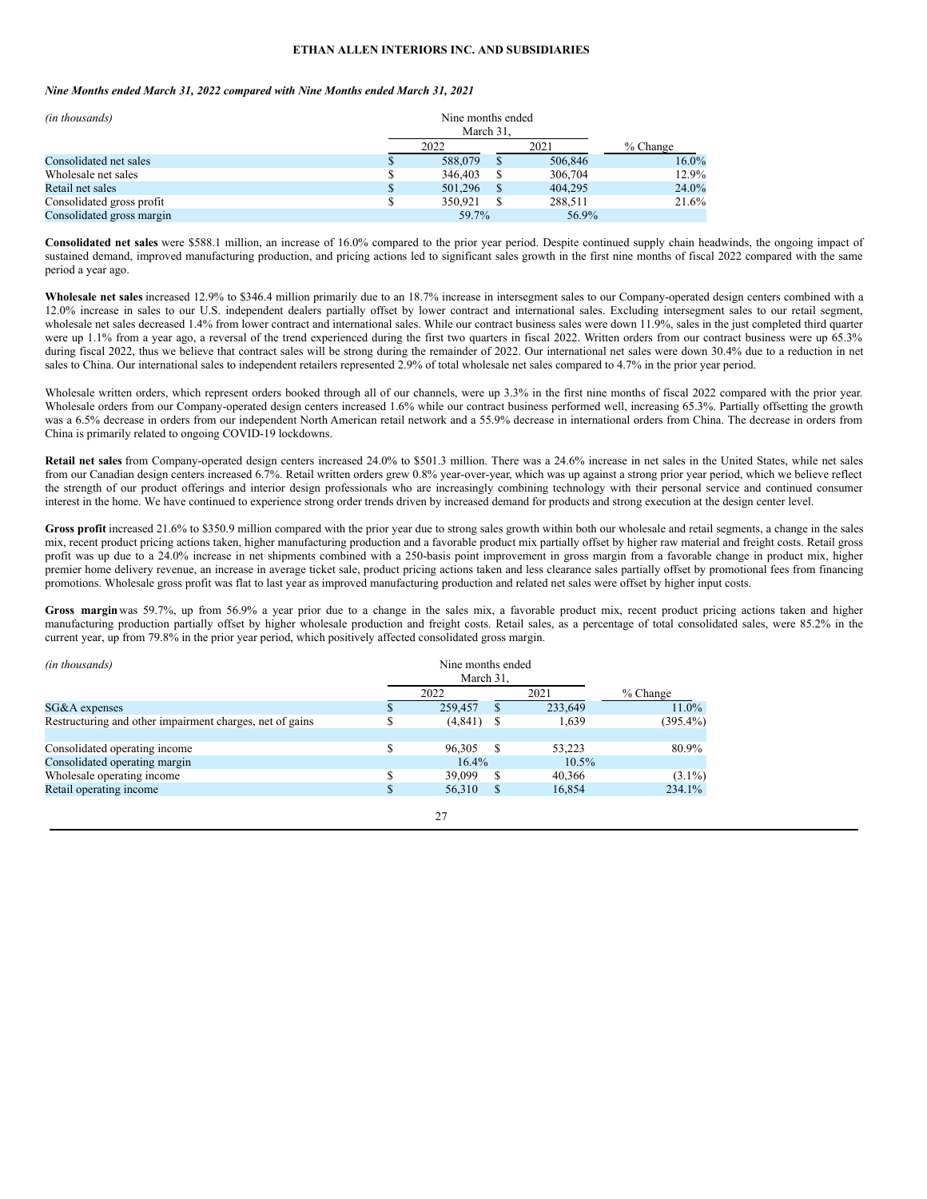### *Nine Months ended March 31, 2022 compared with Nine Months ended March 31, 2021*

| *(in thousands)* | Nine months ended March 31, | | |
|---|---|---|---|
| | 2022 | 2021 | % Change |
| Consolidated net sales | $ 588,079 | $ 506,846 | 16.0% |
| Wholesale net sales | $ 346,403 | $ 306,704 | 12.9% |
| Retail net sales | $ 501,296 | $ 404,295 | 24.0% |
| Consolidated gross profit | $ 350,921 | $ 288,511 | 21.6% |
| Consolidated gross margin | 59.7% | 56.9% | |

**Consolidated net sales** were $588.1 million, an increase of 16.0% compared to the prior year period. Despite continued supply chain headwinds, the ongoing impact of sustained demand, improved manufacturing production, and pricing actions led to significant sales growth in the first nine months of fiscal 2022 compared with the same period a year ago.

**Wholesale net sales** increased 12.9% to $346.4 million primarily due to an 18.7% increase in intersegment sales to our Company-operated design centers combined with a 12.0% increase in sales to our U.S. independent dealers partially offset by lower contract and international sales. Excluding intersegment sales to our retail segment, wholesale net sales decreased 1.4% from lower contract and international sales. While our contract business sales were down 11.9%, sales in the just completed third quarter were up 1.1% from a year ago, a reversal of the trend experienced during the first two quarters in fiscal 2022. Written orders from our contract business were up 65.3% during fiscal 2022, thus we believe that contract sales will be strong during the remainder of 2022. Our international net sales were down 30.4% due to a reduction in net sales to China. Our international sales to independent retailers represented 2.9% of total wholesale net sales compared to 4.7% in the prior year period.

Wholesale written orders, which represent orders booked through all of our channels, were up 3.3% in the first nine months of fiscal 2022 compared with the prior year. Wholesale orders from our Company-operated design centers increased 1.6% while our contract business performed well, increasing 65.3%. Partially offsetting the growth was a 6.5% decrease in orders from our independent North American retail network and a 55.9% decrease in international orders from China. The decrease in orders from China is primarily related to ongoing COVID-19 lockdowns.

**Retail net sales** from Company-operated design centers increased 24.0% to $501.3 million. There was a 24.6% increase in net sales in the United States, while net sales from our Canadian design centers increased 6.7%. Retail written orders grew 0.8% year-over-year, which was up against a strong prior year period, which we believe reflect the strength of our product offerings and interior design professionals who are increasingly combining technology with their personal service and continued consumer interest in the home. We have continued to experience strong order trends driven by increased demand for products and strong execution at the design center level.

**Gross profit** increased 21.6% to $350.9 million compared with the prior year due to strong sales growth within both our wholesale and retail segments, a change in the sales mix, recent product pricing actions taken, higher manufacturing production and a favorable product mix partially offset by higher raw material and freight costs. Retail gross profit was up due to a 24.0% increase in net shipments combined with a 250-basis point improvement in gross margin from a favorable change in product mix, higher premier home delivery revenue, an increase in average ticket sale, product pricing actions taken and less clearance sales partially offset by promotional fees from financing promotions. Wholesale gross profit was flat to last year as improved manufacturing production and related net sales were offset by higher input costs.

**Gross margin** was 59.7%, up from 56.9% a year prior due to a change in the sales mix, a favorable product mix, recent product pricing actions taken and higher manufacturing production partially offset by higher wholesale production and freight costs. Retail sales, as a percentage of total consolidated sales, were 85.2% in the current year, up from 79.8% in the prior year period, which positively affected consolidated gross margin.

| *(in thousands)* | Nine months ended March 31, | | |
|---|---|---|---|
| | 2022 | 2021 | % Change |
| SG&A expenses | $ 259,457 | $ 233,649 | 11.0% |
| Restructuring and other impairment charges, net of gains | $ (4,841) | $ 1,639 | (395.4%) |
| | | | |
| Consolidated operating income | $ 96,305 | $ 53,223 | 80.9% |
| Consolidated operating margin | 16.4% | 10.5% | |
| Wholesale operating income | $ 39,099 | $ 40,366 | (3.1%) |
| Retail operating income | $ 56,310 | $ 16,854 | 234.1% |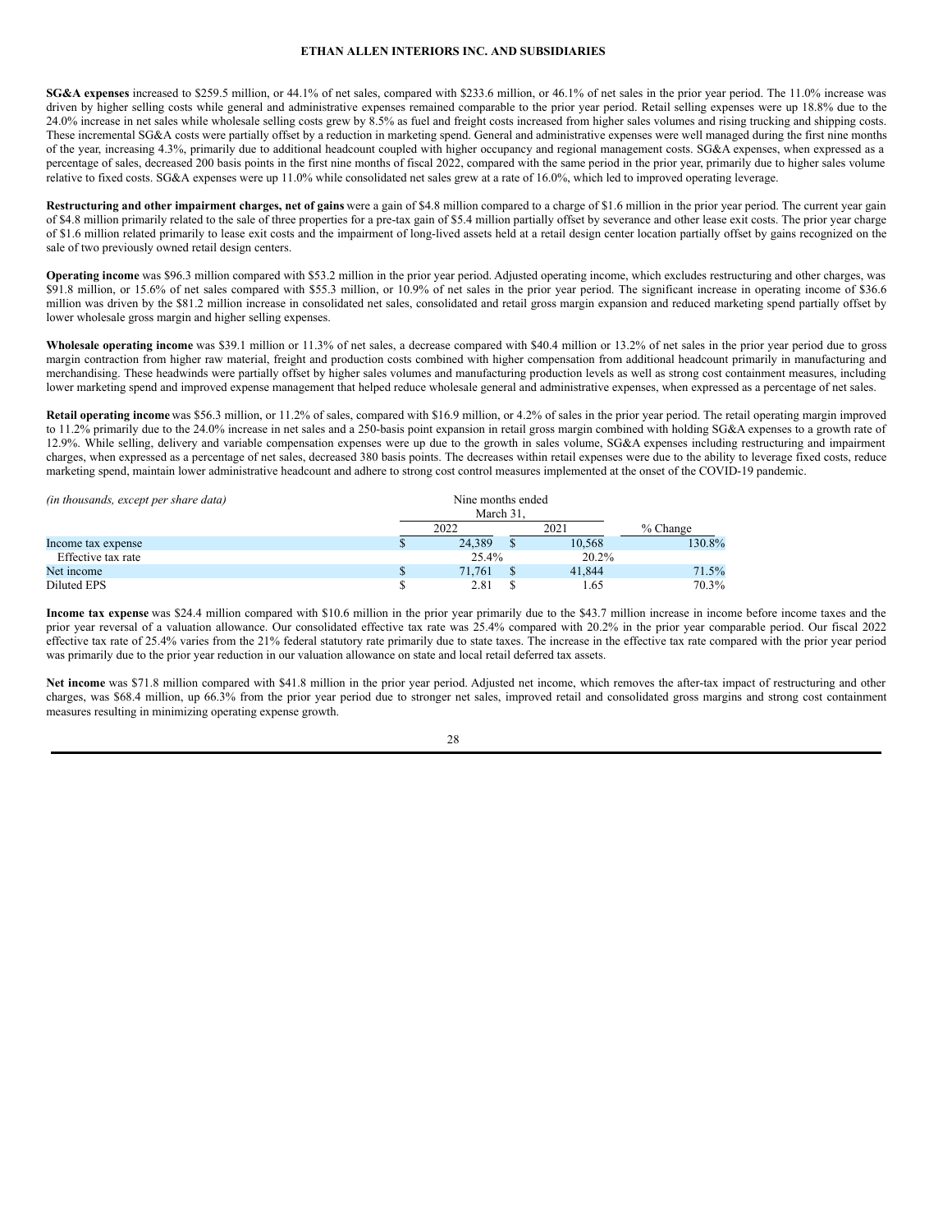**SG&A expenses** increased to $259.5 million, or 44.1% of net sales, compared with $233.6 million, or 46.1% of net sales in the prior year period. The 11.0% increase was driven by higher selling costs while general and administrative expenses remained comparable to the prior year period. Retail selling expenses were up 18.8% due to the 24.0% increase in net sales while wholesale selling costs grew by 8.5% as fuel and freight costs increased from higher sales volumes and rising trucking and shipping costs. These incremental SG&A costs were partially offset by a reduction in marketing spend. General and administrative expenses were well managed during the first nine months of the year, increasing 4.3%, primarily due to additional headcount coupled with higher occupancy and regional management costs. SG&A expenses, when expressed as a percentage of sales, decreased 200 basis points in the first nine months of fiscal 2022, compared with the same period in the prior year, primarily due to higher sales volume relative to fixed costs. SG&A expenses were up 11.0% while consolidated net sales grew at a rate of 16.0%, which led to improved operating leverage.

**Restructuring and other impairment charges, net of gains** were a gain of $4.8 million compared to a charge of $1.6 million in the prior year period. The current year gain of $4.8 million primarily related to the sale of three properties for a pre-tax gain of $5.4 million partially offset by severance and other lease exit costs. The prior year charge of $1.6 million related primarily to lease exit costs and the impairment of long-lived assets held at a retail design center location partially offset by gains recognized on the sale of two previously owned retail design centers.

**Operating income** was $96.3 million compared with $53.2 million in the prior year period. Adjusted operating income, which excludes restructuring and other charges, was $91.8 million, or 15.6% of net sales compared with $55.3 million, or 10.9% of net sales in the prior year period. The significant increase in operating income of $36.6 million was driven by the $81.2 million increase in consolidated net sales, consolidated and retail gross margin expansion and reduced marketing spend partially offset by lower wholesale gross margin and higher selling expenses.

**Wholesale operating income** was $39.1 million or 11.3% of net sales, a decrease compared with $40.4 million or 13.2% of net sales in the prior year period due to gross margin contraction from higher raw material, freight and production costs combined with higher compensation from additional headcount primarily in manufacturing and merchandising. These headwinds were partially offset by higher sales volumes and manufacturing production levels as well as strong cost containment measures, including lower marketing spend and improved expense management that helped reduce wholesale general and administrative expenses, when expressed as a percentage of net sales.

**Retail operating income** was $56.3 million, or 11.2% of sales, compared with $16.9 million, or 4.2% of sales in the prior year period. The retail operating margin improved to 11.2% primarily due to the 24.0% increase in net sales and a 250-basis point expansion in retail gross margin combined with holding SG&A expenses to a growth rate of 12.9%. While selling, delivery and variable compensation expenses were up due to the growth in sales volume, SG&A expenses including restructuring and impairment charges, when expressed as a percentage of net sales, decreased 380 basis points. The decreases within retail expenses were due to the ability to leverage fixed costs, reduce marketing spend, maintain lower administrative headcount and adhere to strong cost control measures implemented at the onset of the COVID-19 pandemic.

| *(in thousands, except per share data)* | Nine months ended March 31, | | |
|---|---|---|---|
| | 2022 | 2021 | % Change |
| Income tax expense | $ 24,389 | $ 10,568 | 130.8% |
| Effective tax rate | 25.4% | 20.2% | |
| Net income | $ 71,761 | $ 41,844 | 71.5% |
| Diluted EPS | $ 2.81 | $ 1.65 | 70.3% |

**Income tax expense** was $24.4 million compared with $10.6 million in the prior year primarily due to the $43.7 million increase in income before income taxes and the prior year reversal of a valuation allowance. Our consolidated effective tax rate was 25.4% compared with 20.2% in the prior year comparable period. Our fiscal 2022 effective tax rate of 25.4% varies from the 21% federal statutory rate primarily due to state taxes. The increase in the effective tax rate compared with the prior year period was primarily due to the prior year reduction in our valuation allowance on state and local retail deferred tax assets.

**Net income** was $71.8 million compared with $41.8 million in the prior year period. Adjusted net income, which removes the after-tax impact of restructuring and other charges, was $68.4 million, up 66.3% from the prior year period due to stronger net sales, improved retail and consolidated gross margins and strong cost containment measures resulting in minimizing operating expense growth.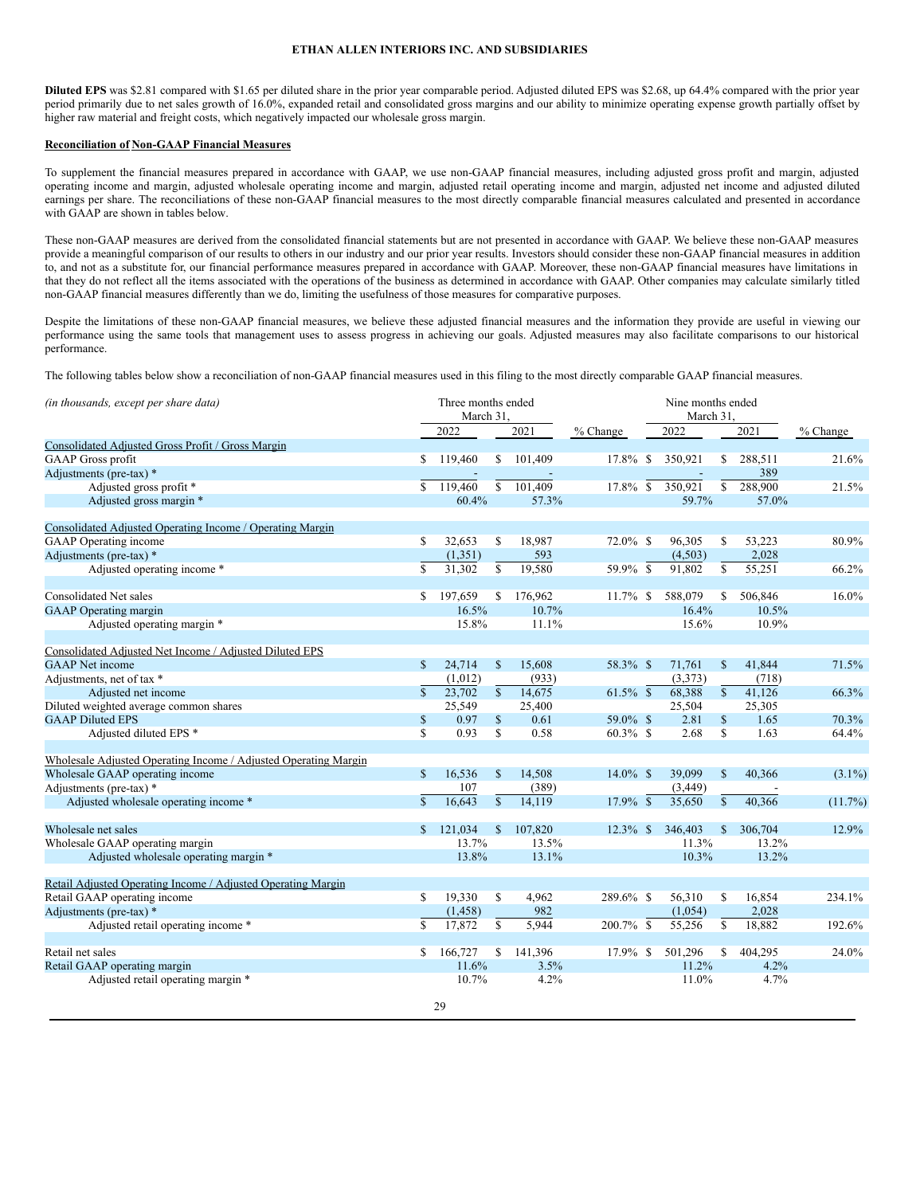**Diluted EPS** was $2.81 compared with $1.65 per diluted share in the prior year comparable period. Adjusted diluted EPS was $2.68, up 64.4% compared with the prior year period primarily due to net sales growth of 16.0%, expanded retail and consolidated gross margins and our ability to minimize operating expense growth partially offset by higher raw material and freight costs, which negatively impacted our wholesale gross margin.

**Reconciliation of Non-GAAP Financial Measures**

To supplement the financial measures prepared in accordance with GAAP, we use non-GAAP financial measures, including adjusted gross profit and margin, adjusted operating income and margin, adjusted wholesale operating income and margin, adjusted retail operating income and margin, adjusted net income and adjusted diluted earnings per share. The reconciliations of these non-GAAP financial measures to the most directly comparable financial measures calculated and presented in accordance with GAAP are shown in tables below.

These non-GAAP measures are derived from the consolidated financial statements but are not presented in accordance with GAAP. We believe these non-GAAP measures provide a meaningful comparison of our results to others in our industry and our prior year results. Investors should consider these non-GAAP financial measures in addition to, and not as a substitute for, our financial performance measures prepared in accordance with GAAP. Moreover, these non-GAAP financial measures have limitations in that they do not reflect all the items associated with the operations of the business as determined in accordance with GAAP. Other companies may calculate similarly titled non-GAAP financial measures differently than we do, limiting the usefulness of those measures for comparative purposes.

Despite the limitations of these non-GAAP financial measures, we believe these adjusted financial measures and the information they provide are useful in viewing our performance using the same tools that management uses to assess progress in achieving our goals. Adjusted measures may also facilitate comparisons to our historical performance.

The following tables below show a reconciliation of non-GAAP financial measures used in this filing to the most directly comparable GAAP financial measures.

| *(in thousands, except per share data)* | Three months ended March 31, | | | Nine months ended March 31, | | |
|---|---|---|---|---|---|---|
| | 2022 | 2021 | % Change | 2022 | 2021 | % Change |
| Consolidated Adjusted Gross Profit / Gross Margin | | | | | | |
| GAAP Gross profit | $ 119,460 | $ 101,409 | 17.8% | $ 350,921 | $ 288,511 | 21.6% |
| Adjustments (pre-tax) * | - | - | | - | 389 | |
| Adjusted gross profit * | $ 119,460 | $ 101,409 | 17.8% | $ 350,921 | $ 288,900 | 21.5% |
| Adjusted gross margin * | 60.4% | 57.3% | | 59.7% | 57.0% | |
| | | | | | | |
| Consolidated Adjusted Operating Income / Operating Margin | | | | | | |
| GAAP Operating income | $ 32,653 | $ 18,987 | 72.0% | $ 96,305 | $ 53,223 | 80.9% |
| Adjustments (pre-tax) * | (1,351) | 593 | | (4,503) | 2,028 | |
| Adjusted operating income * | $ 31,302 | $ 19,580 | 59.9% | $ 91,802 | $ 55,251 | 66.2% |
| | | | | | | |
| Consolidated Net sales | $ 197,659 | $ 176,962 | 11.7% | $ 588,079 | $ 506,846 | 16.0% |
| GAAP Operating margin | 16.5% | 10.7% | | 16.4% | 10.5% | |
| Adjusted operating margin * | 15.8% | 11.1% | | 15.6% | 10.9% | |
| | | | | | | |
| Consolidated Adjusted Net Income / Adjusted Diluted EPS | | | | | | |
| GAAP Net income | $ 24,714 | $ 15,608 | 58.3% | $ 71,761 | $ 41,844 | 71.5% |
| Adjustments, net of tax * | (1,012) | (933) | | (3,373) | (718) | |
| Adjusted net income | $ 23,702 | $ 14,675 | 61.5% | $ 68,388 | $ 41,126 | 66.3% |
| Diluted weighted average common shares | 25,549 | 25,400 | | 25,504 | 25,305 | |
| GAAP Diluted EPS | $ 0.97 | $ 0.61 | 59.0% | $ 2.81 | $ 1.65 | 70.3% |
| Adjusted diluted EPS * | $ 0.93 | $ 0.58 | 60.3% | $ 2.68 | $ 1.63 | 64.4% |
| | | | | | | |
| Wholesale Adjusted Operating Income / Adjusted Operating Margin | | | | | | |
| Wholesale GAAP operating income | $ 16,536 | $ 14,508 | 14.0% | $ 39,099 | $ 40,366 | (3.1%) |
| Adjustments (pre-tax) * | 107 | (389) | | (3,449) | - | |
| Adjusted wholesale operating income * | $ 16,643 | $ 14,119 | 17.9% | $ 35,650 | $ 40,366 | (11.7%) |
| | | | | | | |
| Wholesale net sales | $ 121,034 | $ 107,820 | 12.3% | $ 346,403 | $ 306,704 | 12.9% |
| Wholesale GAAP operating margin | 13.7% | 13.5% | | 11.3% | 13.2% | |
| Adjusted wholesale operating margin * | 13.8% | 13.1% | | 10.3% | 13.2% | |
| | | | | | | |
| Retail Adjusted Operating Income / Adjusted Operating Margin | | | | | | |
| Retail GAAP operating income | $ 19,330 | $ 4,962 | 289.6% | $ 56,310 | $ 16,854 | 234.1% |
| Adjustments (pre-tax) * | (1,458) | 982 | | (1,054) | 2,028 | |
| Adjusted retail operating income * | $ 17,872 | $ 5,944 | 200.7% | $ 55,256 | $ 18,882 | 192.6% |
| | | | | | | |
| Retail net sales | $ 166,727 | $ 141,396 | 17.9% | $ 501,296 | $ 404,295 | 24.0% |
| Retail GAAP operating margin | 11.6% | 3.5% | | 11.2% | 4.2% | |
| Adjusted retail operating margin * | 10.7% | 4.2% | | 11.0% | 4.7% | |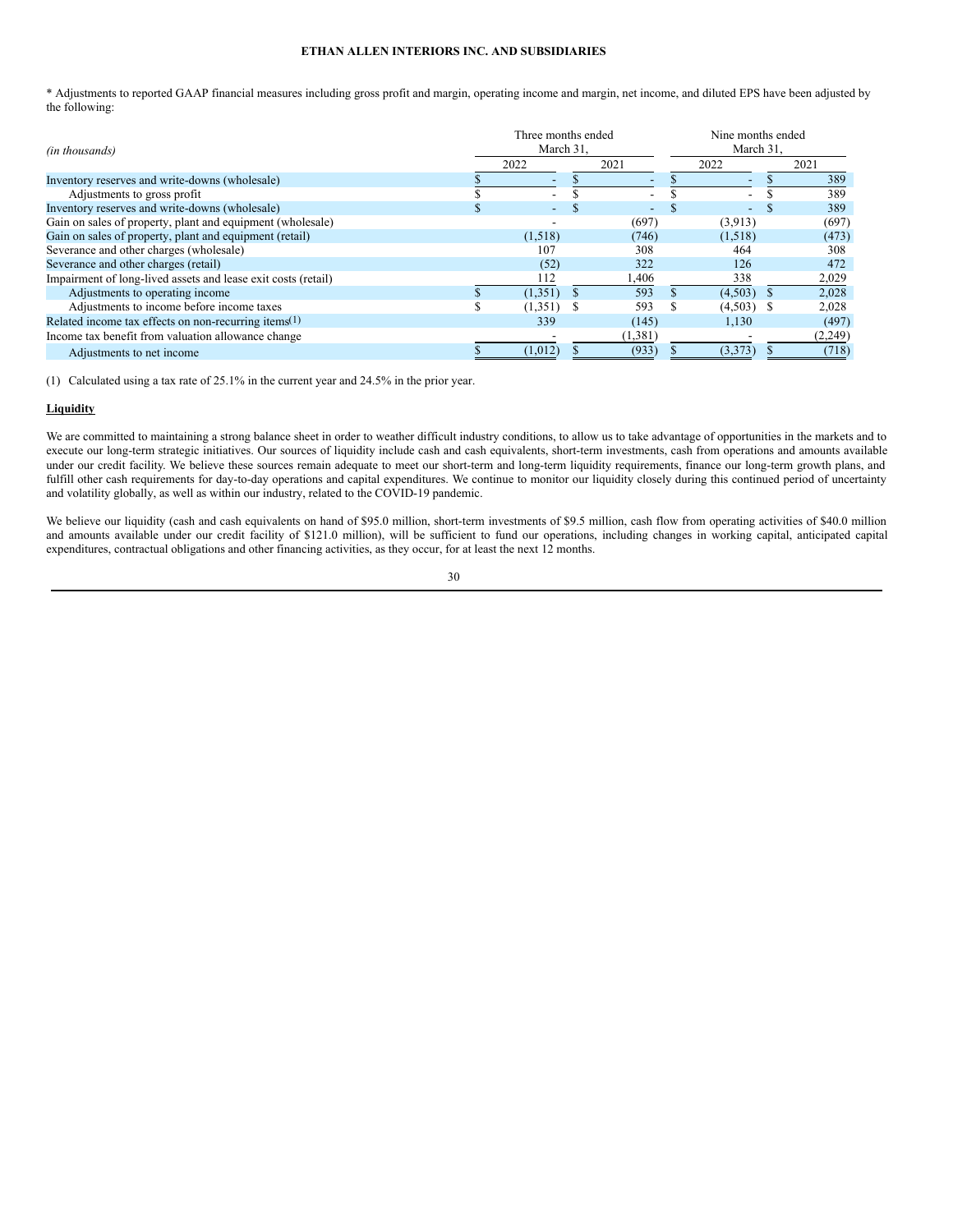**ETHAN ALLEN INTERIORS INC. AND SUBSIDIARIES**

\* Adjustments to reported GAAP financial measures including gross profit and margin, operating income and margin, net income, and diluted EPS have been adjusted by the following:

| *(in thousands)* | Three months ended March 31, | | Nine months ended March 31, | |
|---|---|---|---|---|
| | 2022 | 2021 | 2022 | 2021 |
| Inventory reserves and write-downs (wholesale) | $ - | $ - | $ - | $ 389 |
| Adjustments to gross profit | $ - | $ - | $ - | $ 389 |
| Inventory reserves and write-downs (wholesale) | $ - | $ - | $ - | $ 389 |
| Gain on sales of property, plant and equipment (wholesale) | - | (697) | (3,913) | (697) |
| Gain on sales of property, plant and equipment (retail) | (1,518) | (746) | (1,518) | (473) |
| Severance and other charges (wholesale) | 107 | 308 | 464 | 308 |
| Severance and other charges (retail) | (52) | 322 | 126 | 472 |
| Impairment of long-lived assets and lease exit costs (retail) | 112 | 1,406 | 338 | 2,029 |
| Adjustments to operating income | $ (1,351) | $ 593 | $ (4,503) | $ 2,028 |
| Adjustments to income before income taxes | $ (1,351) | $ 593 | $ (4,503) | $ 2,028 |
| Related income tax effects on non-recurring items(1) | 339 | (145) | 1,130 | (497) |
| Income tax benefit from valuation allowance change | - | (1,381) | - | (2,249) |
| Adjustments to net income | $ (1,012) | $ (933) | $ (3,373) | $ (718) |

(1) Calculated using a tax rate of 25.1% in the current year and 24.5% in the prior year.

**Liquidity**

We are committed to maintaining a strong balance sheet in order to weather difficult industry conditions, to allow us to take advantage of opportunities in the markets and to execute our long-term strategic initiatives. Our sources of liquidity include cash and cash equivalents, short-term investments, cash from operations and amounts available under our credit facility. We believe these sources remain adequate to meet our short-term and long-term liquidity requirements, finance our long-term growth plans, and fulfill other cash requirements for day-to-day operations and capital expenditures. We continue to monitor our liquidity closely during this continued period of uncertainty and volatility globally, as well as within our industry, related to the COVID-19 pandemic.

We believe our liquidity (cash and cash equivalents on hand of $95.0 million, short-term investments of $9.5 million, cash flow from operating activities of $40.0 million and amounts available under our credit facility of $121.0 million), will be sufficient to fund our operations, including changes in working capital, anticipated capital expenditures, contractual obligations and other financing activities, as they occur, for at least the next 12 months.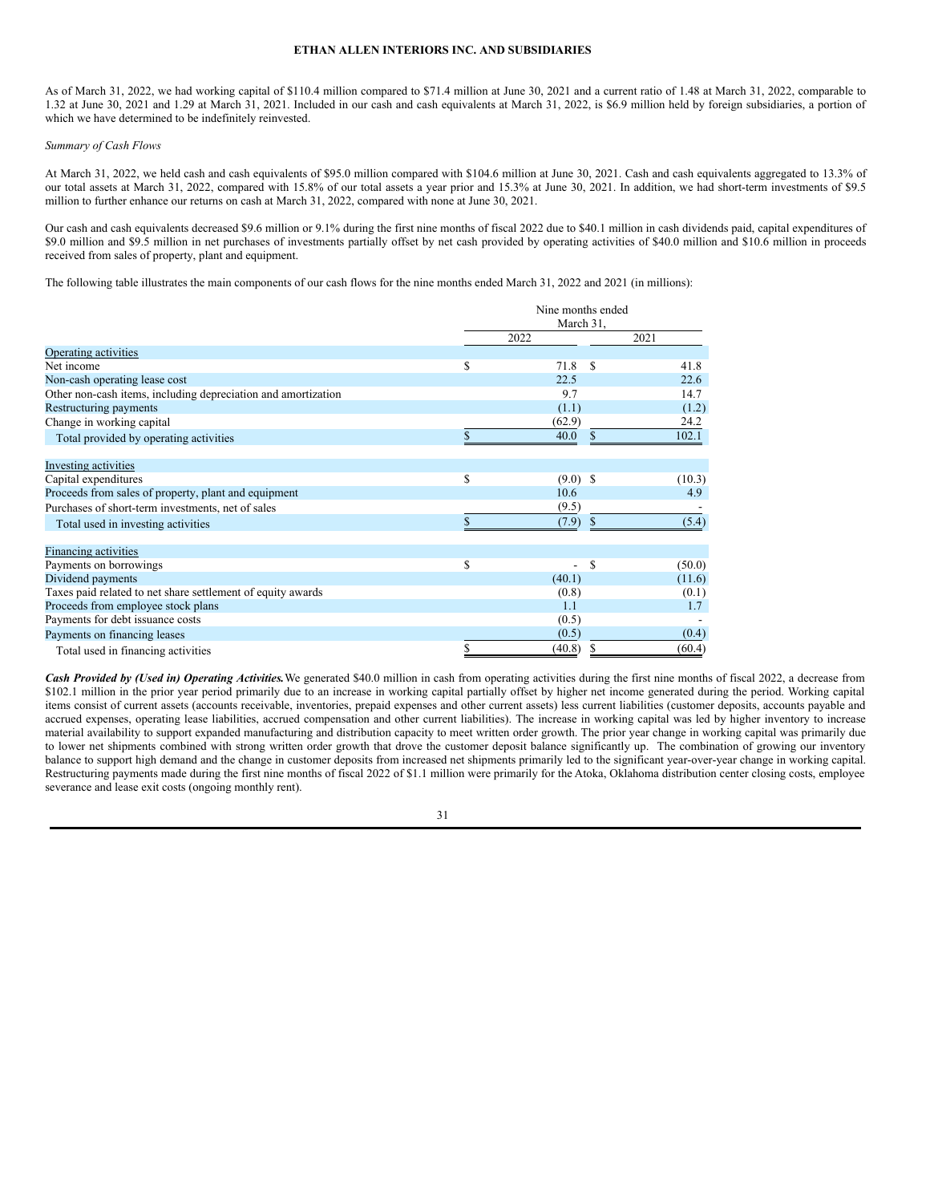As of March 31, 2022, we had working capital of $110.4 million compared to $71.4 million at June 30, 2021 and a current ratio of 1.48 at March 31, 2022, comparable to 1.32 at June 30, 2021 and 1.29 at March 31, 2021. Included in our cash and cash equivalents at March 31, 2022, is $6.9 million held by foreign subsidiaries, a portion of which we have determined to be indefinitely reinvested.

*Summary of Cash Flows*

At March 31, 2022, we held cash and cash equivalents of $95.0 million compared with $104.6 million at June 30, 2021. Cash and cash equivalents aggregated to 13.3% of our total assets at March 31, 2022, compared with 15.8% of our total assets a year prior and 15.3% at June 30, 2021. In addition, we had short-term investments of $9.5 million to further enhance our returns on cash at March 31, 2022, compared with none at June 30, 2021.

Our cash and cash equivalents decreased $9.6 million or 9.1% during the first nine months of fiscal 2022 due to $40.1 million in cash dividends paid, capital expenditures of $9.0 million and $9.5 million in net purchases of investments partially offset by net cash provided by operating activities of $40.0 million and $10.6 million in proceeds received from sales of property, plant and equipment.

The following table illustrates the main components of our cash flows for the nine months ended March 31, 2022 and 2021 (in millions):

| | Nine months ended March 31, | |
|---|---|---|
| | 2022 | 2021 |
| Operating activities | | |
| Net income | $ 71.8 | $ 41.8 |
| Non-cash operating lease cost | 22.5 | 22.6 |
| Other non-cash items, including depreciation and amortization | 9.7 | 14.7 |
| Restructuring payments | (1.1) | (1.2) |
| Change in working capital | (62.9) | 24.2 |
| Total provided by operating activities | $ 40.0 | $ 102.1 |
| Investing activities | | |
| Capital expenditures | $ (9.0) | $ (10.3) |
| Proceeds from sales of property, plant and equipment | 10.6 | 4.9 |
| Purchases of short-term investments, net of sales | (9.5) | - |
| Total used in investing activities | $ (7.9) | $ (5.4) |
| Financing activities | | |
| Payments on borrowings | $ - | $ (50.0) |
| Dividend payments | (40.1) | (11.6) |
| Taxes paid related to net share settlement of equity awards | (0.8) | (0.1) |
| Proceeds from employee stock plans | 1.1 | 1.7 |
| Payments for debt issuance costs | (0.5) | - |
| Payments on financing leases | (0.5) | (0.4) |
| Total used in financing activities | $ (40.8) | $ (60.4) |

***Cash Provided by (Used in) Operating Activities.*** We generated $40.0 million in cash from operating activities during the first nine months of fiscal 2022, a decrease from $102.1 million in the prior year period primarily due to an increase in working capital partially offset by higher net income generated during the period. Working capital items consist of current assets (accounts receivable, inventories, prepaid expenses and other current assets) less current liabilities (customer deposits, accounts payable and accrued expenses, operating lease liabilities, accrued compensation and other current liabilities). The increase in working capital was led by higher inventory to increase material availability to support expanded manufacturing and distribution capacity to meet written order growth. The prior year change in working capital was primarily due to lower net shipments combined with strong written order growth that drove the customer deposit balance significantly up. The combination of growing our inventory balance to support high demand and the change in customer deposits from increased net shipments primarily led to the significant year-over-year change in working capital. Restructuring payments made during the first nine months of fiscal 2022 of $1.1 million were primarily for the Atoka, Oklahoma distribution center closing costs, employee severance and lease exit costs (ongoing monthly rent).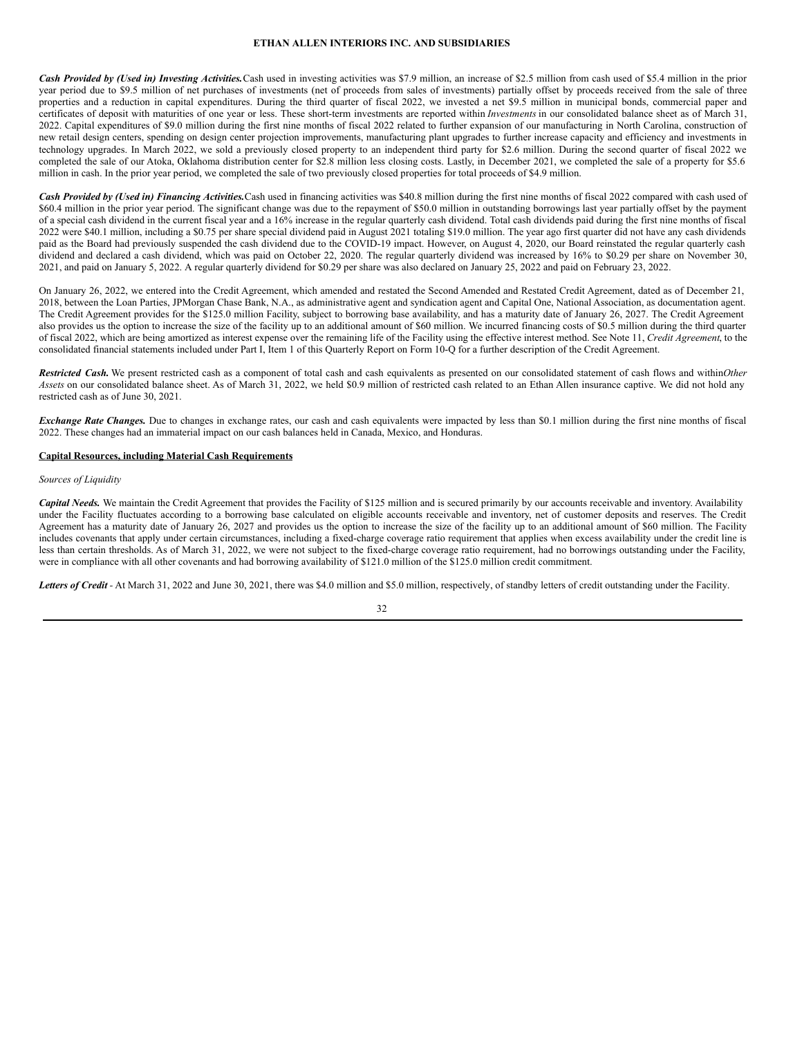***Cash Provided by (Used in) Investing Activities.*** Cash used in investing activities was $7.9 million, an increase of $2.5 million from cash used of $5.4 million in the prior year period due to $9.5 million of net purchases of investments (net of proceeds from sales of investments) partially offset by proceeds received from the sale of three properties and a reduction in capital expenditures. During the third quarter of fiscal 2022, we invested a net $9.5 million in municipal bonds, commercial paper and certificates of deposit with maturities of one year or less. These short-term investments are reported within *Investments* in our consolidated balance sheet as of March 31, 2022. Capital expenditures of $9.0 million during the first nine months of fiscal 2022 related to further expansion of our manufacturing in North Carolina, construction of new retail design centers, spending on design center projection improvements, manufacturing plant upgrades to further increase capacity and efficiency and investments in technology upgrades. In March 2022, we sold a previously closed property to an independent third party for $2.6 million. During the second quarter of fiscal 2022 we completed the sale of our Atoka, Oklahoma distribution center for $2.8 million less closing costs. Lastly, in December 2021, we completed the sale of a property for $5.6 million in cash. In the prior year period, we completed the sale of two previously closed properties for total proceeds of $4.9 million.

***Cash Provided by (Used in) Financing Activities.*** Cash used in financing activities was $40.8 million during the first nine months of fiscal 2022 compared with cash used of $60.4 million in the prior year period. The significant change was due to the repayment of $50.0 million in outstanding borrowings last year partially offset by the payment of a special cash dividend in the current fiscal year and a 16% increase in the regular quarterly cash dividend. Total cash dividends paid during the first nine months of fiscal 2022 were $40.1 million, including a $0.75 per share special dividend paid in August 2021 totaling $19.0 million. The year ago first quarter did not have any cash dividends paid as the Board had previously suspended the cash dividend due to the COVID-19 impact. However, on August 4, 2020, our Board reinstated the regular quarterly cash dividend and declared a cash dividend, which was paid on October 22, 2020. The regular quarterly dividend was increased by 16% to $0.29 per share on November 30, 2021, and paid on January 5, 2022. A regular quarterly dividend for $0.29 per share was also declared on January 25, 2022 and paid on February 23, 2022.

On January 26, 2022, we entered into the Credit Agreement, which amended and restated the Second Amended and Restated Credit Agreement, dated as of December 21, 2018, between the Loan Parties, JPMorgan Chase Bank, N.A., as administrative agent and syndication agent and Capital One, National Association, as documentation agent. The Credit Agreement provides for the $125.0 million Facility, subject to borrowing base availability, and has a maturity date of January 26, 2027. The Credit Agreement also provides us the option to increase the size of the facility up to an additional amount of $60 million. We incurred financing costs of $0.5 million during the third quarter of fiscal 2022, which are being amortized as interest expense over the remaining life of the Facility using the effective interest method. See Note 11, *Credit Agreement*, to the consolidated financial statements included under Part I, Item 1 of this Quarterly Report on Form 10-Q for a further description of the Credit Agreement.

***Restricted Cash.*** We present restricted cash as a component of total cash and cash equivalents as presented on our consolidated statement of cash flows and within *Other Assets* on our consolidated balance sheet. As of March 31, 2022, we held $0.9 million of restricted cash related to an Ethan Allen insurance captive. We did not hold any restricted cash as of June 30, 2021.

***Exchange Rate Changes.*** Due to changes in exchange rates, our cash and cash equivalents were impacted by less than $0.1 million during the first nine months of fiscal 2022. These changes had an immaterial impact on our cash balances held in Canada, Mexico, and Honduras.

**Capital Resources, including Material Cash Requirements**

*Sources of Liquidity*

***Capital Needs.*** We maintain the Credit Agreement that provides the Facility of $125 million and is secured primarily by our accounts receivable and inventory. Availability under the Facility fluctuates according to a borrowing base calculated on eligible accounts receivable and inventory, net of customer deposits and reserves. The Credit Agreement has a maturity date of January 26, 2027 and provides us the option to increase the size of the facility up to an additional amount of $60 million. The Facility includes covenants that apply under certain circumstances, including a fixed-charge coverage ratio requirement that applies when excess availability under the credit line is less than certain thresholds. As of March 31, 2022, we were not subject to the fixed-charge coverage ratio requirement, had no borrowings outstanding under the Facility, were in compliance with all other covenants and had borrowing availability of $121.0 million of the $125.0 million credit commitment.

***Letters of Credit*** - At March 31, 2022 and June 30, 2021, there was $4.0 million and $5.0 million, respectively, of standby letters of credit outstanding under the Facility.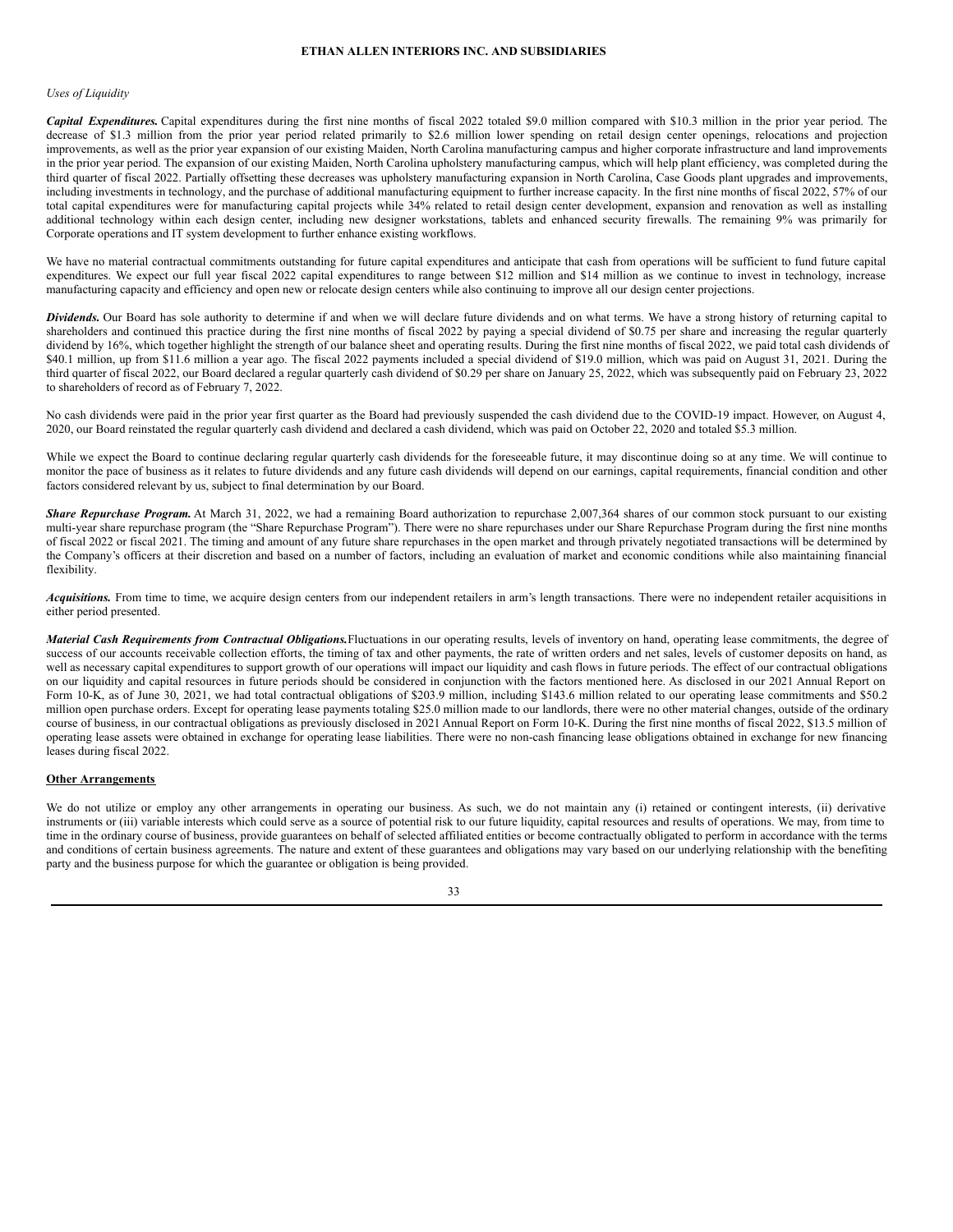*Uses of Liquidity*

***Capital Expenditures.*** Capital expenditures during the first nine months of fiscal 2022 totaled $9.0 million compared with $10.3 million in the prior year period. The decrease of $1.3 million from the prior year period related primarily to $2.6 million lower spending on retail design center openings, relocations and projection improvements, as well as the prior year expansion of our existing Maiden, North Carolina manufacturing campus and higher corporate infrastructure and land improvements in the prior year period. The expansion of our existing Maiden, North Carolina upholstery manufacturing campus, which will help plant efficiency, was completed during the third quarter of fiscal 2022. Partially offsetting these decreases was upholstery manufacturing expansion in North Carolina, Case Goods plant upgrades and improvements, including investments in technology, and the purchase of additional manufacturing equipment to further increase capacity. In the first nine months of fiscal 2022, 57% of our total capital expenditures were for manufacturing capital projects while 34% related to retail design center development, expansion and renovation as well as installing additional technology within each design center, including new designer workstations, tablets and enhanced security firewalls. The remaining 9% was primarily for Corporate operations and IT system development to further enhance existing workflows.

We have no material contractual commitments outstanding for future capital expenditures and anticipate that cash from operations will be sufficient to fund future capital expenditures. We expect our full year fiscal 2022 capital expenditures to range between $12 million and $14 million as we continue to invest in technology, increase manufacturing capacity and efficiency and open new or relocate design centers while also continuing to improve all our design center projections.

***Dividends.*** Our Board has sole authority to determine if and when we will declare future dividends and on what terms. We have a strong history of returning capital to shareholders and continued this practice during the first nine months of fiscal 2022 by paying a special dividend of $0.75 per share and increasing the regular quarterly dividend by 16%, which together highlight the strength of our balance sheet and operating results. During the first nine months of fiscal 2022, we paid total cash dividends of $40.1 million, up from $11.6 million a year ago. The fiscal 2022 payments included a special dividend of $19.0 million, which was paid on August 31, 2021. During the third quarter of fiscal 2022, our Board declared a regular quarterly cash dividend of $0.29 per share on January 25, 2022, which was subsequently paid on February 23, 2022 to shareholders of record as of February 7, 2022.

No cash dividends were paid in the prior year first quarter as the Board had previously suspended the cash dividend due to the COVID-19 impact. However, on August 4, 2020, our Board reinstated the regular quarterly cash dividend and declared a cash dividend, which was paid on October 22, 2020 and totaled $5.3 million.

While we expect the Board to continue declaring regular quarterly cash dividends for the foreseeable future, it may discontinue doing so at any time. We will continue to monitor the pace of business as it relates to future dividends and any future cash dividends will depend on our earnings, capital requirements, financial condition and other factors considered relevant by us, subject to final determination by our Board.

***Share Repurchase Program.*** At March 31, 2022, we had a remaining Board authorization to repurchase 2,007,364 shares of our common stock pursuant to our existing multi-year share repurchase program (the "Share Repurchase Program"). There were no share repurchases under our Share Repurchase Program during the first nine months of fiscal 2022 or fiscal 2021. The timing and amount of any future share repurchases in the open market and through privately negotiated transactions will be determined by the Company's officers at their discretion and based on a number of factors, including an evaluation of market and economic conditions while also maintaining financial flexibility.

***Acquisitions.*** From time to time, we acquire design centers from our independent retailers in arm's length transactions. There were no independent retailer acquisitions in either period presented.

***Material Cash Requirements from Contractual Obligations.*** Fluctuations in our operating results, levels of inventory on hand, operating lease commitments, the degree of success of our accounts receivable collection efforts, the timing of tax and other payments, the rate of written orders and net sales, levels of customer deposits on hand, as well as necessary capital expenditures to support growth of our operations will impact our liquidity and cash flows in future periods. The effect of our contractual obligations on our liquidity and capital resources in future periods should be considered in conjunction with the factors mentioned here. As disclosed in our 2021 Annual Report on Form 10-K, as of June 30, 2021, we had total contractual obligations of $203.9 million, including $143.6 million related to our operating lease commitments and $50.2 million open purchase orders. Except for operating lease payments totaling $25.0 million made to our landlords, there were no other material changes, outside of the ordinary course of business, in our contractual obligations as previously disclosed in 2021 Annual Report on Form 10-K. During the first nine months of fiscal 2022, $13.5 million of operating lease assets were obtained in exchange for operating lease liabilities. There were no non-cash financing lease obligations obtained in exchange for new financing leases during fiscal 2022.

**Other Arrangements**

We do not utilize or employ any other arrangements in operating our business. As such, we do not maintain any (i) retained or contingent interests, (ii) derivative instruments or (iii) variable interests which could serve as a source of potential risk to our future liquidity, capital resources and results of operations. We may, from time to time in the ordinary course of business, provide guarantees on behalf of selected affiliated entities or become contractually obligated to perform in accordance with the terms and conditions of certain business agreements. The nature and extent of these guarantees and obligations may vary based on our underlying relationship with the benefiting party and the business purpose for which the guarantee or obligation is being provided.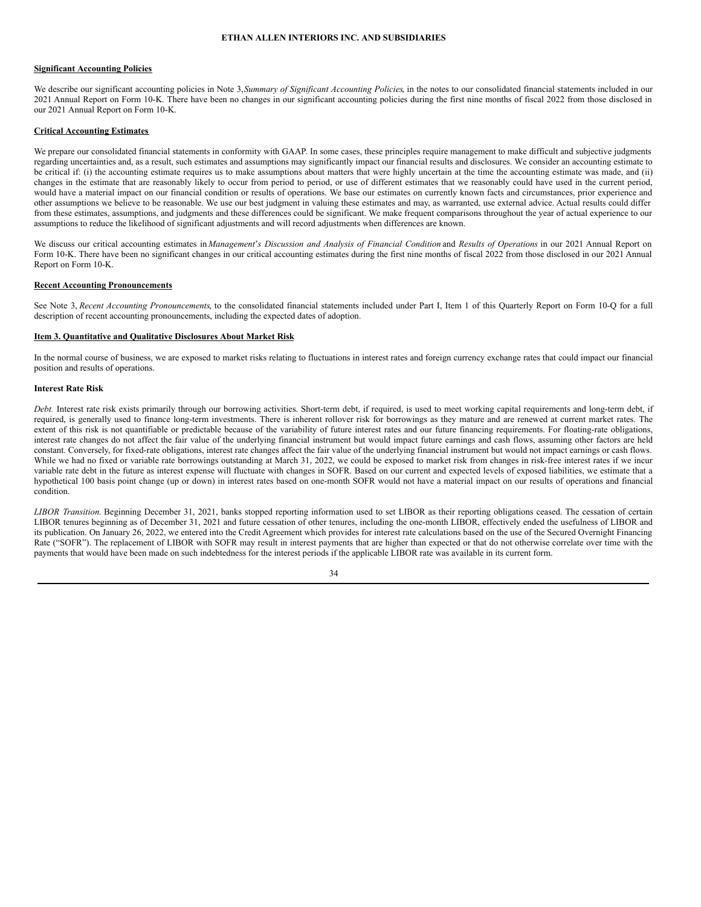**Significant Accounting Policies**

We describe our significant accounting policies in Note 3, *Summary of Significant Accounting Policies*, in the notes to our consolidated financial statements included in our 2021 Annual Report on Form 10-K. There have been no changes in our significant accounting policies during the first nine months of fiscal 2022 from those disclosed in our 2021 Annual Report on Form 10-K.

**Critical Accounting Estimates**

We prepare our consolidated financial statements in conformity with GAAP. In some cases, these principles require management to make difficult and subjective judgments regarding uncertainties and, as a result, such estimates and assumptions may significantly impact our financial results and disclosures. We consider an accounting estimate to be critical if: (i) the accounting estimate requires us to make assumptions about matters that were highly uncertain at the time the accounting estimate was made, and (ii) changes in the estimate that are reasonably likely to occur from period to period, or use of different estimates that we reasonably could have used in the current period, would have a material impact on our financial condition or results of operations. We base our estimates on currently known facts and circumstances, prior experience and other assumptions we believe to be reasonable. We use our best judgment in valuing these estimates and may, as warranted, use external advice. Actual results could differ from these estimates, assumptions, and judgments and these differences could be significant. We make frequent comparisons throughout the year of actual experience to our assumptions to reduce the likelihood of significant adjustments and will record adjustments when differences are known.

We discuss our critical accounting estimates in *Management's Discussion and Analysis of Financial Condition* and *Results of Operations* in our 2021 Annual Report on Form 10-K. There have been no significant changes in our critical accounting estimates during the first nine months of fiscal 2022 from those disclosed in our 2021 Annual Report on Form 10-K.

**Recent Accounting Pronouncements**

See Note 3, *Recent Accounting Pronouncements*, to the consolidated financial statements included under Part I, Item 1 of this Quarterly Report on Form 10-Q for a full description of recent accounting pronouncements, including the expected dates of adoption.

## Item 3. Quantitative and Qualitative Disclosures About Market Risk

In the normal course of business, we are exposed to market risks relating to fluctuations in interest rates and foreign currency exchange rates that could impact our financial position and results of operations.

**Interest Rate Risk**

*Debt.* Interest rate risk exists primarily through our borrowing activities. Short-term debt, if required, is used to meet working capital requirements and long-term debt, if required, is generally used to finance long-term investments. There is inherent rollover risk for borrowings as they mature and are renewed at current market rates. The extent of this risk is not quantifiable or predictable because of the variability of future interest rates and our future financing requirements. For floating-rate obligations, interest rate changes do not affect the fair value of the underlying financial instrument but would impact future earnings and cash flows, assuming other factors are held constant. Conversely, for fixed-rate obligations, interest rate changes affect the fair value of the underlying financial instrument but would not impact earnings or cash flows. While we had no fixed or variable rate borrowings outstanding at March 31, 2022, we could be exposed to market risk from changes in risk-free interest rates if we incur variable rate debt in the future as interest expense will fluctuate with changes in SOFR. Based on our current and expected levels of exposed liabilities, we estimate that a hypothetical 100 basis point change (up or down) in interest rates based on one-month SOFR would not have a material impact on our results of operations and financial condition.

*LIBOR Transition.* Beginning December 31, 2021, banks stopped reporting information used to set LIBOR as their reporting obligations ceased. The cessation of certain LIBOR tenures beginning as of December 31, 2021 and future cessation of other tenures, including the one-month LIBOR, effectively ended the usefulness of LIBOR and its publication. On January 26, 2022, we entered into the Credit Agreement which provides for interest rate calculations based on the use of the Secured Overnight Financing Rate ("SOFR"). The replacement of LIBOR with SOFR may result in interest payments that are higher than expected or that do not otherwise correlate over time with the payments that would have been made on such indebtedness for the interest periods if the applicable LIBOR rate was available in its current form.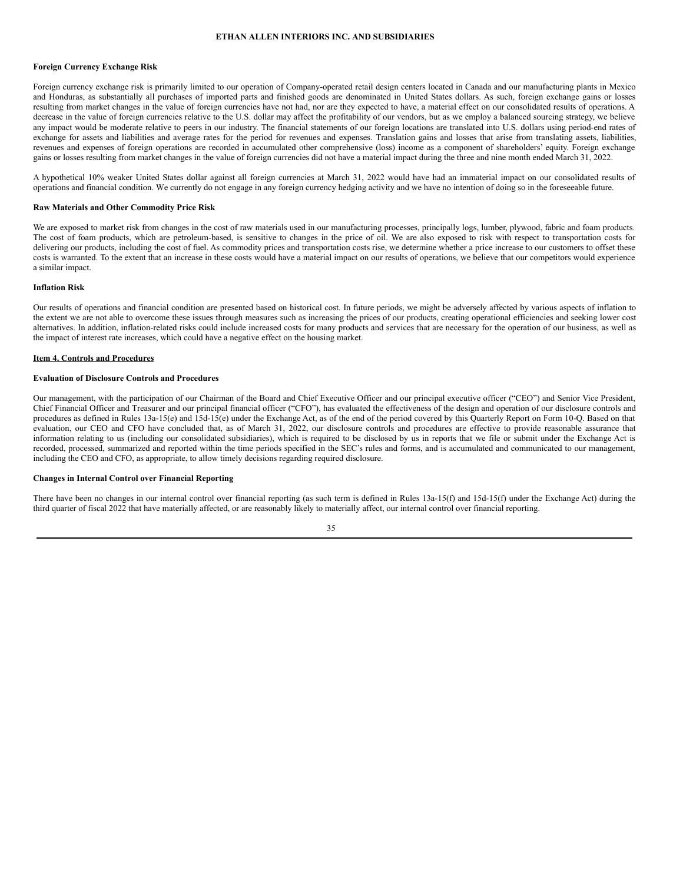#### Foreign Currency Exchange Risk

Foreign currency exchange risk is primarily limited to our operation of Company-operated retail design centers located in Canada and our manufacturing plants in Mexico and Honduras, as substantially all purchases of imported parts and finished goods are denominated in United States dollars. As such, foreign exchange gains or losses resulting from market changes in the value of foreign currencies have not had, nor are they expected to have, a material effect on our consolidated results of operations. A decrease in the value of foreign currencies relative to the U.S. dollar may affect the profitability of our vendors, but as we employ a balanced sourcing strategy, we believe any impact would be moderate relative to peers in our industry. The financial statements of our foreign locations are translated into U.S. dollars using period-end rates of exchange for assets and liabilities and average rates for the period for revenues and expenses. Translation gains and losses that arise from translating assets, liabilities, revenues and expenses of foreign operations are recorded in accumulated other comprehensive (loss) income as a component of shareholders' equity. Foreign exchange gains or losses resulting from market changes in the value of foreign currencies did not have a material impact during the three and nine month ended March 31, 2022.

A hypothetical 10% weaker United States dollar against all foreign currencies at March 31, 2022 would have had an immaterial impact on our consolidated results of operations and financial condition. We currently do not engage in any foreign currency hedging activity and we have no intention of doing so in the foreseeable future.

#### Raw Materials and Other Commodity Price Risk

We are exposed to market risk from changes in the cost of raw materials used in our manufacturing processes, principally logs, lumber, plywood, fabric and foam products. The cost of foam products, which are petroleum-based, is sensitive to changes in the price of oil. We are also exposed to risk with respect to transportation costs for delivering our products, including the cost of fuel. As commodity prices and transportation costs rise, we determine whether a price increase to our customers to offset these costs is warranted. To the extent that an increase in these costs would have a material impact on our results of operations, we believe that our competitors would experience a similar impact.

#### Inflation Risk

Our results of operations and financial condition are presented based on historical cost. In future periods, we might be adversely affected by various aspects of inflation to the extent we are not able to overcome these issues through measures such as increasing the prices of our products, creating operational efficiencies and seeking lower cost alternatives. In addition, inflation-related risks could include increased costs for many products and services that are necessary for the operation of our business, as well as the impact of interest rate increases, which could have a negative effect on the housing market.

## Item 4. Controls and Procedures

#### Evaluation of Disclosure Controls and Procedures

Our management, with the participation of our Chairman of the Board and Chief Executive Officer and our principal executive officer ("CEO") and Senior Vice President, Chief Financial Officer and Treasurer and our principal financial officer ("CFO"), has evaluated the effectiveness of the design and operation of our disclosure controls and procedures as defined in Rules 13a-15(e) and 15d-15(e) under the Exchange Act, as of the end of the period covered by this Quarterly Report on Form 10-Q. Based on that evaluation, our CEO and CFO have concluded that, as of March 31, 2022, our disclosure controls and procedures are effective to provide reasonable assurance that information relating to us (including our consolidated subsidiaries), which is required to be disclosed by us in reports that we file or submit under the Exchange Act is recorded, processed, summarized and reported within the time periods specified in the SEC's rules and forms, and is accumulated and communicated to our management, including the CEO and CFO, as appropriate, to allow timely decisions regarding required disclosure.

#### Changes in Internal Control over Financial Reporting

There have been no changes in our internal control over financial reporting (as such term is defined in Rules 13a-15(f) and 15d-15(f) under the Exchange Act) during the third quarter of fiscal 2022 that have materially affected, or are reasonably likely to materially affect, our internal control over financial reporting.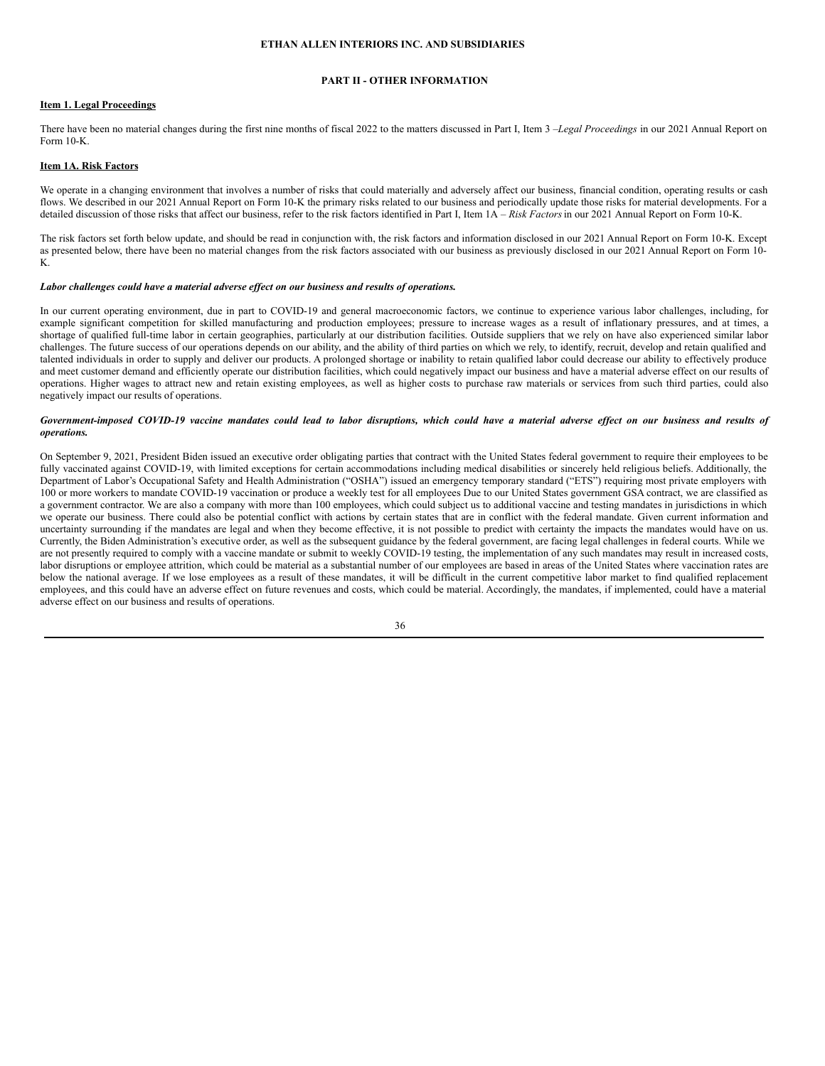ETHAN ALLEN INTERIORS INC. AND SUBSIDIARIES

## PART II - OTHER INFORMATION

### Item 1. Legal Proceedings

There have been no material changes during the first nine months of fiscal 2022 to the matters discussed in Part I, Item 3 –*Legal Proceedings* in our 2021 Annual Report on Form 10-K.

### Item 1A. Risk Factors

We operate in a changing environment that involves a number of risks that could materially and adversely affect our business, financial condition, operating results or cash flows. We described in our 2021 Annual Report on Form 10-K the primary risks related to our business and periodically update those risks for material developments. For a detailed discussion of those risks that affect our business, refer to the risk factors identified in Part I, Item 1A – *Risk Factors* in our 2021 Annual Report on Form 10-K.

The risk factors set forth below update, and should be read in conjunction with, the risk factors and information disclosed in our 2021 Annual Report on Form 10-K. Except as presented below, there have been no material changes from the risk factors associated with our business as previously disclosed in our 2021 Annual Report on Form 10-K.

***Labor challenges could have a material adverse effect on our business and results of operations.***

In our current operating environment, due in part to COVID-19 and general macroeconomic factors, we continue to experience various labor challenges, including, for example significant competition for skilled manufacturing and production employees; pressure to increase wages as a result of inflationary pressures, and at times, a shortage of qualified full-time labor in certain geographies, particularly at our distribution facilities. Outside suppliers that we rely on have also experienced similar labor challenges. The future success of our operations depends on our ability, and the ability of third parties on which we rely, to identify, recruit, develop and retain qualified and talented individuals in order to supply and deliver our products. A prolonged shortage or inability to retain qualified labor could decrease our ability to effectively produce and meet customer demand and efficiently operate our distribution facilities, which could negatively impact our business and have a material adverse effect on our results of operations. Higher wages to attract new and retain existing employees, as well as higher costs to purchase raw materials or services from such third parties, could also negatively impact our results of operations.

***Government-imposed COVID-19 vaccine mandates could lead to labor disruptions, which could have a material adverse effect on our business and results of operations.***

On September 9, 2021, President Biden issued an executive order obligating parties that contract with the United States federal government to require their employees to be fully vaccinated against COVID-19, with limited exceptions for certain accommodations including medical disabilities or sincerely held religious beliefs. Additionally, the Department of Labor's Occupational Safety and Health Administration ("OSHA") issued an emergency temporary standard ("ETS") requiring most private employers with 100 or more workers to mandate COVID-19 vaccination or produce a weekly test for all employees Due to our United States government GSA contract, we are classified as a government contractor. We are also a company with more than 100 employees, which could subject us to additional vaccine and testing mandates in jurisdictions in which we operate our business. There could also be potential conflict with actions by certain states that are in conflict with the federal mandate. Given current information and uncertainty surrounding if the mandates are legal and when they become effective, it is not possible to predict with certainty the impacts the mandates would have on us. Currently, the Biden Administration's executive order, as well as the subsequent guidance by the federal government, are facing legal challenges in federal courts. While we are not presently required to comply with a vaccine mandate or submit to weekly COVID-19 testing, the implementation of any such mandates may result in increased costs, labor disruptions or employee attrition, which could be material as a substantial number of our employees are based in areas of the United States where vaccination rates are below the national average. If we lose employees as a result of these mandates, it will be difficult in the current competitive labor market to find qualified replacement employees, and this could have an adverse effect on future revenues and costs, which could be material. Accordingly, the mandates, if implemented, could have a material adverse effect on our business and results of operations.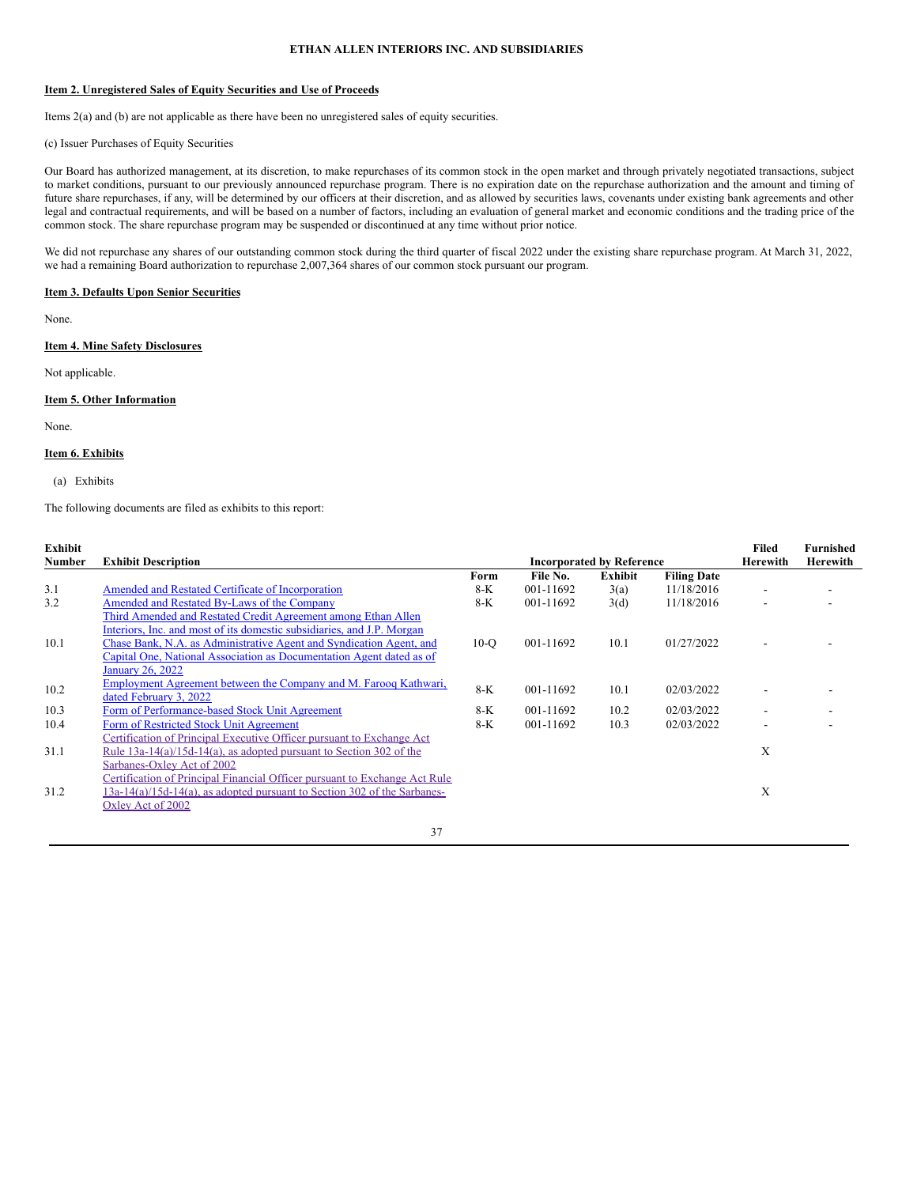## Item 2. Unregistered Sales of Equity Securities and Use of Proceeds

Items 2(a) and (b) are not applicable as there have been no unregistered sales of equity securities.

(c) Issuer Purchases of Equity Securities

Our Board has authorized management, at its discretion, to make repurchases of its common stock in the open market and through privately negotiated transactions, subject to market conditions, pursuant to our previously announced repurchase program. There is no expiration date on the repurchase authorization and the amount and timing of future share repurchases, if any, will be determined by our officers at their discretion, and as allowed by securities laws, covenants under existing bank agreements and other legal and contractual requirements, and will be based on a number of factors, including an evaluation of general market and economic conditions and the trading price of the common stock. The share repurchase program may be suspended or discontinued at any time without prior notice.

We did not repurchase any shares of our outstanding common stock during the third quarter of fiscal 2022 under the existing share repurchase program. At March 31, 2022, we had a remaining Board authorization to repurchase 2,007,364 shares of our common stock pursuant our program.

## Item 3. Defaults Upon Senior Securities

None.

## Item 4. Mine Safety Disclosures

Not applicable.

## Item 5. Other Information

None.

## Item 6. Exhibits

(a) Exhibits

The following documents are filed as exhibits to this report:

| Exhibit Number | Exhibit Description | Incorporated by Reference | | | | Filed Herewith | Furnished Herewith |
|---|---|---|---|---|---|---|---|
| | | Form | File No. | Exhibit | Filing Date | | |
| 3.1 | Amended and Restated Certificate of Incorporation | 8-K | 001-11692 | 3(a) | 11/18/2016 | - | - |
| 3.2 | Amended and Restated By-Laws of the Company | 8-K | 001-11692 | 3(d) | 11/18/2016 | - | - |
| 10.1 | Third Amended and Restated Credit Agreement among Ethan Allen Interiors, Inc. and most of its domestic subsidiaries, and J.P. Morgan Chase Bank, N.A. as Administrative Agent and Syndication Agent, and Capital One, National Association as Documentation Agent dated as of January 26, 2022 | 10-Q | 001-11692 | 10.1 | 01/27/2022 | - | - |
| 10.2 | Employment Agreement between the Company and M. Farooq Kathwari, dated February 3, 2022 | 8-K | 001-11692 | 10.1 | 02/03/2022 | - | - |
| 10.3 | Form of Performance-based Stock Unit Agreement | 8-K | 001-11692 | 10.2 | 02/03/2022 | - | - |
| 10.4 | Form of Restricted Stock Unit Agreement | 8-K | 001-11692 | 10.3 | 02/03/2022 | - | - |
| 31.1 | Certification of Principal Executive Officer pursuant to Exchange Act Rule 13a-14(a)/15d-14(a), as adopted pursuant to Section 302 of the Sarbanes-Oxley Act of 2002 | | | | | X | |
| 31.2 | Certification of Principal Financial Officer pursuant to Exchange Act Rule 13a-14(a)/15d-14(a), as adopted pursuant to Section 302 of the Sarbanes-Oxley Act of 2002 | | | | | X | |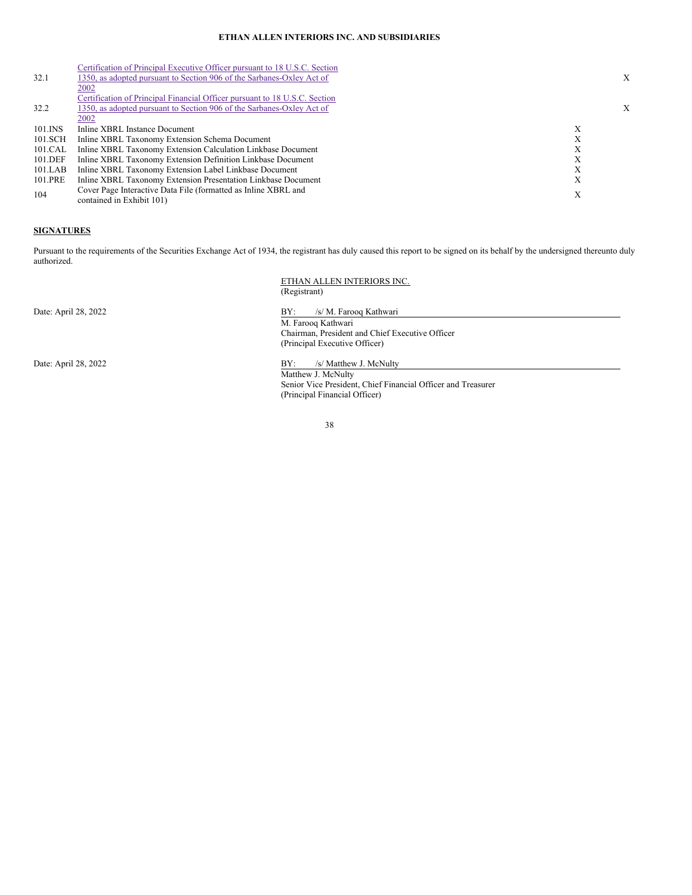| | | | |
|---|---|---|---|
| 32.1 | Certification of Principal Executive Officer pursuant to 18 U.S.C. Section 1350, as adopted pursuant to Section 906 of the Sarbanes-Oxley Act of 2002 | | X |
| 32.2 | Certification of Principal Financial Officer pursuant to 18 U.S.C. Section 1350, as adopted pursuant to Section 906 of the Sarbanes-Oxley Act of 2002 | | X |
| 101.INS | Inline XBRL Instance Document | X | |
| 101.SCH | Inline XBRL Taxonomy Extension Schema Document | X | |
| 101.CAL | Inline XBRL Taxonomy Extension Calculation Linkbase Document | X | |
| 101.DEF | Inline XBRL Taxonomy Extension Definition Linkbase Document | X | |
| 101.LAB | Inline XBRL Taxonomy Extension Label Linkbase Document | X | |
| 101.PRE | Inline XBRL Taxonomy Extension Presentation Linkbase Document | X | |
| 104 | Cover Page Interactive Data File (formatted as Inline XBRL and contained in Exhibit 101) | X | |

## SIGNATURES

Pursuant to the requirements of the Securities Exchange Act of 1934, the registrant has duly caused this report to be signed on its behalf by the undersigned thereunto duly authorized.

ETHAN ALLEN INTERIORS INC.
(Registrant)

Date: April 28, 2022

BY: /s/ M. Farooq Kathwari
M. Farooq Kathwari
Chairman, President and Chief Executive Officer
(Principal Executive Officer)

Date: April 28, 2022

BY: /s/ Matthew J. McNulty
Matthew J. McNulty
Senior Vice President, Chief Financial Officer and Treasurer
(Principal Financial Officer)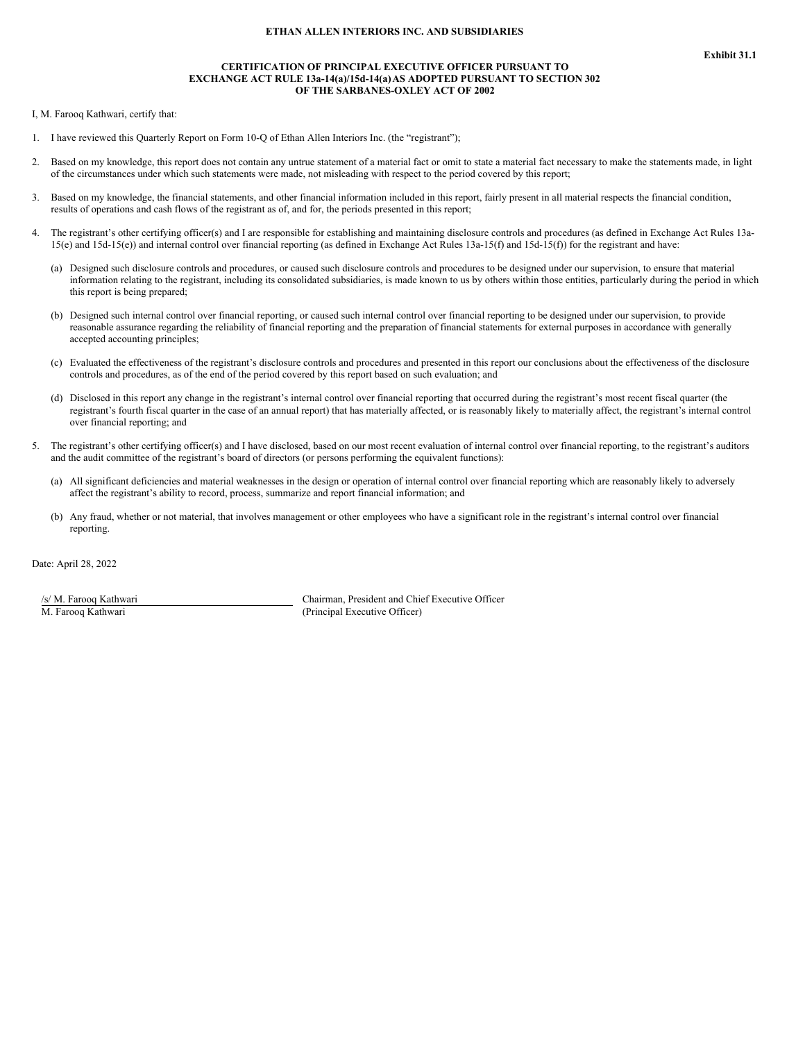**ETHAN ALLEN INTERIORS INC. AND SUBSIDIARIES**

**Exhibit 31.1**

**CERTIFICATION OF PRINCIPAL EXECUTIVE OFFICER PURSUANT TO EXCHANGE ACT RULE 13a-14(a)/15d-14(a) AS ADOPTED PURSUANT TO SECTION 302 OF THE SARBANES-OXLEY ACT OF 2002**

I, M. Farooq Kathwari, certify that:

1. I have reviewed this Quarterly Report on Form 10-Q of Ethan Allen Interiors Inc. (the "registrant");

2. Based on my knowledge, this report does not contain any untrue statement of a material fact or omit to state a material fact necessary to make the statements made, in light of the circumstances under which such statements were made, not misleading with respect to the period covered by this report;

3. Based on my knowledge, the financial statements, and other financial information included in this report, fairly present in all material respects the financial condition, results of operations and cash flows of the registrant as of, and for, the periods presented in this report;

4. The registrant's other certifying officer(s) and I are responsible for establishing and maintaining disclosure controls and procedures (as defined in Exchange Act Rules 13a-15(e) and 15d-15(e)) and internal control over financial reporting (as defined in Exchange Act Rules 13a-15(f) and 15d-15(f)) for the registrant and have:

   (a) Designed such disclosure controls and procedures, or caused such disclosure controls and procedures to be designed under our supervision, to ensure that material information relating to the registrant, including its consolidated subsidiaries, is made known to us by others within those entities, particularly during the period in which this report is being prepared;

   (b) Designed such internal control over financial reporting, or caused such internal control over financial reporting to be designed under our supervision, to provide reasonable assurance regarding the reliability of financial reporting and the preparation of financial statements for external purposes in accordance with generally accepted accounting principles;

   (c) Evaluated the effectiveness of the registrant's disclosure controls and procedures and presented in this report our conclusions about the effectiveness of the disclosure controls and procedures, as of the end of the period covered by this report based on such evaluation; and

   (d) Disclosed in this report any change in the registrant's internal control over financial reporting that occurred during the registrant's most recent fiscal quarter (the registrant's fourth fiscal quarter in the case of an annual report) that has materially affected, or is reasonably likely to materially affect, the registrant's internal control over financial reporting; and

5. The registrant's other certifying officer(s) and I have disclosed, based on our most recent evaluation of internal control over financial reporting, to the registrant's auditors and the audit committee of the registrant's board of directors (or persons performing the equivalent functions):

   (a) All significant deficiencies and material weaknesses in the design or operation of internal control over financial reporting which are reasonably likely to adversely affect the registrant's ability to record, process, summarize and report financial information; and

   (b) Any fraud, whether or not material, that involves management or other employees who have a significant role in the registrant's internal control over financial reporting.

Date: April 28, 2022

| | |
|---|---|
| /s/ M. Farooq Kathwari | Chairman, President and Chief Executive Officer |
| M. Farooq Kathwari | (Principal Executive Officer) |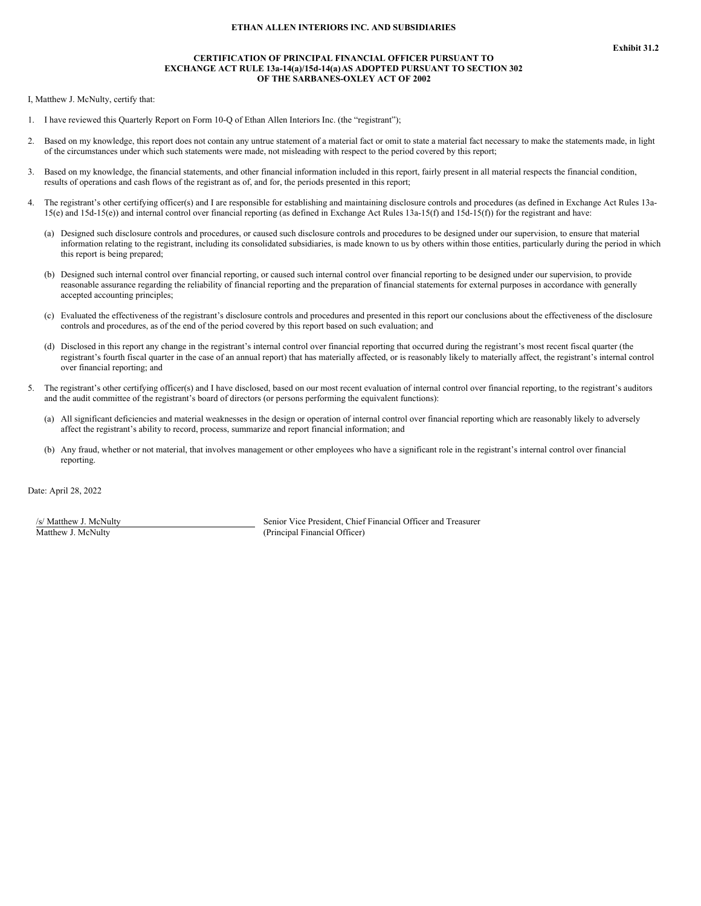**ETHAN ALLEN INTERIORS INC. AND SUBSIDIARIES**

**Exhibit 31.2**

**CERTIFICATION OF PRINCIPAL FINANCIAL OFFICER PURSUANT TO EXCHANGE ACT RULE 13a-14(a)/15d-14(a) AS ADOPTED PURSUANT TO SECTION 302 OF THE SARBANES-OXLEY ACT OF 2002**

I, Matthew J. McNulty, certify that:

1. I have reviewed this Quarterly Report on Form 10-Q of Ethan Allen Interiors Inc. (the "registrant");

2. Based on my knowledge, this report does not contain any untrue statement of a material fact or omit to state a material fact necessary to make the statements made, in light of the circumstances under which such statements were made, not misleading with respect to the period covered by this report;

3. Based on my knowledge, the financial statements, and other financial information included in this report, fairly present in all material respects the financial condition, results of operations and cash flows of the registrant as of, and for, the periods presented in this report;

4. The registrant's other certifying officer(s) and I are responsible for establishing and maintaining disclosure controls and procedures (as defined in Exchange Act Rules 13a-15(e) and 15d-15(e)) and internal control over financial reporting (as defined in Exchange Act Rules 13a-15(f) and 15d-15(f)) for the registrant and have:

   (a) Designed such disclosure controls and procedures, or caused such disclosure controls and procedures to be designed under our supervision, to ensure that material information relating to the registrant, including its consolidated subsidiaries, is made known to us by others within those entities, particularly during the period in which this report is being prepared;

   (b) Designed such internal control over financial reporting, or caused such internal control over financial reporting to be designed under our supervision, to provide reasonable assurance regarding the reliability of financial reporting and the preparation of financial statements for external purposes in accordance with generally accepted accounting principles;

   (c) Evaluated the effectiveness of the registrant's disclosure controls and procedures and presented in this report our conclusions about the effectiveness of the disclosure controls and procedures, as of the end of the period covered by this report based on such evaluation; and

   (d) Disclosed in this report any change in the registrant's internal control over financial reporting that occurred during the registrant's most recent fiscal quarter (the registrant's fourth fiscal quarter in the case of an annual report) that has materially affected, or is reasonably likely to materially affect, the registrant's internal control over financial reporting; and

5. The registrant's other certifying officer(s) and I have disclosed, based on our most recent evaluation of internal control over financial reporting, to the registrant's auditors and the audit committee of the registrant's board of directors (or persons performing the equivalent functions):

   (a) All significant deficiencies and material weaknesses in the design or operation of internal control over financial reporting which are reasonably likely to adversely affect the registrant's ability to record, process, summarize and report financial information; and

   (b) Any fraud, whether or not material, that involves management or other employees who have a significant role in the registrant's internal control over financial reporting.

Date: April 28, 2022

/s/ Matthew J. McNulty
Matthew J. McNulty

Senior Vice President, Chief Financial Officer and Treasurer
(Principal Financial Officer)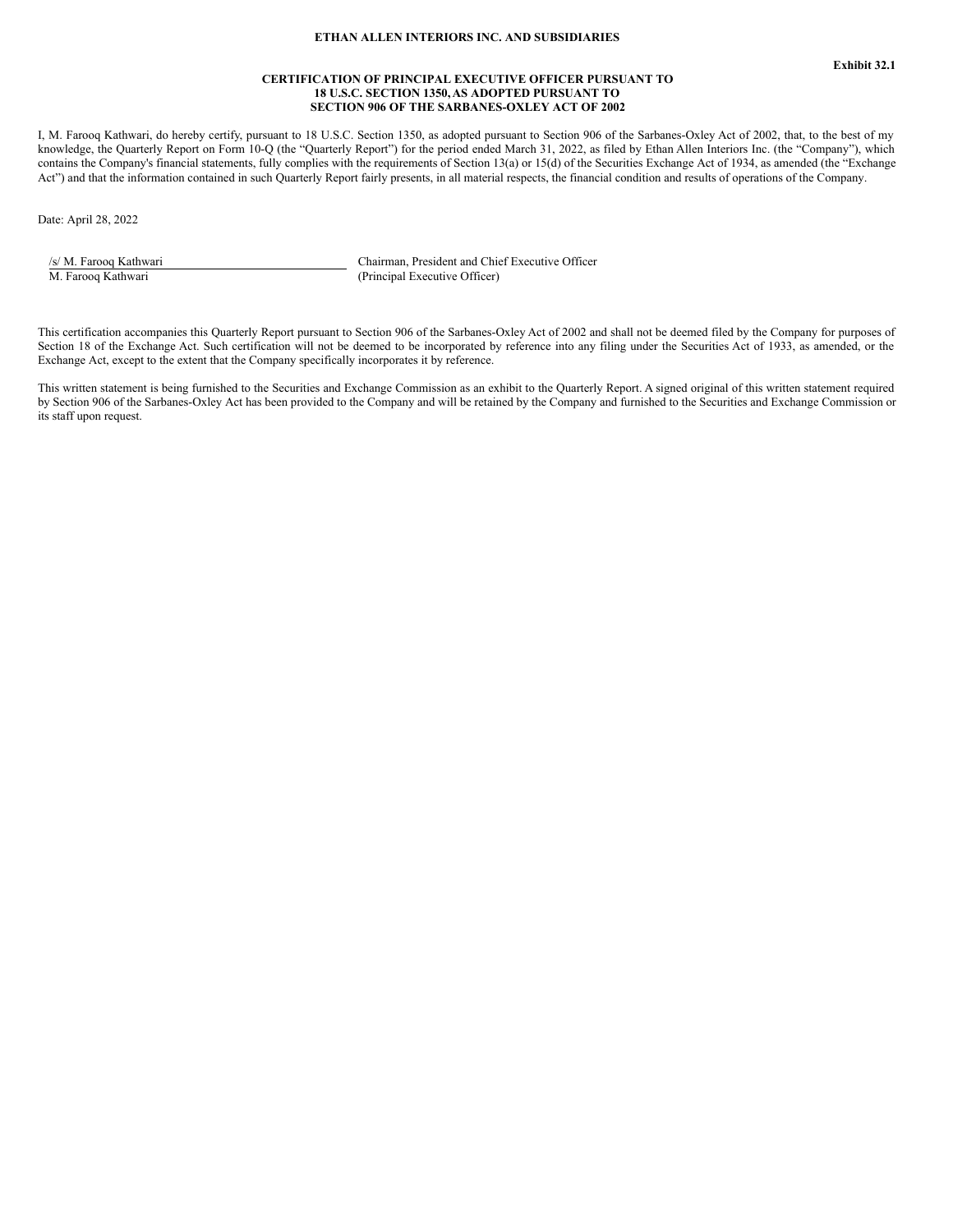**ETHAN ALLEN INTERIORS INC. AND SUBSIDIARIES**

**Exhibit 32.1**

**CERTIFICATION OF PRINCIPAL EXECUTIVE OFFICER PURSUANT TO 18 U.S.C. SECTION 1350, AS ADOPTED PURSUANT TO SECTION 906 OF THE SARBANES-OXLEY ACT OF 2002**

I, M. Farooq Kathwari, do hereby certify, pursuant to 18 U.S.C. Section 1350, as adopted pursuant to Section 906 of the Sarbanes-Oxley Act of 2002, that, to the best of my knowledge, the Quarterly Report on Form 10-Q (the "Quarterly Report") for the period ended March 31, 2022, as filed by Ethan Allen Interiors Inc. (the "Company"), which contains the Company's financial statements, fully complies with the requirements of Section 13(a) or 15(d) of the Securities Exchange Act of 1934, as amended (the "Exchange Act") and that the information contained in such Quarterly Report fairly presents, in all material respects, the financial condition and results of operations of the Company.

Date: April 28, 2022

| | |
|---|---|
| /s/ M. Farooq Kathwari | Chairman, President and Chief Executive Officer |
| M. Farooq Kathwari | (Principal Executive Officer) |

This certification accompanies this Quarterly Report pursuant to Section 906 of the Sarbanes-Oxley Act of 2002 and shall not be deemed filed by the Company for purposes of Section 18 of the Exchange Act. Such certification will not be deemed to be incorporated by reference into any filing under the Securities Act of 1933, as amended, or the Exchange Act, except to the extent that the Company specifically incorporates it by reference.

This written statement is being furnished to the Securities and Exchange Commission as an exhibit to the Quarterly Report. A signed original of this written statement required by Section 906 of the Sarbanes-Oxley Act has been provided to the Company and will be retained by the Company and furnished to the Securities and Exchange Commission or its staff upon request.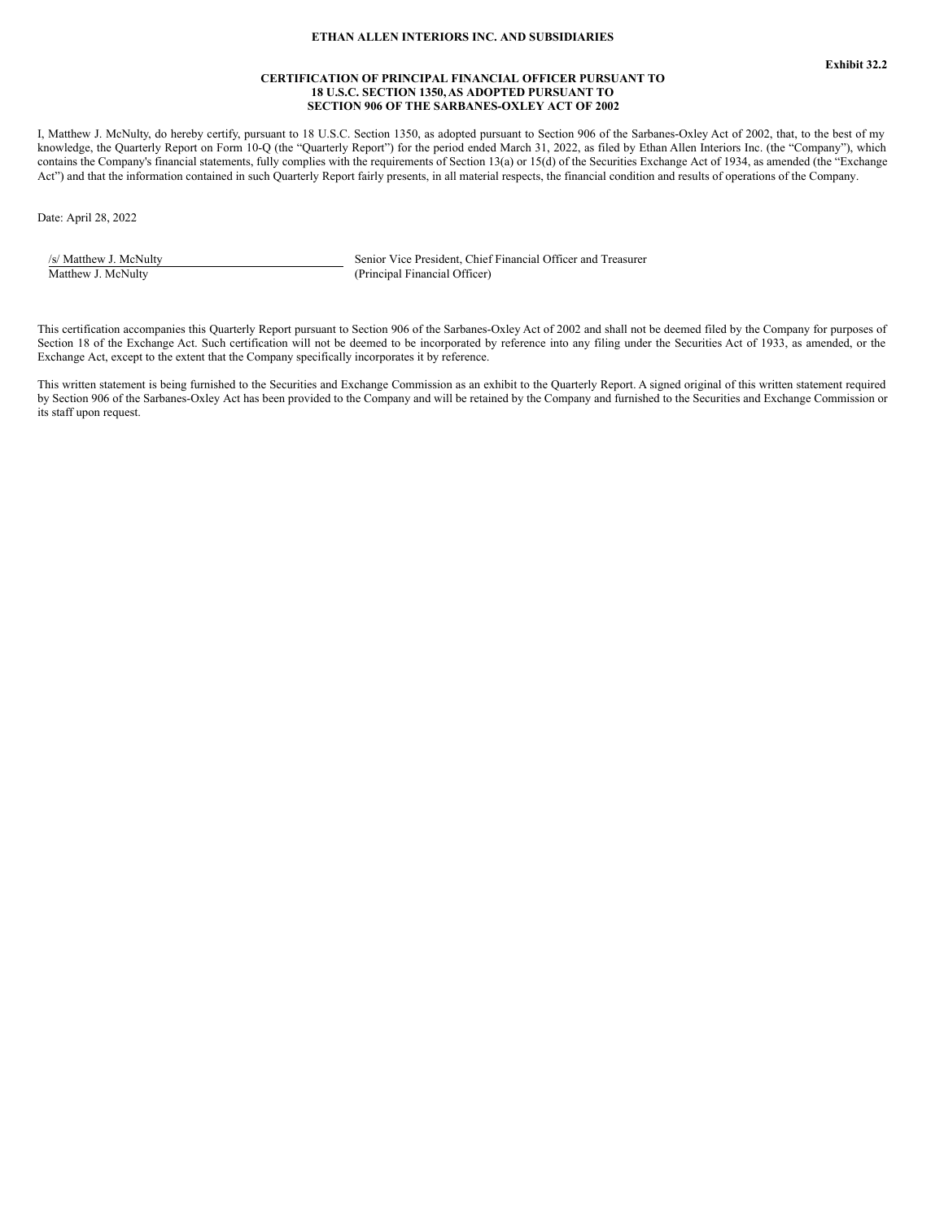**ETHAN ALLEN INTERIORS INC. AND SUBSIDIARIES**

**Exhibit 32.2**

**CERTIFICATION OF PRINCIPAL FINANCIAL OFFICER PURSUANT TO 18 U.S.C. SECTION 1350, AS ADOPTED PURSUANT TO SECTION 906 OF THE SARBANES-OXLEY ACT OF 2002**

I, Matthew J. McNulty, do hereby certify, pursuant to 18 U.S.C. Section 1350, as adopted pursuant to Section 906 of the Sarbanes-Oxley Act of 2002, that, to the best of my knowledge, the Quarterly Report on Form 10-Q (the "Quarterly Report") for the period ended March 31, 2022, as filed by Ethan Allen Interiors Inc. (the "Company"), which contains the Company's financial statements, fully complies with the requirements of Section 13(a) or 15(d) of the Securities Exchange Act of 1934, as amended (the "Exchange Act") and that the information contained in such Quarterly Report fairly presents, in all material respects, the financial condition and results of operations of the Company.

Date: April 28, 2022

| | |
|---|---|
| /s/ Matthew J. McNulty | Senior Vice President, Chief Financial Officer and Treasurer |
| Matthew J. McNulty | (Principal Financial Officer) |

This certification accompanies this Quarterly Report pursuant to Section 906 of the Sarbanes-Oxley Act of 2002 and shall not be deemed filed by the Company for purposes of Section 18 of the Exchange Act. Such certification will not be deemed to be incorporated by reference into any filing under the Securities Act of 1933, as amended, or the Exchange Act, except to the extent that the Company specifically incorporates it by reference.

This written statement is being furnished to the Securities and Exchange Commission as an exhibit to the Quarterly Report. A signed original of this written statement required by Section 906 of the Sarbanes-Oxley Act has been provided to the Company and will be retained by the Company and furnished to the Securities and Exchange Commission or its staff upon request.